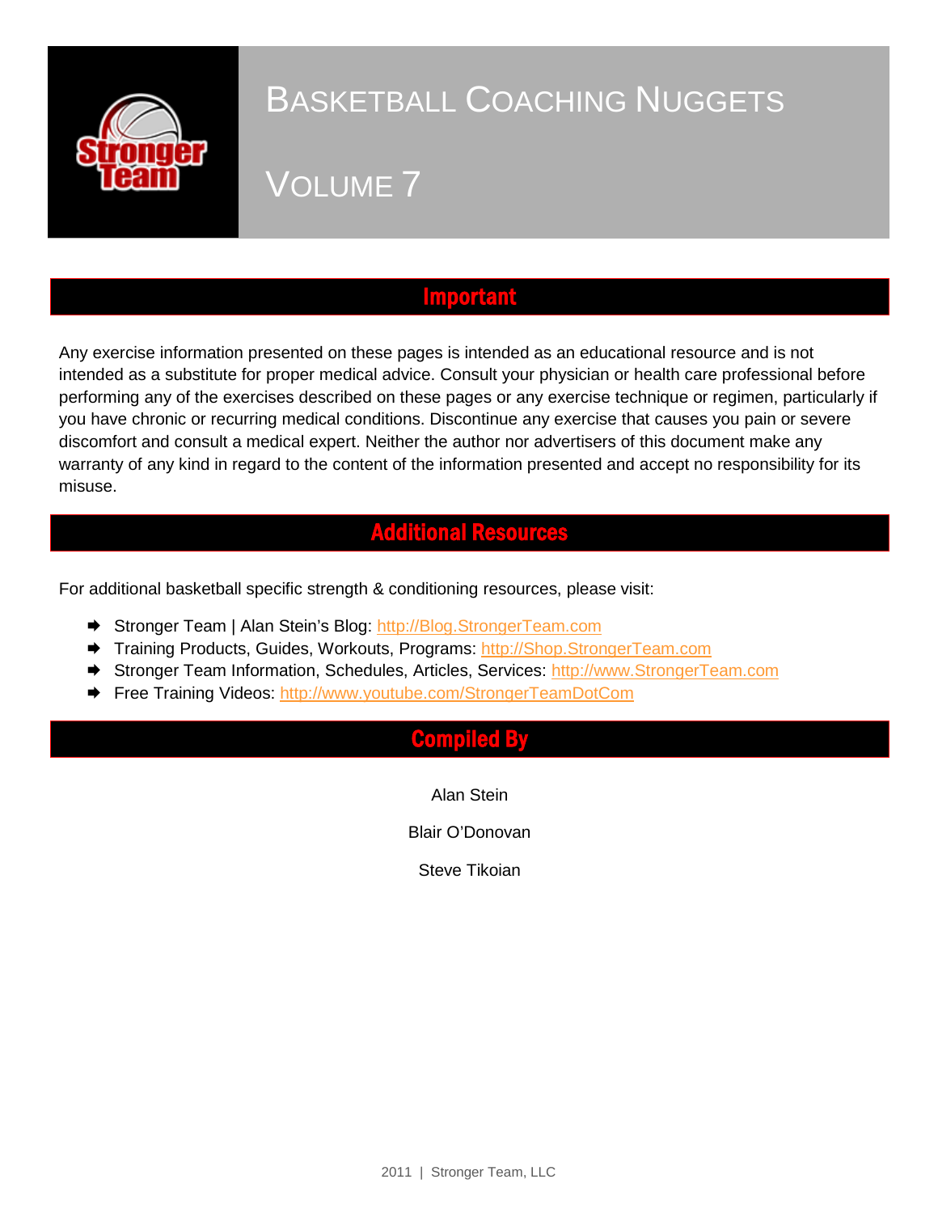# BASKETBALL COACHING NUGGETS

# VOLUME 7

## Important

Any exercise information presented on these pages is intended as an educational resource and is not intended as a substitute for proper medical advice. Consult your physician or health care professional before performing any of the exercises described on these pages or any exercise technique or regimen, particularly if you have chronic or recurring medical conditions. Discontinue any exercise that causes you pain or severe discomfort and consult a medical expert. Neither the author nor advertisers of this document make any warranty of any kind in regard to the content of the information presented and accept no responsibility for its misuse.

## Additional Resources

For additional basketball specific strength & conditioning resources, please visit:

- Stronger Team | Alan Stein's Blog: http://Blog.StrongerTeam.com
- Training Products, Guides, Workouts, Programs: http://Shop.StrongerTeam.com
- Stronger Team Information, Schedules, Articles, Services: http://www.StrongerTeam.com
- Free Training Videos: http://www.youtube.com/StrongerTeamDotCom

## Compiled By

Alan Stein

Blair O'Donovan

Steve Tikoian

2011 | Stronger Team, LLC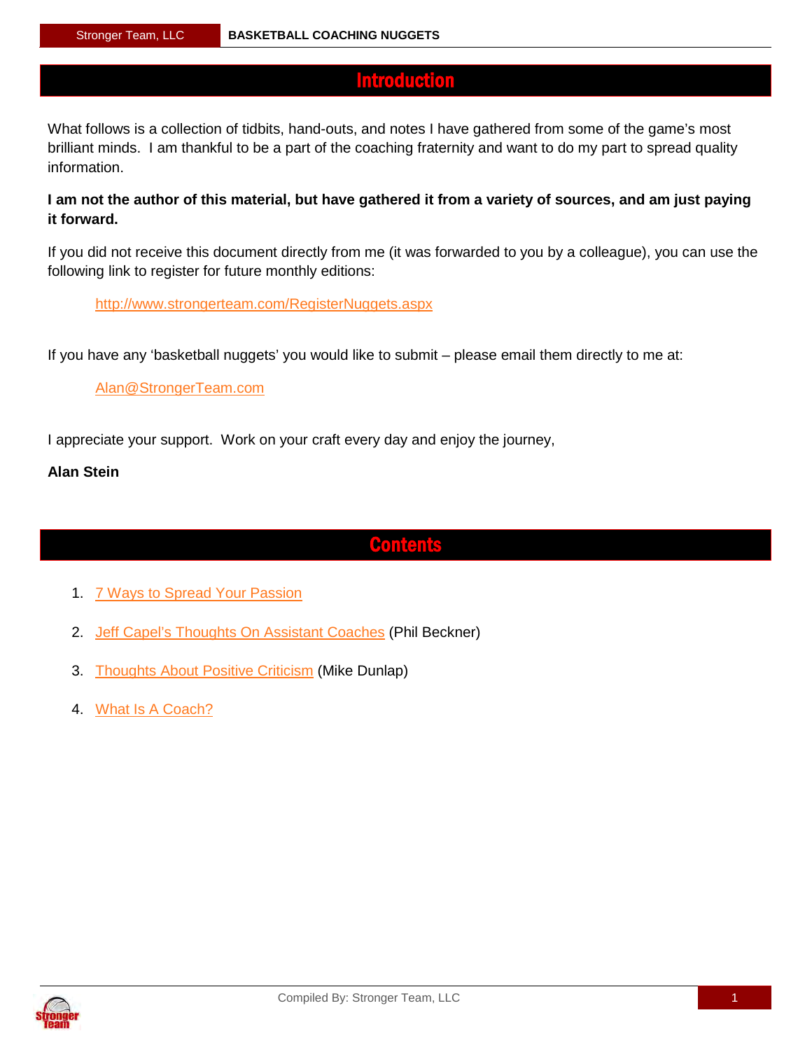# Introduction

What follows is a collection of tidbits, hand-outs, and notes I have gathered from some of the game's most brilliant minds. I am thankful to be a part of the coaching fraternity and want to do my part to spread quality information.

**I am not the author of this material, but have gathered it from a variety of sources, and am just paying it forward.**

If you did not receive this document directly from me (it was forwarded to you by a colleague), you can use the following link to register for future monthly editions:

> http://www.strongerteam.com/RegisterNuggets.aspx

If you have any 'basketball nuggets' you would like to submit – please email them directly to me at:

> Alan@StrongerTeam.com

I appreciate your support. Work on your craft every day and enjoy the journey,

**Alan Stein**

# Contents

1. 7 Ways to Spread Your Passion
2. Jeff Capel's Thoughts On Assistant Coaches (Phil Beckner)
3. Thoughts About Positive Criticism (Mike Dunlap)
4. What Is A Coach?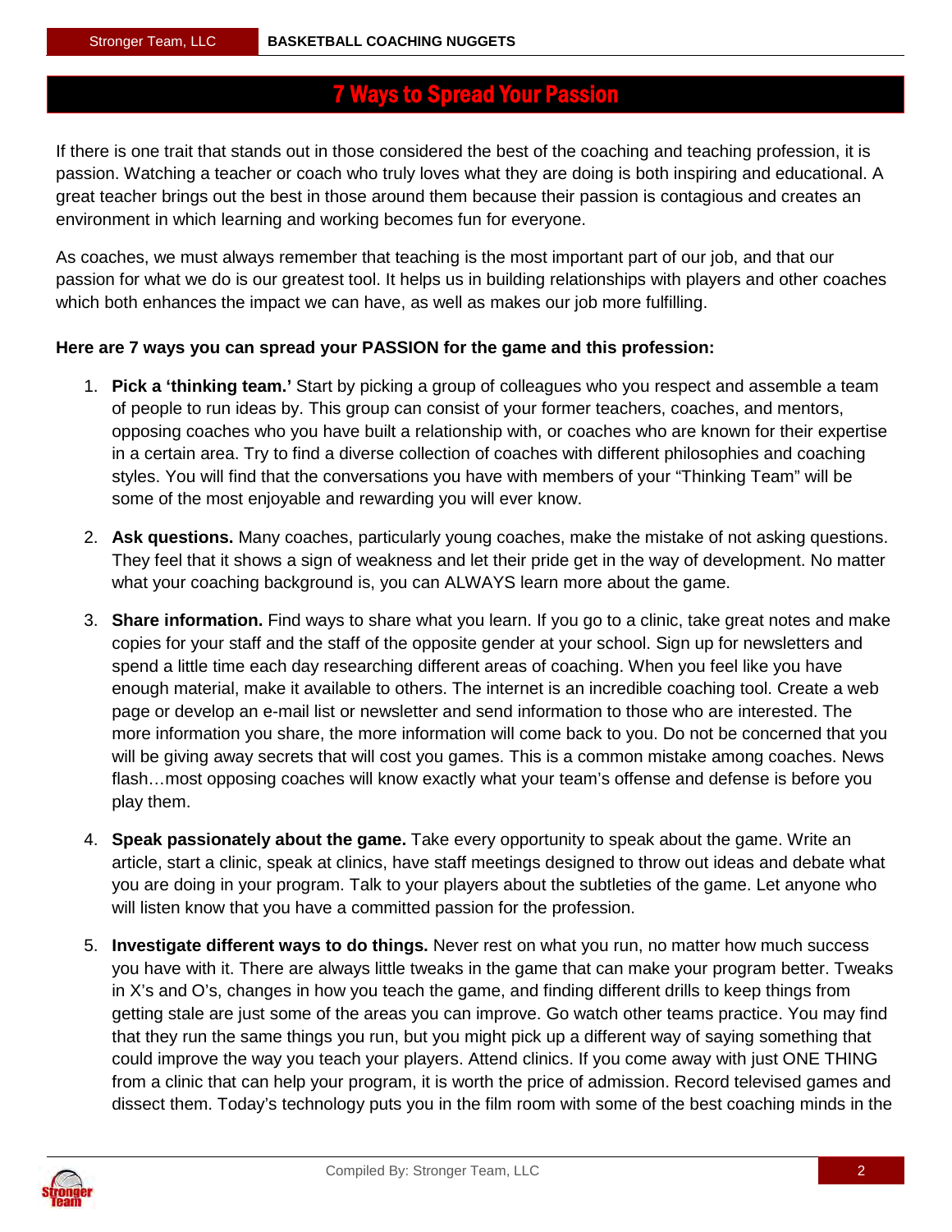# 7 Ways to Spread Your Passion

If there is one trait that stands out in those considered the best of the coaching and teaching profession, it is passion. Watching a teacher or coach who truly loves what they are doing is both inspiring and educational. A great teacher brings out the best in those around them because their passion is contagious and creates an environment in which learning and working becomes fun for everyone.

As coaches, we must always remember that teaching is the most important part of our job, and that our passion for what we do is our greatest tool. It helps us in building relationships with players and other coaches which both enhances the impact we can have, as well as makes our job more fulfilling.

**Here are 7 ways you can spread your PASSION for the game and this profession:**

1. **Pick a 'thinking team.'** Start by picking a group of colleagues who you respect and assemble a team of people to run ideas by. This group can consist of your former teachers, coaches, and mentors, opposing coaches who you have built a relationship with, or coaches who are known for their expertise in a certain area. Try to find a diverse collection of coaches with different philosophies and coaching styles. You will find that the conversations you have with members of your "Thinking Team" will be some of the most enjoyable and rewarding you will ever know.

2. **Ask questions.** Many coaches, particularly young coaches, make the mistake of not asking questions. They feel that it shows a sign of weakness and let their pride get in the way of development. No matter what your coaching background is, you can ALWAYS learn more about the game.

3. **Share information.** Find ways to share what you learn. If you go to a clinic, take great notes and make copies for your staff and the staff of the opposite gender at your school. Sign up for newsletters and spend a little time each day researching different areas of coaching. When you feel like you have enough material, make it available to others. The internet is an incredible coaching tool. Create a web page or develop an e-mail list or newsletter and send information to those who are interested. The more information you share, the more information will come back to you. Do not be concerned that you will be giving away secrets that will cost you games. This is a common mistake among coaches. News flash…most opposing coaches will know exactly what your team's offense and defense is before you play them.

4. **Speak passionately about the game.** Take every opportunity to speak about the game. Write an article, start a clinic, speak at clinics, have staff meetings designed to throw out ideas and debate what you are doing in your program. Talk to your players about the subtleties of the game. Let anyone who will listen know that you have a committed passion for the profession.

5. **Investigate different ways to do things.** Never rest on what you run, no matter how much success you have with it. There are always little tweaks in the game that can make your program better. Tweaks in X's and O's, changes in how you teach the game, and finding different drills to keep things from getting stale are just some of the areas you can improve. Go watch other teams practice. You may find that they run the same things you run, but you might pick up a different way of saying something that could improve the way you teach your players. Attend clinics. If you come away with just ONE THING from a clinic that can help your program, it is worth the price of admission. Record televised games and dissect them. Today's technology puts you in the film room with some of the best coaching minds in the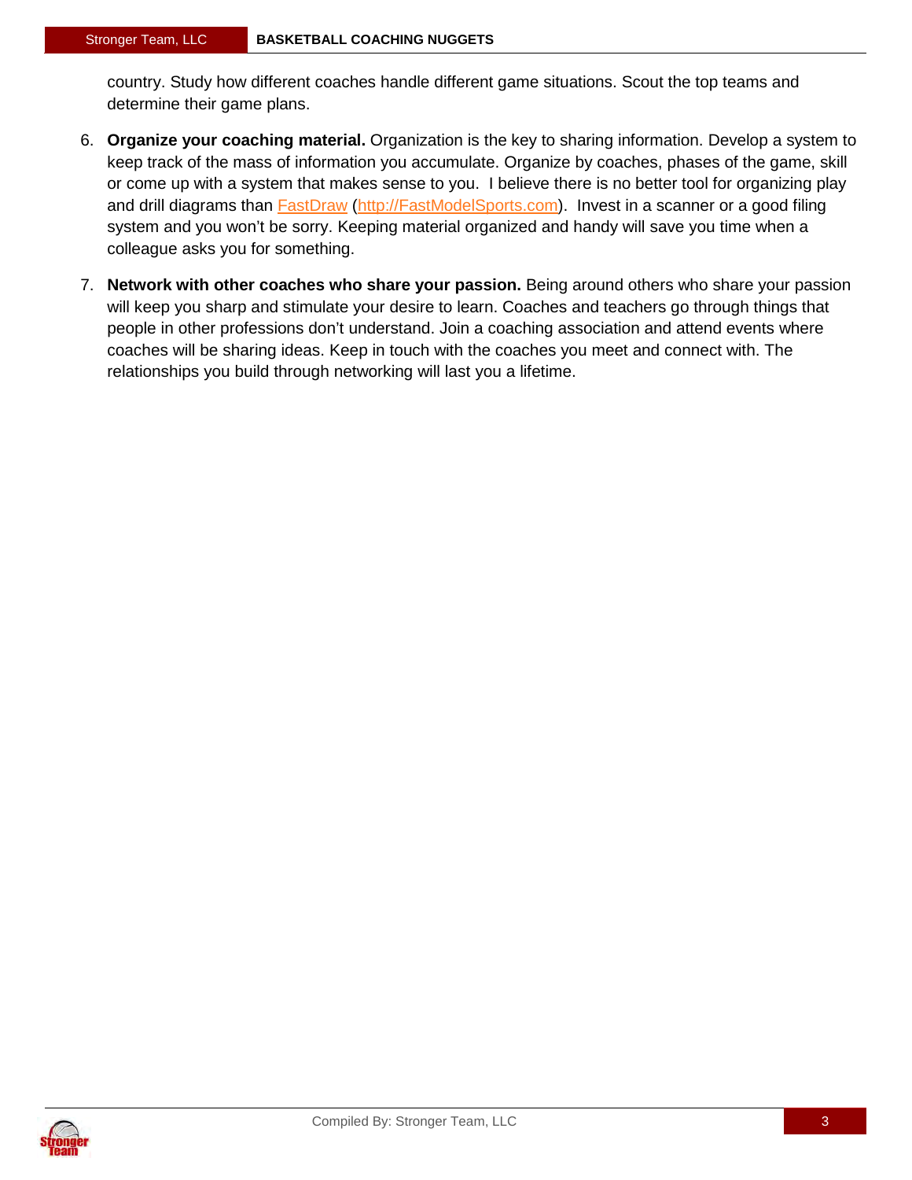country. Study how different coaches handle different game situations. Scout the top teams and determine their game plans.

6. **Organize your coaching material.** Organization is the key to sharing information. Develop a system to keep track of the mass of information you accumulate. Organize by coaches, phases of the game, skill or come up with a system that makes sense to you. I believe there is no better tool for organizing play and drill diagrams than [FastDraw](http://FastModelSports.com) (http://FastModelSports.com). Invest in a scanner or a good filing system and you won't be sorry. Keeping material organized and handy will save you time when a colleague asks you for something.

7. **Network with other coaches who share your passion.** Being around others who share your passion will keep you sharp and stimulate your desire to learn. Coaches and teachers go through things that people in other professions don't understand. Join a coaching association and attend events where coaches will be sharing ideas. Keep in touch with the coaches you meet and connect with. The relationships you build through networking will last you a lifetime.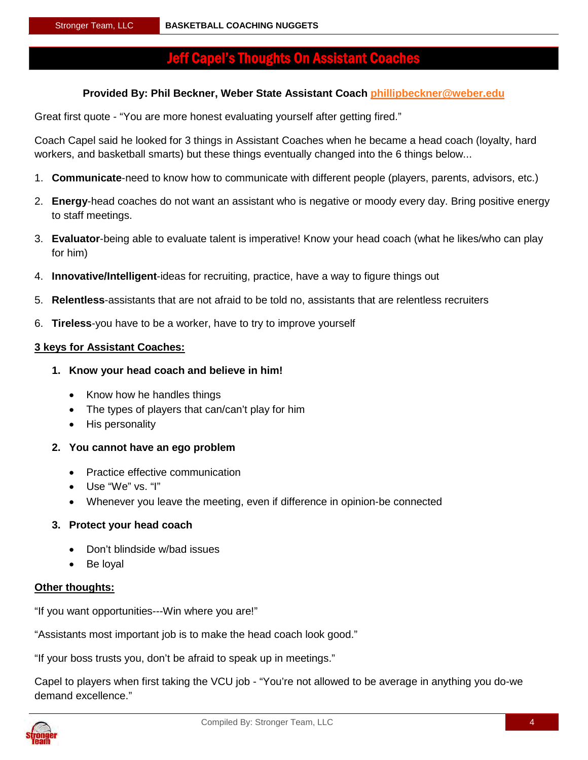# Jeff Capel's Thoughts On Assistant Coaches

**Provided By: Phil Beckner, Weber State Assistant Coach phillipbeckner@weber.edu**

Great first quote - "You are more honest evaluating yourself after getting fired."

Coach Capel said he looked for 3 things in Assistant Coaches when he became a head coach (loyalty, hard workers, and basketball smarts) but these things eventually changed into the 6 things below...

1. **Communicate**-need to know how to communicate with different people (players, parents, advisors, etc.)
2. **Energy**-head coaches do not want an assistant who is negative or moody every day. Bring positive energy to staff meetings.
3. **Evaluator**-being able to evaluate talent is imperative! Know your head coach (what he likes/who can play for him)
4. **Innovative/Intelligent**-ideas for recruiting, practice, have a way to figure things out
5. **Relentless**-assistants that are not afraid to be told no, assistants that are relentless recruiters
6. **Tireless**-you have to be a worker, have to try to improve yourself

**3 keys for Assistant Coaches:**

1. **Know your head coach and believe in him!**
   - Know how he handles things
   - The types of players that can/can't play for him
   - His personality
2. **You cannot have an ego problem**
   - Practice effective communication
   - Use "We" vs. "I"
   - Whenever you leave the meeting, even if difference in opinion-be connected
3. **Protect your head coach**
   - Don't blindside w/bad issues
   - Be loyal

**Other thoughts:**

"If you want opportunities---Win where you are!"

"Assistants most important job is to make the head coach look good."

"If your boss trusts you, don't be afraid to speak up in meetings."

Capel to players when first taking the VCU job - "You're not allowed to be average in anything you do-we demand excellence."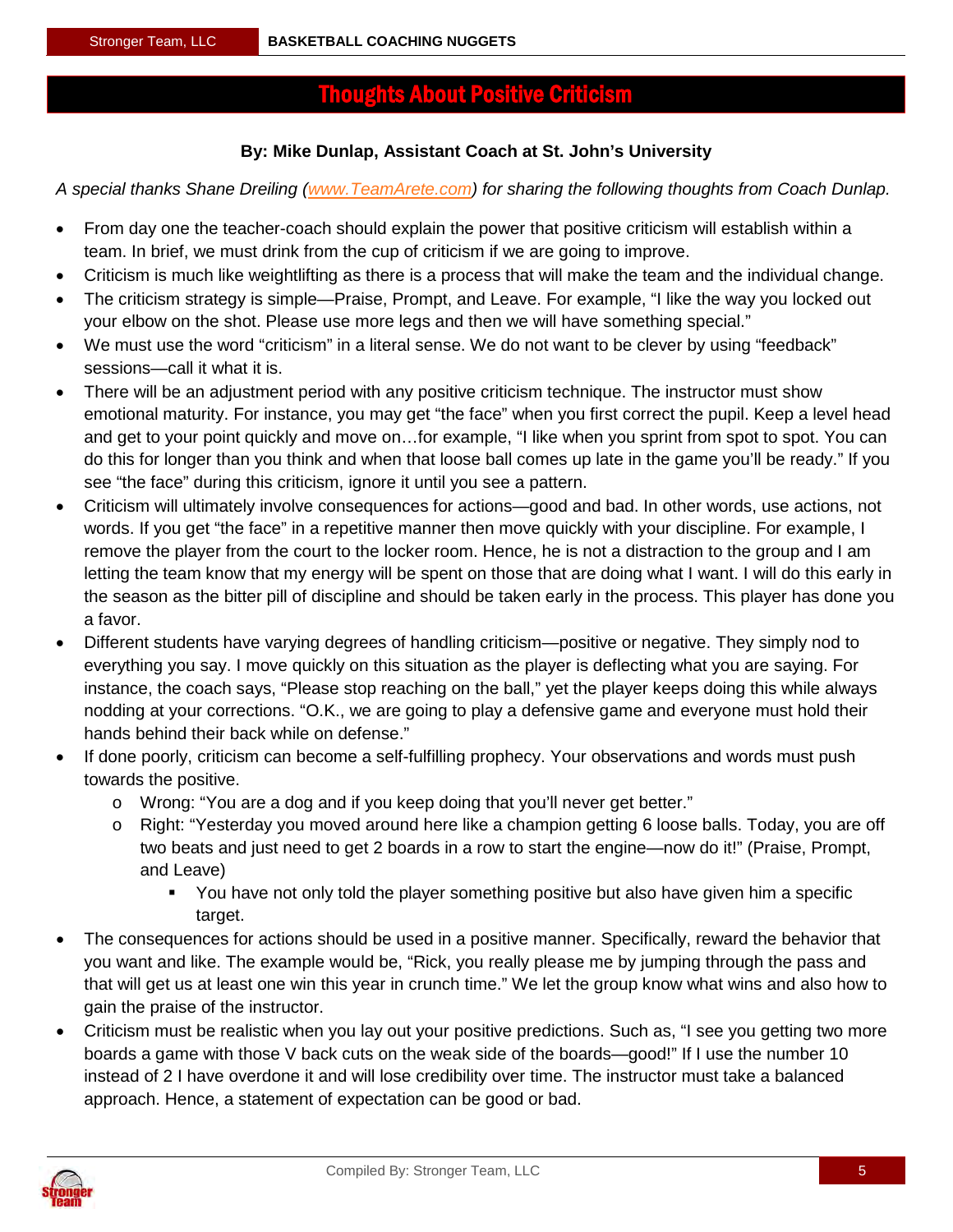# Thoughts About Positive Criticism

**By: Mike Dunlap, Assistant Coach at St. John's University**

*A special thanks Shane Dreiling ([www.TeamArete.com](http://www.TeamArete.com)) for sharing the following thoughts from Coach Dunlap.*

- From day one the teacher-coach should explain the power that positive criticism will establish within a team. In brief, we must drink from the cup of criticism if we are going to improve.
- Criticism is much like weightlifting as there is a process that will make the team and the individual change.
- The criticism strategy is simple—Praise, Prompt, and Leave. For example, "I like the way you locked out your elbow on the shot. Please use more legs and then we will have something special."
- We must use the word "criticism" in a literal sense. We do not want to be clever by using "feedback" sessions—call it what it is.
- There will be an adjustment period with any positive criticism technique. The instructor must show emotional maturity. For instance, you may get "the face" when you first correct the pupil. Keep a level head and get to your point quickly and move on…for example, "I like when you sprint from spot to spot. You can do this for longer than you think and when that loose ball comes up late in the game you'll be ready." If you see "the face" during this criticism, ignore it until you see a pattern.
- Criticism will ultimately involve consequences for actions—good and bad. In other words, use actions, not words. If you get "the face" in a repetitive manner then move quickly with your discipline. For example, I remove the player from the court to the locker room. Hence, he is not a distraction to the group and I am letting the team know that my energy will be spent on those that are doing what I want. I will do this early in the season as the bitter pill of discipline and should be taken early in the process. This player has done you a favor.
- Different students have varying degrees of handling criticism—positive or negative. They simply nod to everything you say. I move quickly on this situation as the player is deflecting what you are saying. For instance, the coach says, "Please stop reaching on the ball," yet the player keeps doing this while always nodding at your corrections. "O.K., we are going to play a defensive game and everyone must hold their hands behind their back while on defense."
- If done poorly, criticism can become a self-fulfilling prophecy. Your observations and words must push towards the positive.
  - Wrong: "You are a dog and if you keep doing that you'll never get better."
  - Right: "Yesterday you moved around here like a champion getting 6 loose balls. Today, you are off two beats and just need to get 2 boards in a row to start the engine—now do it!" (Praise, Prompt, and Leave)
    - You have not only told the player something positive but also have given him a specific target.
- The consequences for actions should be used in a positive manner. Specifically, reward the behavior that you want and like. The example would be, "Rick, you really please me by jumping through the pass and that will get us at least one win this year in crunch time." We let the group know what wins and also how to gain the praise of the instructor.
- Criticism must be realistic when you lay out your positive predictions. Such as, "I see you getting two more boards a game with those V back cuts on the weak side of the boards—good!" If I use the number 10 instead of 2 I have overdone it and will lose credibility over time. The instructor must take a balanced approach. Hence, a statement of expectation can be good or bad.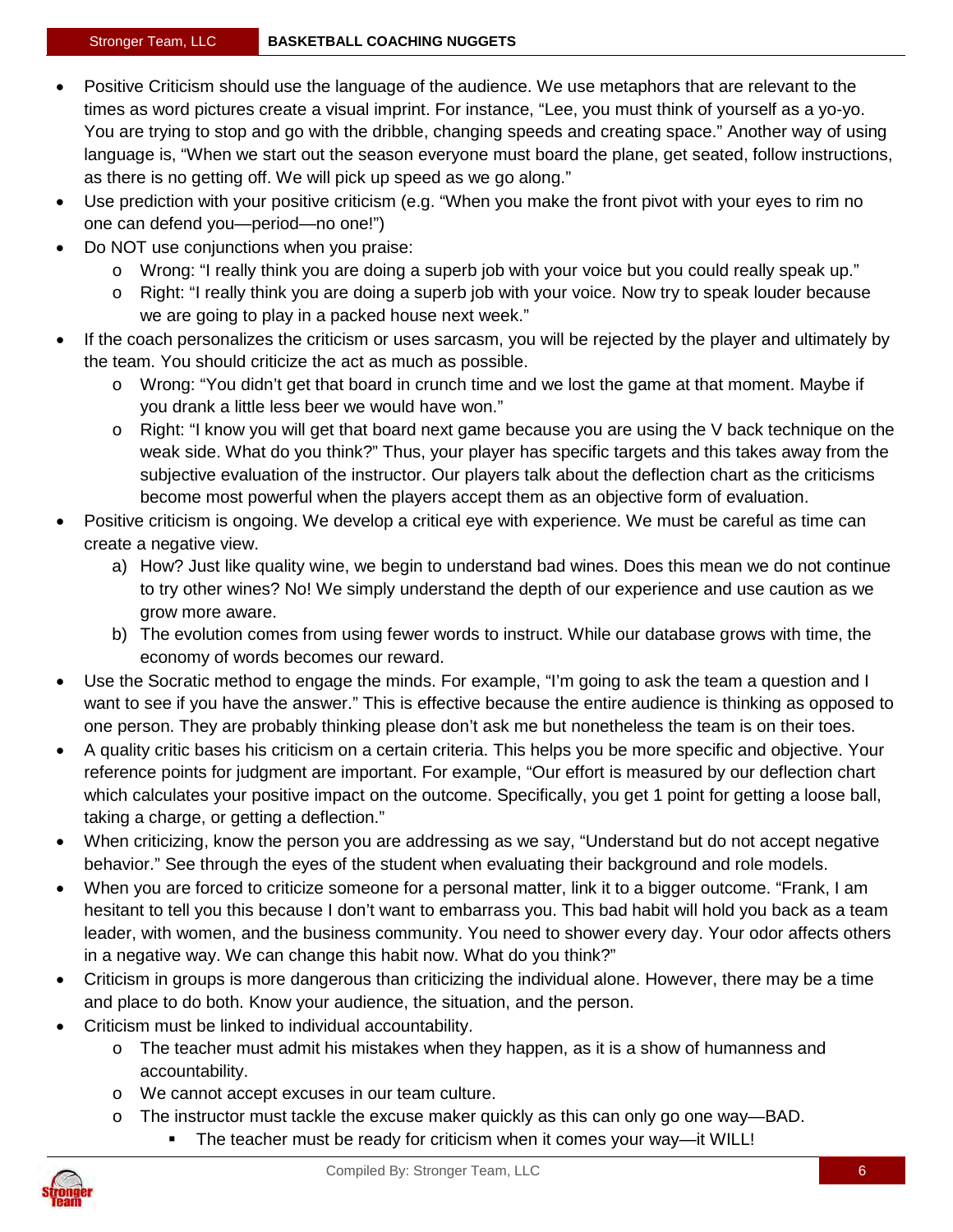- Positive Criticism should use the language of the audience. We use metaphors that are relevant to the times as word pictures create a visual imprint. For instance, "Lee, you must think of yourself as a yo-yo. You are trying to stop and go with the dribble, changing speeds and creating space." Another way of using language is, "When we start out the season everyone must board the plane, get seated, follow instructions, as there is no getting off. We will pick up speed as we go along."
- Use prediction with your positive criticism (e.g. "When you make the front pivot with your eyes to rim no one can defend you—period—no one!")
- Do NOT use conjunctions when you praise:
    - Wrong: "I really think you are doing a superb job with your voice but you could really speak up."
    - Right: "I really think you are doing a superb job with your voice. Now try to speak louder because we are going to play in a packed house next week."
- If the coach personalizes the criticism or uses sarcasm, you will be rejected by the player and ultimately by the team. You should criticize the act as much as possible.
    - Wrong: "You didn't get that board in crunch time and we lost the game at that moment. Maybe if you drank a little less beer we would have won."
    - Right: "I know you will get that board next game because you are using the V back technique on the weak side. What do you think?" Thus, your player has specific targets and this takes away from the subjective evaluation of the instructor. Our players talk about the deflection chart as the criticisms become most powerful when the players accept them as an objective form of evaluation.
- Positive criticism is ongoing. We develop a critical eye with experience. We must be careful as time can create a negative view.
    a) How? Just like quality wine, we begin to understand bad wines. Does this mean we do not continue to try other wines? No! We simply understand the depth of our experience and use caution as we grow more aware.
    b) The evolution comes from using fewer words to instruct. While our database grows with time, the economy of words becomes our reward.
- Use the Socratic method to engage the minds. For example, "I'm going to ask the team a question and I want to see if you have the answer." This is effective because the entire audience is thinking as opposed to one person. They are probably thinking please don't ask me but nonetheless the team is on their toes.
- A quality critic bases his criticism on a certain criteria. This helps you be more specific and objective. Your reference points for judgment are important. For example, "Our effort is measured by our deflection chart which calculates your positive impact on the outcome. Specifically, you get 1 point for getting a loose ball, taking a charge, or getting a deflection."
- When criticizing, know the person you are addressing as we say, "Understand but do not accept negative behavior." See through the eyes of the student when evaluating their background and role models.
- When you are forced to criticize someone for a personal matter, link it to a bigger outcome. "Frank, I am hesitant to tell you this because I don't want to embarrass you. This bad habit will hold you back as a team leader, with women, and the business community. You need to shower every day. Your odor affects others in a negative way. We can change this habit now. What do you think?"
- Criticism in groups is more dangerous than criticizing the individual alone. However, there may be a time and place to do both. Know your audience, the situation, and the person.
- Criticism must be linked to individual accountability.
    - The teacher must admit his mistakes when they happen, as it is a show of humanness and accountability.
    - We cannot accept excuses in our team culture.
    - The instructor must tackle the excuse maker quickly as this can only go one way—BAD.
        - The teacher must be ready for criticism when it comes your way—it WILL!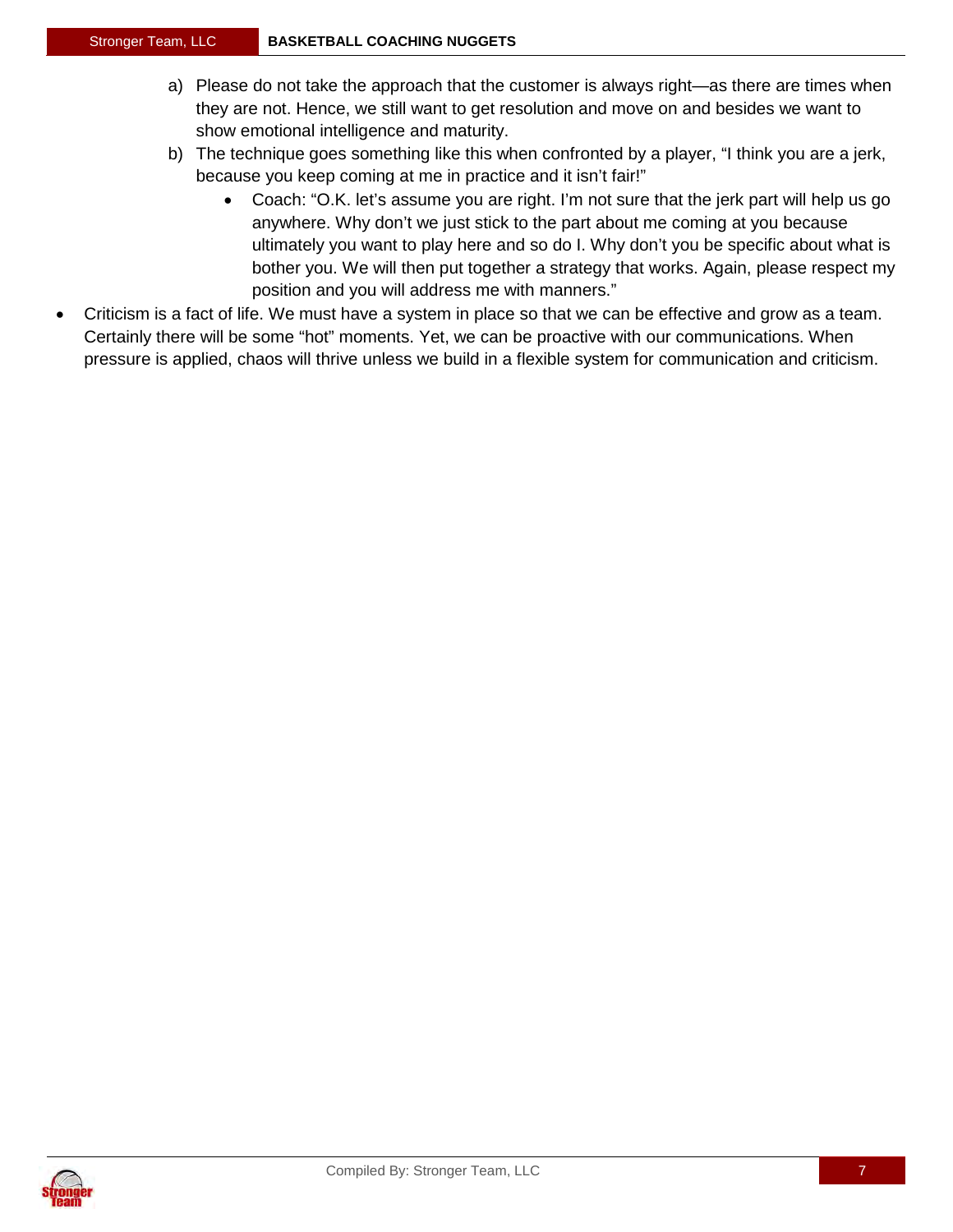a) Please do not take the approach that the customer is always right—as there are times when they are not. Hence, we still want to get resolution and move on and besides we want to show emotional intelligence and maturity.
   b) The technique goes something like this when confronted by a player, "I think you are a jerk, because you keep coming at me in practice and it isn't fair!"
      - Coach: "O.K. let's assume you are right. I'm not sure that the jerk part will help us go anywhere. Why don't we just stick to the part about me coming at you because ultimately you want to play here and so do I. Why don't you be specific about what is bother you. We will then put together a strategy that works. Again, please respect my position and you will address me with manners."

- Criticism is a fact of life. We must have a system in place so that we can be effective and grow as a team. Certainly there will be some "hot" moments. Yet, we can be proactive with our communications. When pressure is applied, chaos will thrive unless we build in a flexible system for communication and criticism.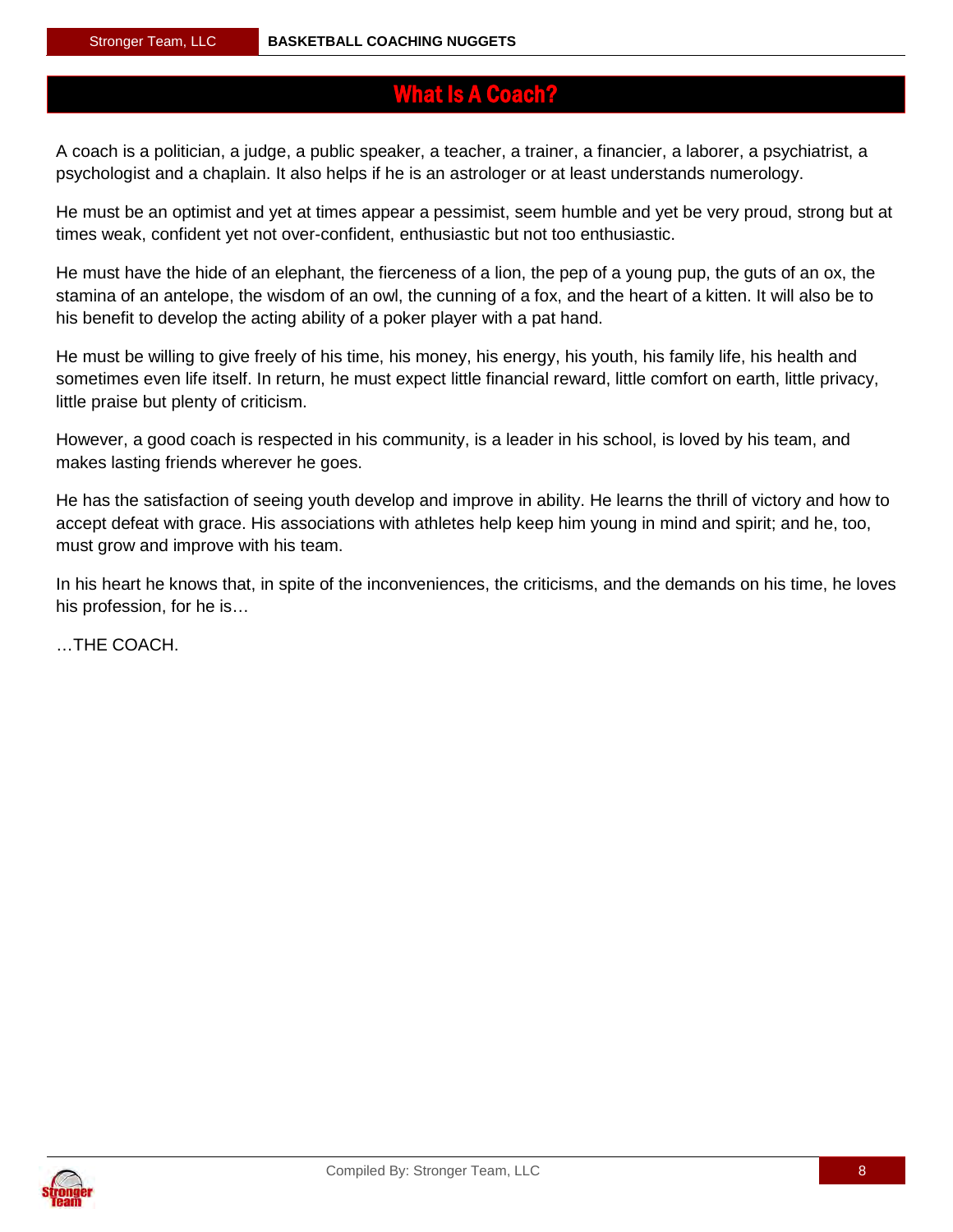# What Is A Coach?

A coach is a politician, a judge, a public speaker, a teacher, a trainer, a financier, a laborer, a psychiatrist, a psychologist and a chaplain. It also helps if he is an astrologer or at least understands numerology.

He must be an optimist and yet at times appear a pessimist, seem humble and yet be very proud, strong but at times weak, confident yet not over-confident, enthusiastic but not too enthusiastic.

He must have the hide of an elephant, the fierceness of a lion, the pep of a young pup, the guts of an ox, the stamina of an antelope, the wisdom of an owl, the cunning of a fox, and the heart of a kitten. It will also be to his benefit to develop the acting ability of a poker player with a pat hand.

He must be willing to give freely of his time, his money, his energy, his youth, his family life, his health and sometimes even life itself. In return, he must expect little financial reward, little comfort on earth, little privacy, little praise but plenty of criticism.

However, a good coach is respected in his community, is a leader in his school, is loved by his team, and makes lasting friends wherever he goes.

He has the satisfaction of seeing youth develop and improve in ability. He learns the thrill of victory and how to accept defeat with grace. His associations with athletes help keep him young in mind and spirit; and he, too, must grow and improve with his team.

In his heart he knows that, in spite of the inconveniences, the criticisms, and the demands on his time, he loves his profession, for he is…

…THE COACH.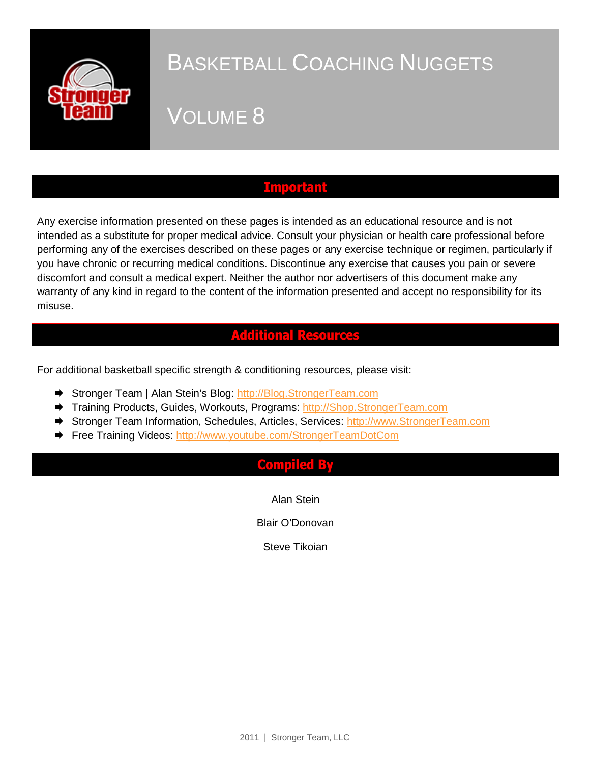# Basketball Coaching Nuggets

## Volume 8

## Important

Any exercise information presented on these pages is intended as an educational resource and is not intended as a substitute for proper medical advice. Consult your physician or health care professional before performing any of the exercises described on these pages or any exercise technique or regimen, particularly if you have chronic or recurring medical conditions. Discontinue any exercise that causes you pain or severe discomfort and consult a medical expert. Neither the author nor advertisers of this document make any warranty of any kind in regard to the content of the information presented and accept no responsibility for its misuse.

## Additional Resources

For additional basketball specific strength & conditioning resources, please visit:

- Stronger Team | Alan Stein's Blog: http://Blog.StrongerTeam.com
- Training Products, Guides, Workouts, Programs: http://Shop.StrongerTeam.com
- Stronger Team Information, Schedules, Articles, Services: http://www.StrongerTeam.com
- Free Training Videos: http://www.youtube.com/StrongerTeamDotCom

## Compiled By

Alan Stein

Blair O'Donovan

Steve Tikoian

2011 | Stronger Team, LLC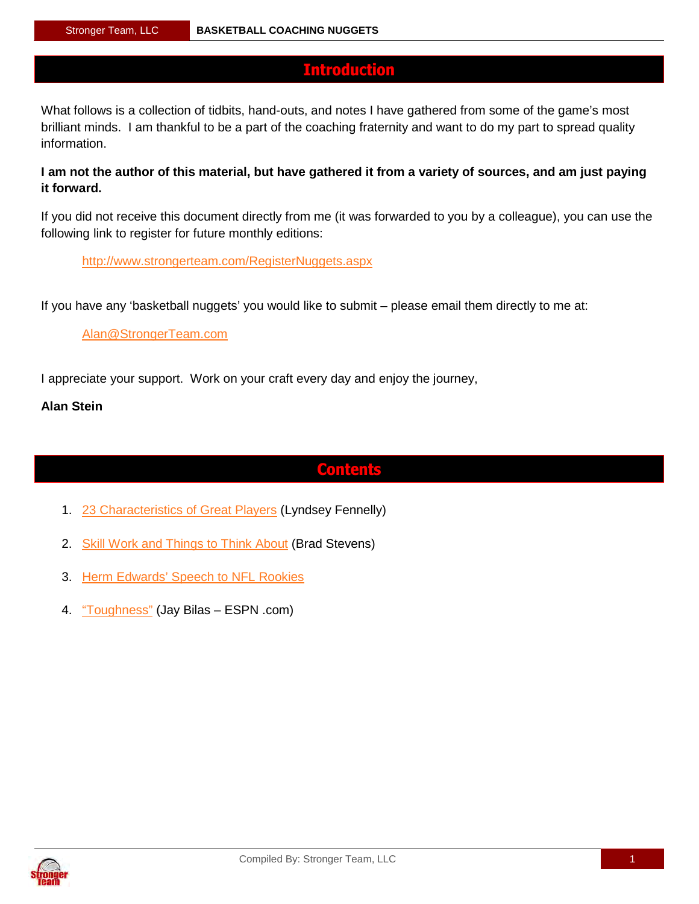# Introduction

What follows is a collection of tidbits, hand-outs, and notes I have gathered from some of the game's most brilliant minds. I am thankful to be a part of the coaching fraternity and want to do my part to spread quality information.

**I am not the author of this material, but have gathered it from a variety of sources, and am just paying it forward.**

If you did not receive this document directly from me (it was forwarded to you by a colleague), you can use the following link to register for future monthly editions:

> http://www.strongerteam.com/RegisterNuggets.aspx

If you have any 'basketball nuggets' you would like to submit – please email them directly to me at:

> Alan@StrongerTeam.com

I appreciate your support. Work on your craft every day and enjoy the journey,

**Alan Stein**

# Contents

1. 23 Characteristics of Great Players (Lyndsey Fennelly)
2. Skill Work and Things to Think About (Brad Stevens)
3. Herm Edwards' Speech to NFL Rookies
4. "Toughness" (Jay Bilas – ESPN .com)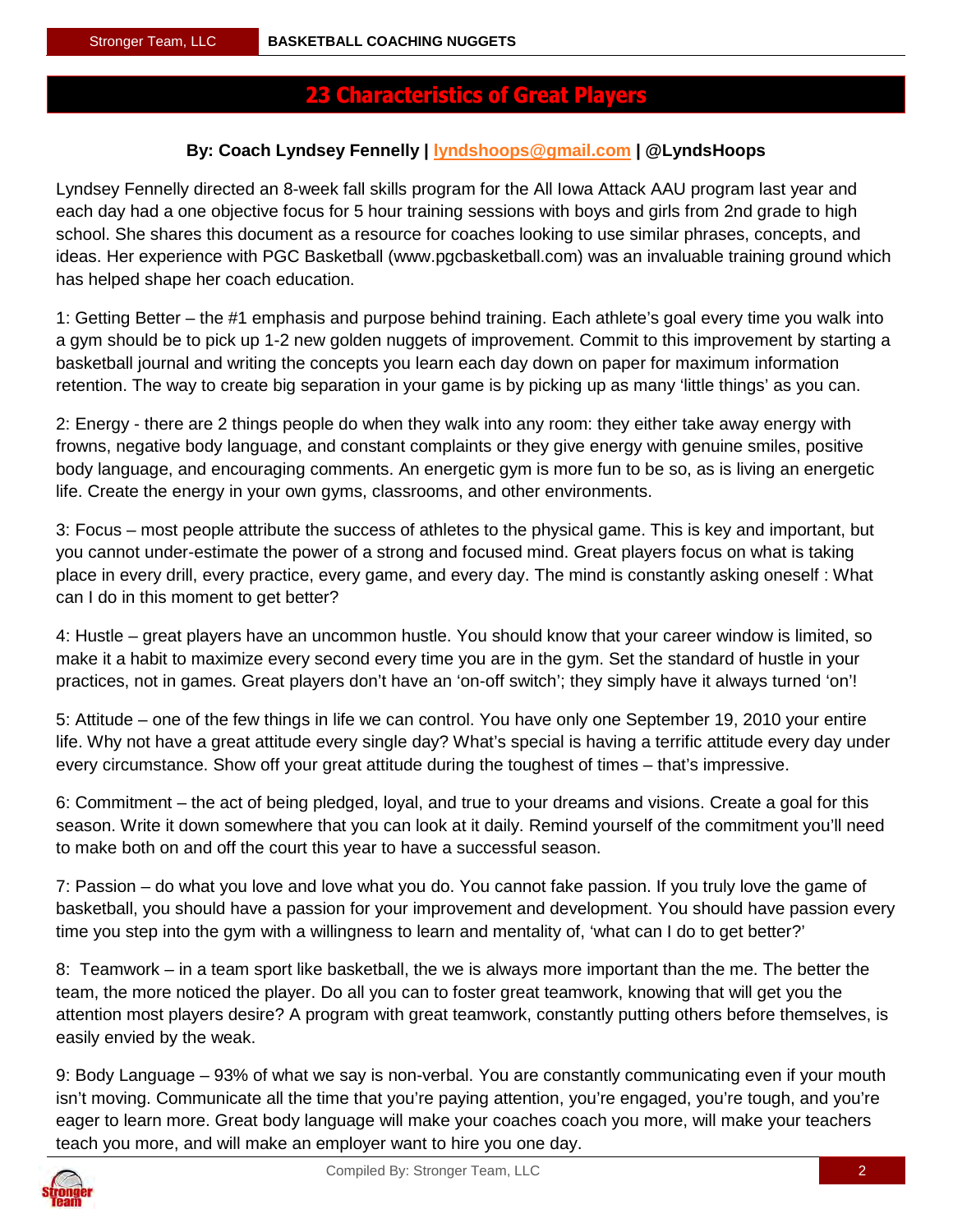# 23 Characteristics of Great Players

**By: Coach Lyndsey Fennelly | lyndshoops@gmail.com | @LyndsHoops**

Lyndsey Fennelly directed an 8-week fall skills program for the All Iowa Attack AAU program last year and each day had a one objective focus for 5 hour training sessions with boys and girls from 2nd grade to high school. She shares this document as a resource for coaches looking to use similar phrases, concepts, and ideas. Her experience with PGC Basketball (www.pgcbasketball.com) was an invaluable training ground which has helped shape her coach education.

1: Getting Better – the #1 emphasis and purpose behind training. Each athlete's goal every time you walk into a gym should be to pick up 1-2 new golden nuggets of improvement. Commit to this improvement by starting a basketball journal and writing the concepts you learn each day down on paper for maximum information retention. The way to create big separation in your game is by picking up as many 'little things' as you can.

2: Energy - there are 2 things people do when they walk into any room: they either take away energy with frowns, negative body language, and constant complaints or they give energy with genuine smiles, positive body language, and encouraging comments. An energetic gym is more fun to be so, as is living an energetic life. Create the energy in your own gyms, classrooms, and other environments.

3: Focus – most people attribute the success of athletes to the physical game. This is key and important, but you cannot under-estimate the power of a strong and focused mind. Great players focus on what is taking place in every drill, every practice, every game, and every day. The mind is constantly asking oneself : What can I do in this moment to get better?

4: Hustle – great players have an uncommon hustle. You should know that your career window is limited, so make it a habit to maximize every second every time you are in the gym. Set the standard of hustle in your practices, not in games. Great players don't have an 'on-off switch'; they simply have it always turned 'on'!

5: Attitude – one of the few things in life we can control. You have only one September 19, 2010 your entire life. Why not have a great attitude every single day? What's special is having a terrific attitude every day under every circumstance. Show off your great attitude during the toughest of times – that's impressive.

6: Commitment – the act of being pledged, loyal, and true to your dreams and visions. Create a goal for this season. Write it down somewhere that you can look at it daily. Remind yourself of the commitment you'll need to make both on and off the court this year to have a successful season.

7: Passion – do what you love and love what you do. You cannot fake passion. If you truly love the game of basketball, you should have a passion for your improvement and development. You should have passion every time you step into the gym with a willingness to learn and mentality of, 'what can I do to get better?'

8: Teamwork – in a team sport like basketball, the we is always more important than the me. The better the team, the more noticed the player. Do all you can to foster great teamwork, knowing that will get you the attention most players desire? A program with great teamwork, constantly putting others before themselves, is easily envied by the weak.

9: Body Language – 93% of what we say is non-verbal. You are constantly communicating even if your mouth isn't moving. Communicate all the time that you're paying attention, you're engaged, you're tough, and you're eager to learn more. Great body language will make your coaches coach you more, will make your teachers teach you more, and will make an employer want to hire you one day.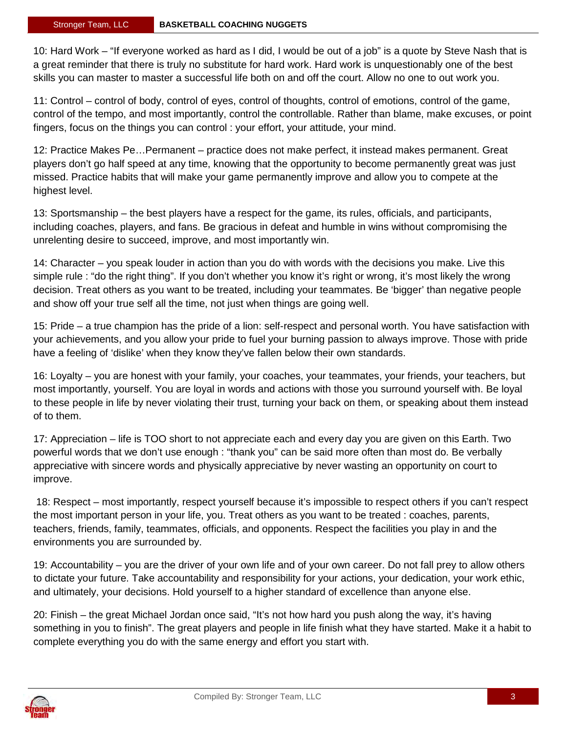10: Hard Work – "If everyone worked as hard as I did, I would be out of a job" is a quote by Steve Nash that is a great reminder that there is truly no substitute for hard work. Hard work is unquestionably one of the best skills you can master to master a successful life both on and off the court. Allow no one to out work you.

11: Control – control of body, control of eyes, control of thoughts, control of emotions, control of the game, control of the tempo, and most importantly, control the controllable. Rather than blame, make excuses, or point fingers, focus on the things you can control : your effort, your attitude, your mind.

12: Practice Makes Pe…Permanent – practice does not make perfect, it instead makes permanent. Great players don't go half speed at any time, knowing that the opportunity to become permanently great was just missed. Practice habits that will make your game permanently improve and allow you to compete at the highest level.

13: Sportsmanship – the best players have a respect for the game, its rules, officials, and participants, including coaches, players, and fans. Be gracious in defeat and humble in wins without compromising the unrelenting desire to succeed, improve, and most importantly win.

14: Character – you speak louder in action than you do with words with the decisions you make. Live this simple rule : "do the right thing". If you don't whether you know it's right or wrong, it's most likely the wrong decision. Treat others as you want to be treated, including your teammates. Be 'bigger' than negative people and show off your true self all the time, not just when things are going well.

15: Pride – a true champion has the pride of a lion: self-respect and personal worth. You have satisfaction with your achievements, and you allow your pride to fuel your burning passion to always improve. Those with pride have a feeling of 'dislike' when they know they've fallen below their own standards.

16: Loyalty – you are honest with your family, your coaches, your teammates, your friends, your teachers, but most importantly, yourself. You are loyal in words and actions with those you surround yourself with. Be loyal to these people in life by never violating their trust, turning your back on them, or speaking about them instead of to them.

17: Appreciation – life is TOO short to not appreciate each and every day you are given on this Earth. Two powerful words that we don't use enough : "thank you" can be said more often than most do. Be verbally appreciative with sincere words and physically appreciative by never wasting an opportunity on court to improve.

18: Respect – most importantly, respect yourself because it's impossible to respect others if you can't respect the most important person in your life, you. Treat others as you want to be treated : coaches, parents, teachers, friends, family, teammates, officials, and opponents. Respect the facilities you play in and the environments you are surrounded by.

19: Accountability – you are the driver of your own life and of your own career. Do not fall prey to allow others to dictate your future. Take accountability and responsibility for your actions, your dedication, your work ethic, and ultimately, your decisions. Hold yourself to a higher standard of excellence than anyone else.

20: Finish – the great Michael Jordan once said, "It's not how hard you push along the way, it's having something in you to finish". The great players and people in life finish what they have started. Make it a habit to complete everything you do with the same energy and effort you start with.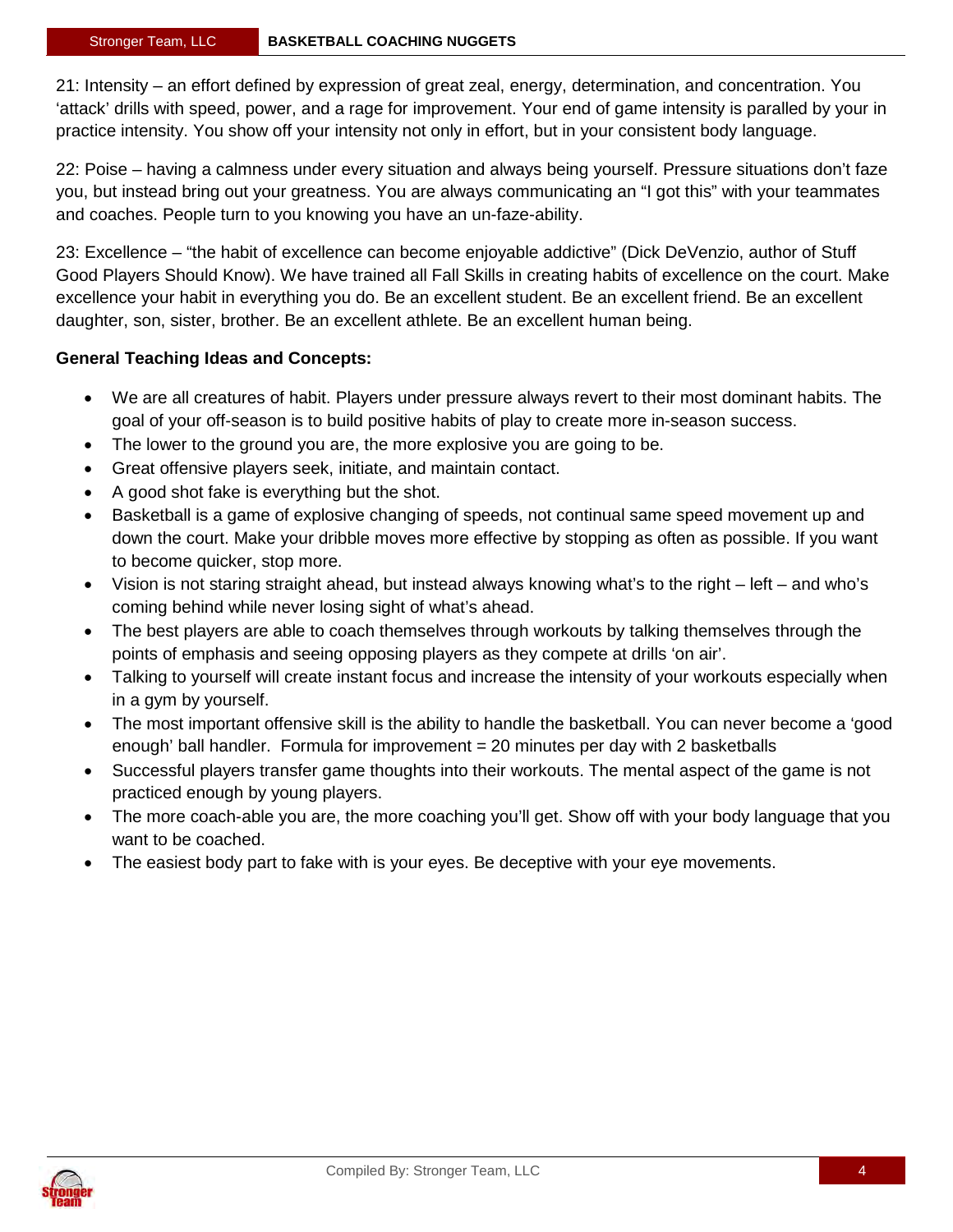21: Intensity – an effort defined by expression of great zeal, energy, determination, and concentration. You 'attack' drills with speed, power, and a rage for improvement. Your end of game intensity is paralled by your in practice intensity. You show off your intensity not only in effort, but in your consistent body language.

22: Poise – having a calmness under every situation and always being yourself. Pressure situations don't faze you, but instead bring out your greatness. You are always communicating an "I got this" with your teammates and coaches. People turn to you knowing you have an un-faze-ability.

23: Excellence – "the habit of excellence can become enjoyable addictive" (Dick DeVenzio, author of Stuff Good Players Should Know). We have trained all Fall Skills in creating habits of excellence on the court. Make excellence your habit in everything you do. Be an excellent student. Be an excellent friend. Be an excellent daughter, son, sister, brother. Be an excellent athlete. Be an excellent human being.

**General Teaching Ideas and Concepts:**

- We are all creatures of habit. Players under pressure always revert to their most dominant habits. The goal of your off-season is to build positive habits of play to create more in-season success.
- The lower to the ground you are, the more explosive you are going to be.
- Great offensive players seek, initiate, and maintain contact.
- A good shot fake is everything but the shot.
- Basketball is a game of explosive changing of speeds, not continual same speed movement up and down the court. Make your dribble moves more effective by stopping as often as possible. If you want to become quicker, stop more.
- Vision is not staring straight ahead, but instead always knowing what's to the right – left – and who's coming behind while never losing sight of what's ahead.
- The best players are able to coach themselves through workouts by talking themselves through the points of emphasis and seeing opposing players as they compete at drills 'on air'.
- Talking to yourself will create instant focus and increase the intensity of your workouts especially when in a gym by yourself.
- The most important offensive skill is the ability to handle the basketball. You can never become a 'good enough' ball handler. Formula for improvement = 20 minutes per day with 2 basketballs
- Successful players transfer game thoughts into their workouts. The mental aspect of the game is not practiced enough by young players.
- The more coach-able you are, the more coaching you'll get. Show off with your body language that you want to be coached.
- The easiest body part to fake with is your eyes. Be deceptive with your eye movements.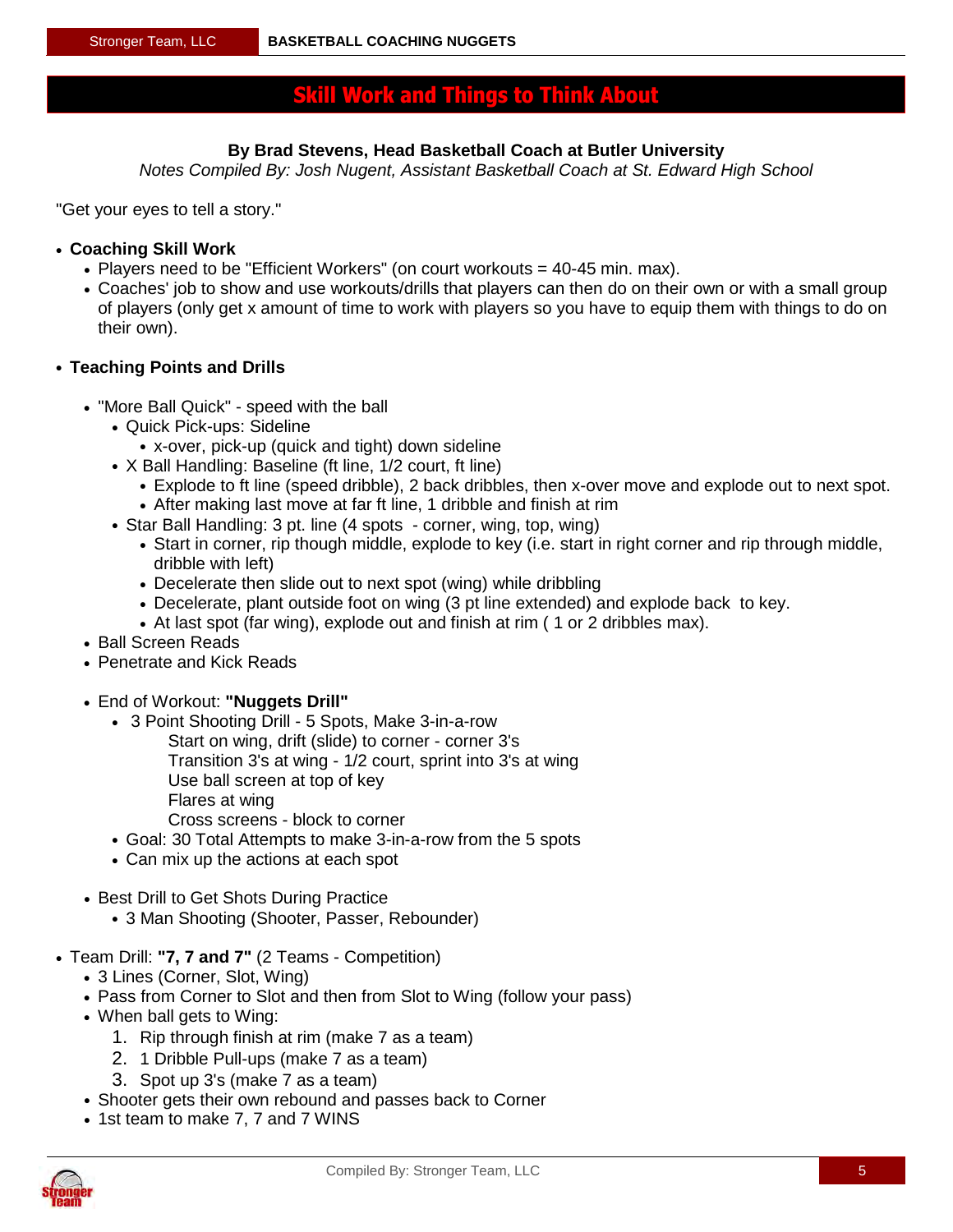# Skill Work and Things to Think About

**By Brad Stevens, Head Basketball Coach at Butler University**
*Notes Compiled By: Josh Nugent, Assistant Basketball Coach at St. Edward High School*

"Get your eyes to tell a story."

- **Coaching Skill Work**
  - Players need to be "Efficient Workers" (on court workouts = 40-45 min. max).
  - Coaches' job to show and use workouts/drills that players can then do on their own or with a small group of players (only get x amount of time to work with players so you have to equip them with things to do on their own).

- **Teaching Points and Drills**
  - "More Ball Quick" - speed with the ball
    - Quick Pick-ups: Sideline
      - x-over, pick-up (quick and tight) down sideline
    - X Ball Handling: Baseline (ft line, 1/2 court, ft line)
      - Explode to ft line (speed dribble), 2 back dribbles, then x-over move and explode out to next spot.
      - After making last move at far ft line, 1 dribble and finish at rim
    - Star Ball Handling: 3 pt. line (4 spots - corner, wing, top, wing)
      - Start in corner, rip though middle, explode to key (i.e. start in right corner and rip through middle, dribble with left)
      - Decelerate then slide out to next spot (wing) while dribbling
      - Decelerate, plant outside foot on wing (3 pt line extended) and explode back to key.
      - At last spot (far wing), explode out and finish at rim ( 1 or 2 dribbles max).
  - Ball Screen Reads
  - Penetrate and Kick Reads

  - End of Workout: **"Nuggets Drill"**
    - 3 Point Shooting Drill - 5 Spots, Make 3-in-a-row
      Start on wing, drift (slide) to corner - corner 3's
      Transition 3's at wing - 1/2 court, sprint into 3's at wing
      Use ball screen at top of key
      Flares at wing
      Cross screens - block to corner
    - Goal: 30 Total Attempts to make 3-in-a-row from the 5 spots
    - Can mix up the actions at each spot

  - Best Drill to Get Shots During Practice
    - 3 Man Shooting (Shooter, Passer, Rebounder)

- Team Drill: **"7, 7 and 7"** (2 Teams - Competition)
  - 3 Lines (Corner, Slot, Wing)
  - Pass from Corner to Slot and then from Slot to Wing (follow your pass)
  - When ball gets to Wing:
    1. Rip through finish at rim (make 7 as a team)
    2. 1 Dribble Pull-ups (make 7 as a team)
    3. Spot up 3's (make 7 as a team)
  - Shooter gets their own rebound and passes back to Corner
  - 1st team to make 7, 7 and 7 WINS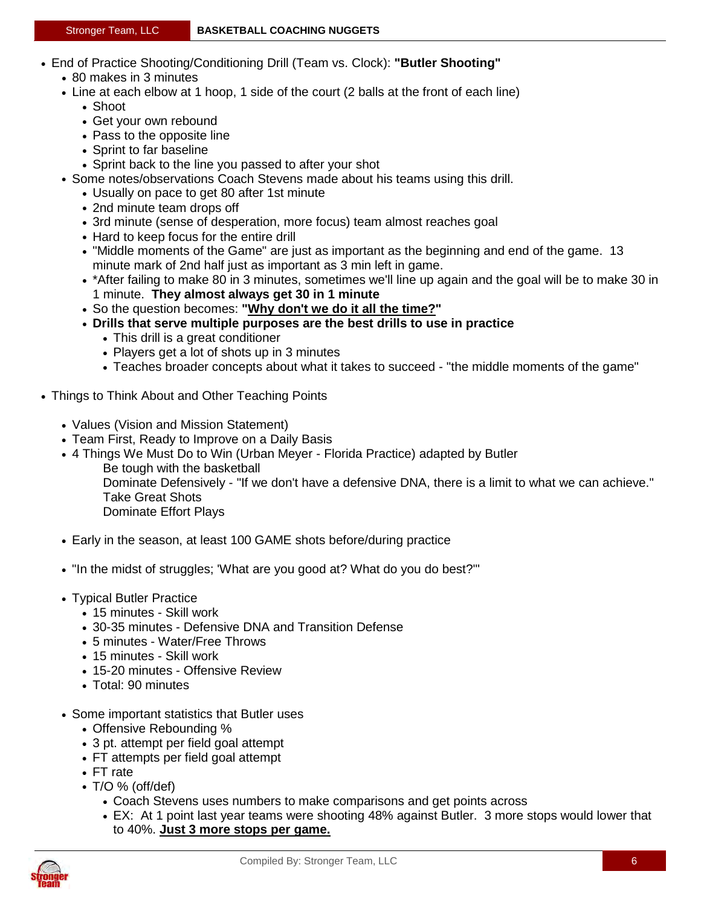- End of Practice Shooting/Conditioning Drill (Team vs. Clock): **"Butler Shooting"**
  - 80 makes in 3 minutes
  - Line at each elbow at 1 hoop, 1 side of the court (2 balls at the front of each line)
    - Shoot
    - Get your own rebound
    - Pass to the opposite line
    - Sprint to far baseline
    - Sprint back to the line you passed to after your shot
  - Some notes/observations Coach Stevens made about his teams using this drill.
    - Usually on pace to get 80 after 1st minute
    - 2nd minute team drops off
    - 3rd minute (sense of desperation, more focus) team almost reaches goal
    - Hard to keep focus for the entire drill
    - "Middle moments of the Game" are just as important as the beginning and end of the game. 13 minute mark of 2nd half just as important as 3 min left in game.
    - *After failing to make 80 in 3 minutes, sometimes we'll line up again and the goal will be to make 30 in 1 minute. **They almost always get 30 in 1 minute**
    - So the question becomes: **"<u>Why don't we do it all the time?</u>"**
    - **Drills that serve multiple purposes are the best drills to use in practice**
      - This drill is a great conditioner
      - Players get a lot of shots up in 3 minutes
      - Teaches broader concepts about what it takes to succeed - "the middle moments of the game"

- Things to Think About and Other Teaching Points

  - Values (Vision and Mission Statement)
  - Team First, Ready to Improve on a Daily Basis
  - 4 Things We Must Do to Win (Urban Meyer - Florida Practice) adapted by Butler

    Be tough with the basketball
    Dominate Defensively - "If we don't have a defensive DNA, there is a limit to what we can achieve."
    Take Great Shots
    Dominate Effort Plays

  - Early in the season, at least 100 GAME shots before/during practice

  - "In the midst of struggles; 'What are you good at? What do you do best?'"

  - Typical Butler Practice
    - 15 minutes - Skill work
    - 30-35 minutes - Defensive DNA and Transition Defense
    - 5 minutes - Water/Free Throws
    - 15 minutes - Skill work
    - 15-20 minutes - Offensive Review
    - Total: 90 minutes

  - Some important statistics that Butler uses
    - Offensive Rebounding %
    - 3 pt. attempt per field goal attempt
    - FT attempts per field goal attempt
    - FT rate
    - T/O % (off/def)
      - Coach Stevens uses numbers to make comparisons and get points across
      - EX: At 1 point last year teams were shooting 48% against Butler. 3 more stops would lower that to 40%. **<u>Just 3 more stops per game.</u>**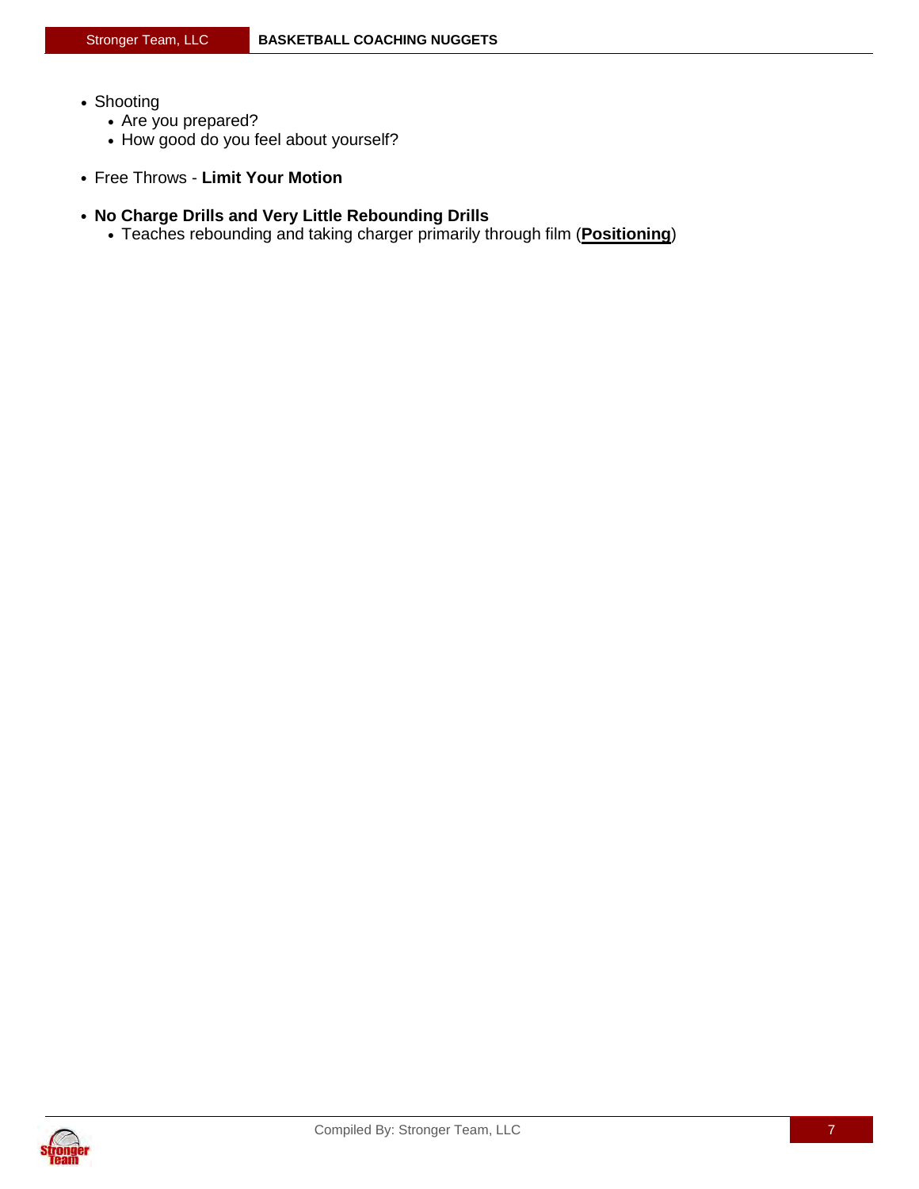- Shooting
  - Are you prepared?
  - How good do you feel about yourself?

- Free Throws - **Limit Your Motion**

- **No Charge Drills and Very Little Rebounding Drills**
  - Teaches rebounding and taking charger primarily through film (**<u>Positioning</u>**)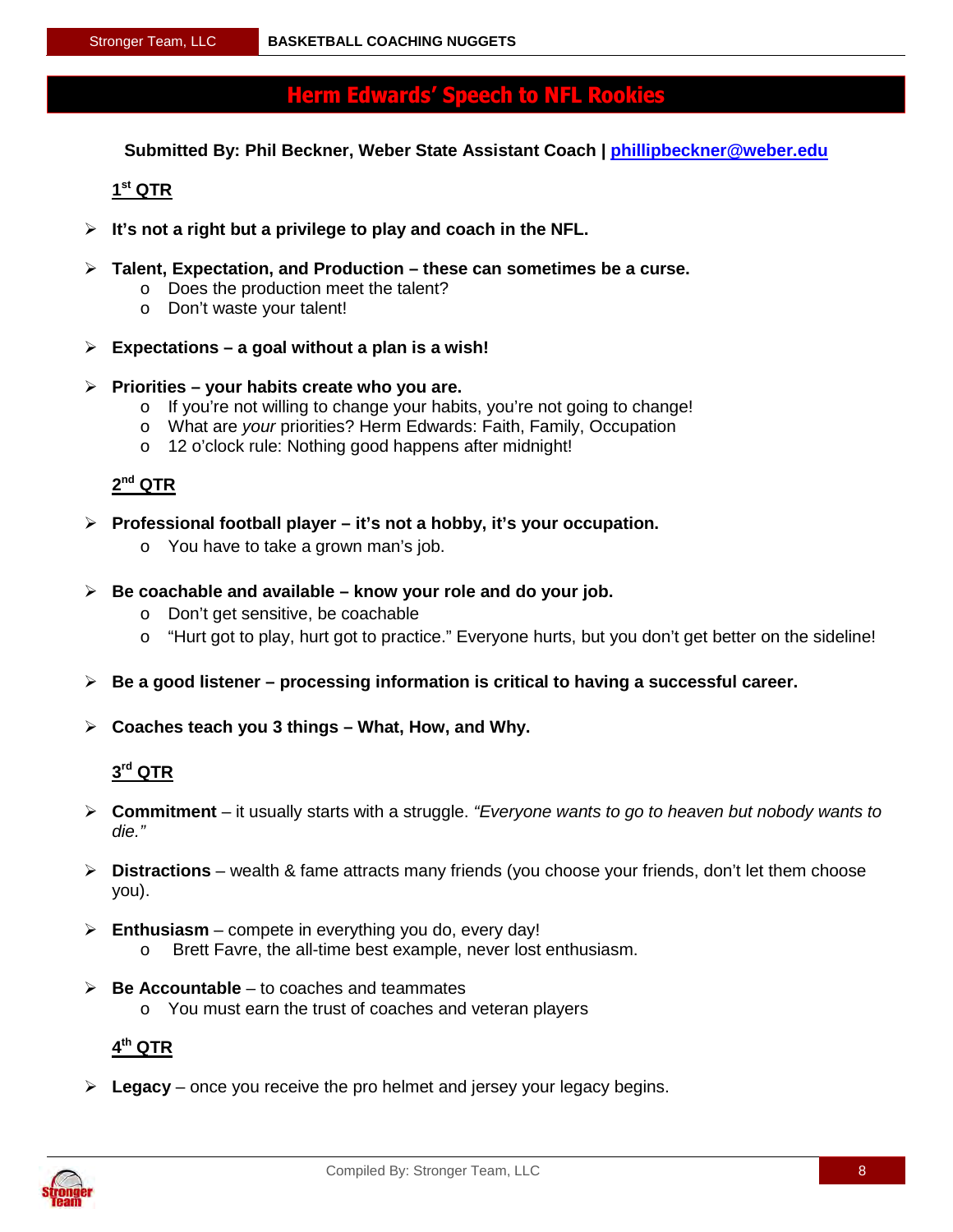# Herm Edwards' Speech to NFL Rookies

**Submitted By: Phil Beckner, Weber State Assistant Coach | phillipbeckner@weber.edu**

## 1st QTR

- **It's not a right but a privilege to play and coach in the NFL.**
- **Talent, Expectation, and Production – these can sometimes be a curse.**
  - Does the production meet the talent?
  - Don't waste your talent!
- **Expectations – a goal without a plan is a wish!**
- **Priorities – your habits create who you are.**
  - If you're not willing to change your habits, you're not going to change!
  - What are *your* priorities? Herm Edwards: Faith, Family, Occupation
  - 12 o'clock rule: Nothing good happens after midnight!

## 2nd QTR

- **Professional football player – it's not a hobby, it's your occupation.**
  - You have to take a grown man's job.
- **Be coachable and available – know your role and do your job.**
  - Don't get sensitive, be coachable
  - "Hurt got to play, hurt got to practice." Everyone hurts, but you don't get better on the sideline!
- **Be a good listener – processing information is critical to having a successful career.**
- **Coaches teach you 3 things – What, How, and Why.**

## 3rd QTR

- **Commitment** – it usually starts with a struggle. *"Everyone wants to go to heaven but nobody wants to die."*
- **Distractions** – wealth & fame attracts many friends (you choose your friends, don't let them choose you).
- **Enthusiasm** – compete in everything you do, every day!
  - Brett Favre, the all-time best example, never lost enthusiasm.
- **Be Accountable** – to coaches and teammates
  - You must earn the trust of coaches and veteran players

## 4th QTR

- **Legacy** – once you receive the pro helmet and jersey your legacy begins.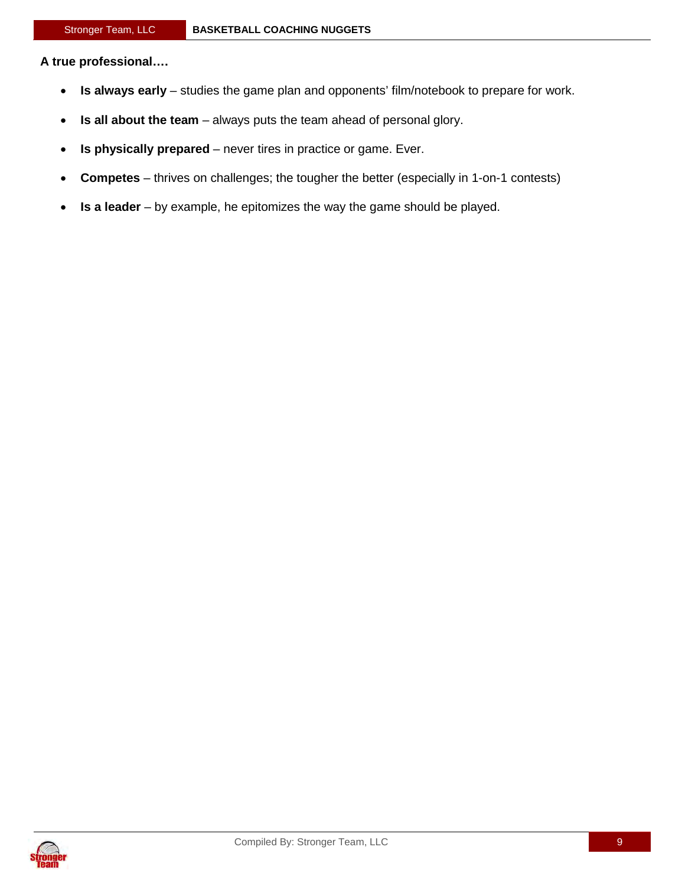**A true professional….**

- **Is always early** – studies the game plan and opponents' film/notebook to prepare for work.
- **Is all about the team** – always puts the team ahead of personal glory.
- **Is physically prepared** – never tires in practice or game. Ever.
- **Competes** – thrives on challenges; the tougher the better (especially in 1-on-1 contests)
- **Is a leader** – by example, he epitomizes the way the game should be played.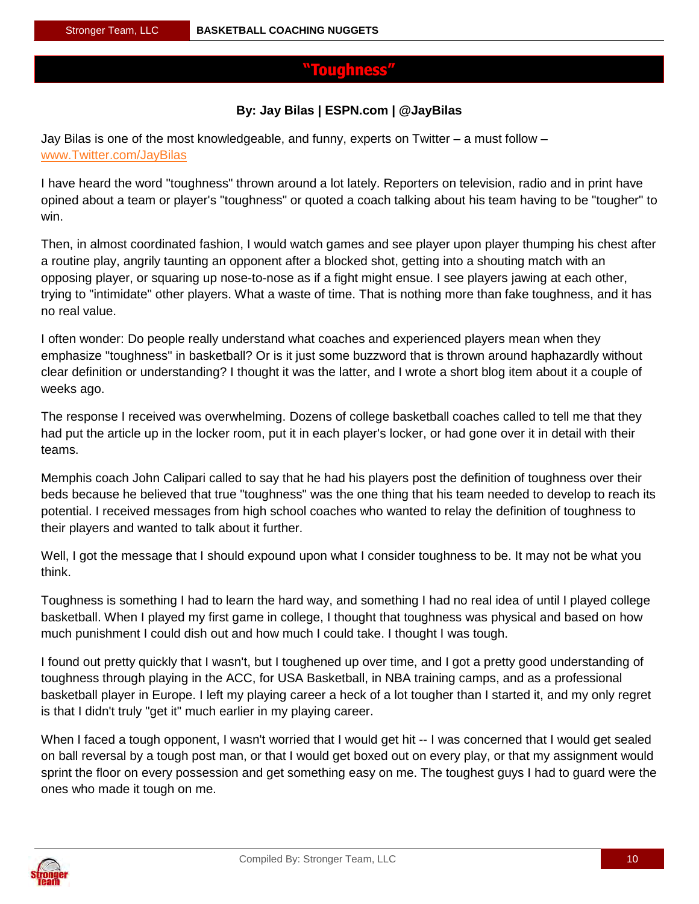# "Toughness"

**By: Jay Bilas | ESPN.com | @JayBilas**

Jay Bilas is one of the most knowledgeable, and funny, experts on Twitter – a must follow – www.Twitter.com/JayBilas

I have heard the word "toughness" thrown around a lot lately. Reporters on television, radio and in print have opined about a team or player's "toughness" or quoted a coach talking about his team having to be "tougher" to win.

Then, in almost coordinated fashion, I would watch games and see player upon player thumping his chest after a routine play, angrily taunting an opponent after a blocked shot, getting into a shouting match with an opposing player, or squaring up nose-to-nose as if a fight might ensue. I see players jawing at each other, trying to "intimidate" other players. What a waste of time. That is nothing more than fake toughness, and it has no real value.

I often wonder: Do people really understand what coaches and experienced players mean when they emphasize "toughness" in basketball? Or is it just some buzzword that is thrown around haphazardly without clear definition or understanding? I thought it was the latter, and I wrote a short blog item about it a couple of weeks ago.

The response I received was overwhelming. Dozens of college basketball coaches called to tell me that they had put the article up in the locker room, put it in each player's locker, or had gone over it in detail with their teams.

Memphis coach John Calipari called to say that he had his players post the definition of toughness over their beds because he believed that true "toughness" was the one thing that his team needed to develop to reach its potential. I received messages from high school coaches who wanted to relay the definition of toughness to their players and wanted to talk about it further.

Well, I got the message that I should expound upon what I consider toughness to be. It may not be what you think.

Toughness is something I had to learn the hard way, and something I had no real idea of until I played college basketball. When I played my first game in college, I thought that toughness was physical and based on how much punishment I could dish out and how much I could take. I thought I was tough.

I found out pretty quickly that I wasn't, but I toughened up over time, and I got a pretty good understanding of toughness through playing in the ACC, for USA Basketball, in NBA training camps, and as a professional basketball player in Europe. I left my playing career a heck of a lot tougher than I started it, and my only regret is that I didn't truly "get it" much earlier in my playing career.

When I faced a tough opponent, I wasn't worried that I would get hit -- I was concerned that I would get sealed on ball reversal by a tough post man, or that I would get boxed out on every play, or that my assignment would sprint the floor on every possession and get something easy on me. The toughest guys I had to guard were the ones who made it tough on me.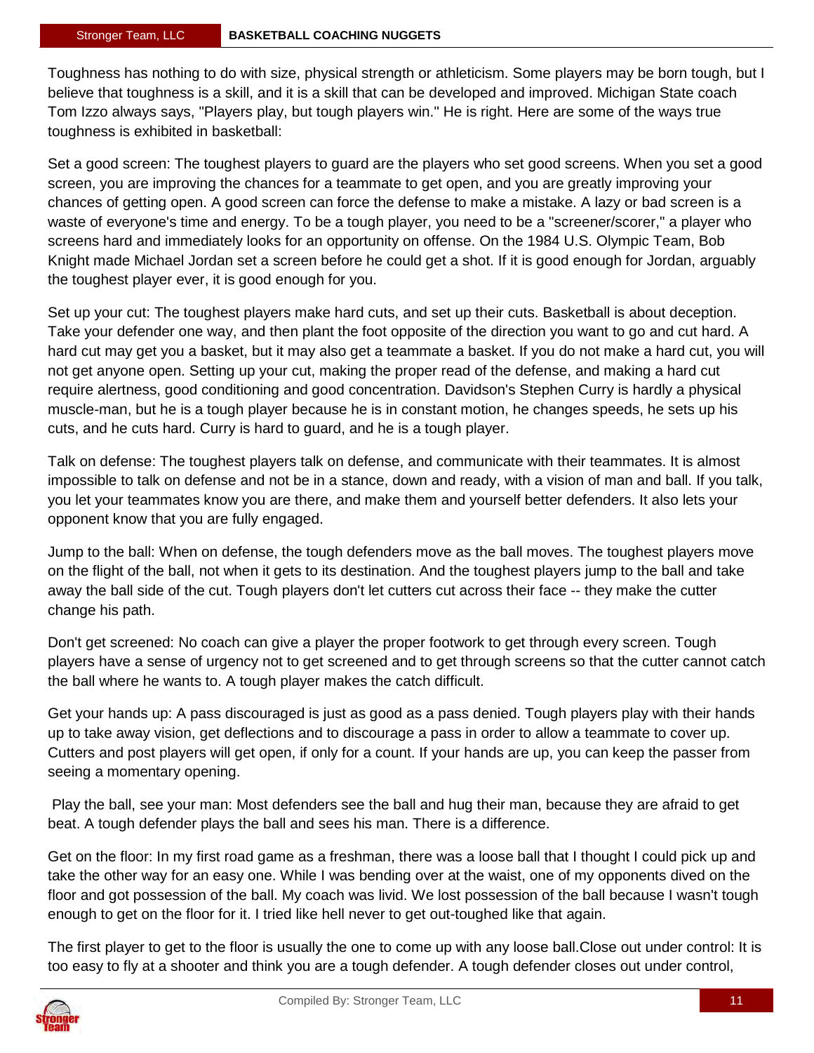Toughness has nothing to do with size, physical strength or athleticism. Some players may be born tough, but I believe that toughness is a skill, and it is a skill that can be developed and improved. Michigan State coach Tom Izzo always says, "Players play, but tough players win." He is right. Here are some of the ways true toughness is exhibited in basketball:

Set a good screen: The toughest players to guard are the players who set good screens. When you set a good screen, you are improving the chances for a teammate to get open, and you are greatly improving your chances of getting open. A good screen can force the defense to make a mistake. A lazy or bad screen is a waste of everyone's time and energy. To be a tough player, you need to be a "screener/scorer," a player who screens hard and immediately looks for an opportunity on offense. On the 1984 U.S. Olympic Team, Bob Knight made Michael Jordan set a screen before he could get a shot. If it is good enough for Jordan, arguably the toughest player ever, it is good enough for you.

Set up your cut: The toughest players make hard cuts, and set up their cuts. Basketball is about deception. Take your defender one way, and then plant the foot opposite of the direction you want to go and cut hard. A hard cut may get you a basket, but it may also get a teammate a basket. If you do not make a hard cut, you will not get anyone open. Setting up your cut, making the proper read of the defense, and making a hard cut require alertness, good conditioning and good concentration. Davidson's Stephen Curry is hardly a physical muscle-man, but he is a tough player because he is in constant motion, he changes speeds, he sets up his cuts, and he cuts hard. Curry is hard to guard, and he is a tough player.

Talk on defense: The toughest players talk on defense, and communicate with their teammates. It is almost impossible to talk on defense and not be in a stance, down and ready, with a vision of man and ball. If you talk, you let your teammates know you are there, and make them and yourself better defenders. It also lets your opponent know that you are fully engaged.

Jump to the ball: When on defense, the tough defenders move as the ball moves. The toughest players move on the flight of the ball, not when it gets to its destination. And the toughest players jump to the ball and take away the ball side of the cut. Tough players don't let cutters cut across their face -- they make the cutter change his path.

Don't get screened: No coach can give a player the proper footwork to get through every screen. Tough players have a sense of urgency not to get screened and to get through screens so that the cutter cannot catch the ball where he wants to. A tough player makes the catch difficult.

Get your hands up: A pass discouraged is just as good as a pass denied. Tough players play with their hands up to take away vision, get deflections and to discourage a pass in order to allow a teammate to cover up. Cutters and post players will get open, if only for a count. If your hands are up, you can keep the passer from seeing a momentary opening.

Play the ball, see your man: Most defenders see the ball and hug their man, because they are afraid to get beat. A tough defender plays the ball and sees his man. There is a difference.

Get on the floor: In my first road game as a freshman, there was a loose ball that I thought I could pick up and take the other way for an easy one. While I was bending over at the waist, one of my opponents dived on the floor and got possession of the ball. My coach was livid. We lost possession of the ball because I wasn't tough enough to get on the floor for it. I tried like hell never to get out-toughed like that again.

The first player to get to the floor is usually the one to come up with any loose ball.Close out under control: It is too easy to fly at a shooter and think you are a tough defender. A tough defender closes out under control,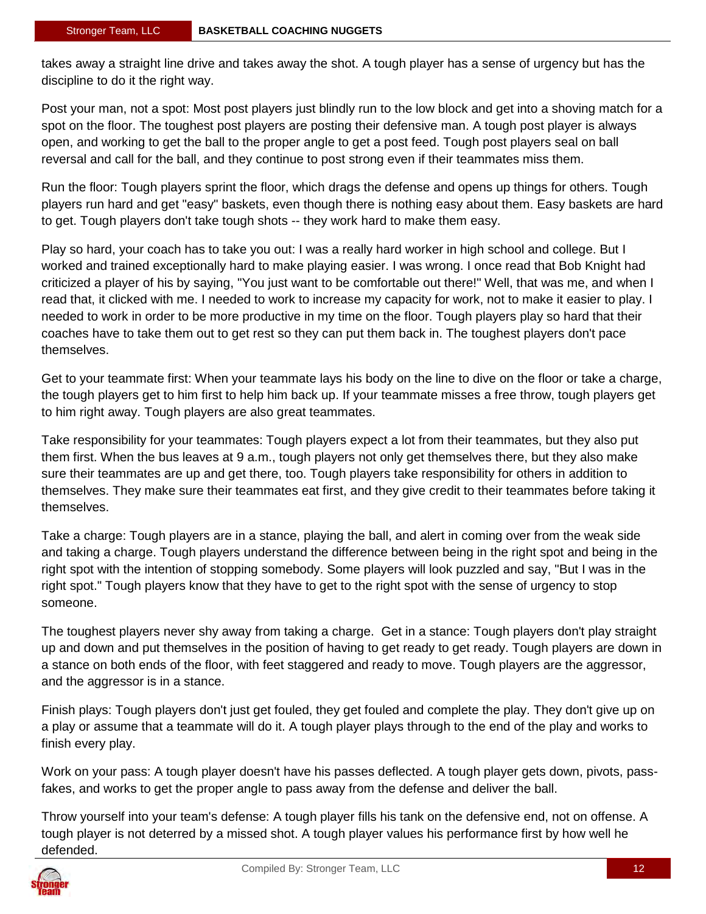takes away a straight line drive and takes away the shot. A tough player has a sense of urgency but has the discipline to do it the right way.

Post your man, not a spot: Most post players just blindly run to the low block and get into a shoving match for a spot on the floor. The toughest post players are posting their defensive man. A tough post player is always open, and working to get the ball to the proper angle to get a post feed. Tough post players seal on ball reversal and call for the ball, and they continue to post strong even if their teammates miss them.

Run the floor: Tough players sprint the floor, which drags the defense and opens up things for others. Tough players run hard and get "easy" baskets, even though there is nothing easy about them. Easy baskets are hard to get. Tough players don't take tough shots -- they work hard to make them easy.

Play so hard, your coach has to take you out: I was a really hard worker in high school and college. But I worked and trained exceptionally hard to make playing easier. I was wrong. I once read that Bob Knight had criticized a player of his by saying, "You just want to be comfortable out there!" Well, that was me, and when I read that, it clicked with me. I needed to work to increase my capacity for work, not to make it easier to play. I needed to work in order to be more productive in my time on the floor. Tough players play so hard that their coaches have to take them out to get rest so they can put them back in. The toughest players don't pace themselves.

Get to your teammate first: When your teammate lays his body on the line to dive on the floor or take a charge, the tough players get to him first to help him back up. If your teammate misses a free throw, tough players get to him right away. Tough players are also great teammates.

Take responsibility for your teammates: Tough players expect a lot from their teammates, but they also put them first. When the bus leaves at 9 a.m., tough players not only get themselves there, but they also make sure their teammates are up and get there, too. Tough players take responsibility for others in addition to themselves. They make sure their teammates eat first, and they give credit to their teammates before taking it themselves.

Take a charge: Tough players are in a stance, playing the ball, and alert in coming over from the weak side and taking a charge. Tough players understand the difference between being in the right spot and being in the right spot with the intention of stopping somebody. Some players will look puzzled and say, "But I was in the right spot." Tough players know that they have to get to the right spot with the sense of urgency to stop someone.

The toughest players never shy away from taking a charge. Get in a stance: Tough players don't play straight up and down and put themselves in the position of having to get ready to get ready. Tough players are down in a stance on both ends of the floor, with feet staggered and ready to move. Tough players are the aggressor, and the aggressor is in a stance.

Finish plays: Tough players don't just get fouled, they get fouled and complete the play. They don't give up on a play or assume that a teammate will do it. A tough player plays through to the end of the play and works to finish every play.

Work on your pass: A tough player doesn't have his passes deflected. A tough player gets down, pivots, pass-fakes, and works to get the proper angle to pass away from the defense and deliver the ball.

Throw yourself into your team's defense: A tough player fills his tank on the defensive end, not on offense. A tough player is not deterred by a missed shot. A tough player values his performance first by how well he defended.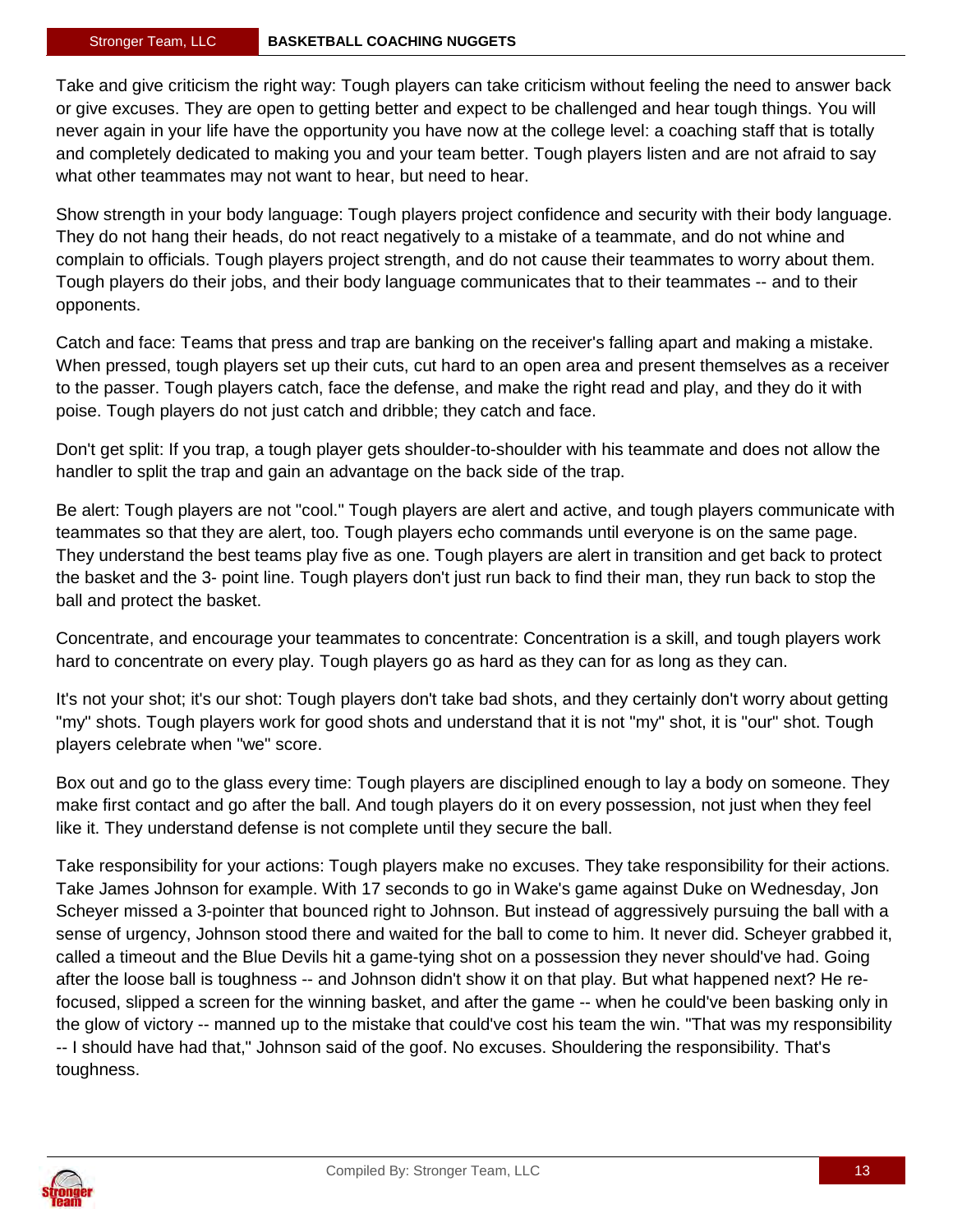Take and give criticism the right way: Tough players can take criticism without feeling the need to answer back or give excuses. They are open to getting better and expect to be challenged and hear tough things. You will never again in your life have the opportunity you have now at the college level: a coaching staff that is totally and completely dedicated to making you and your team better. Tough players listen and are not afraid to say what other teammates may not want to hear, but need to hear.

Show strength in your body language: Tough players project confidence and security with their body language. They do not hang their heads, do not react negatively to a mistake of a teammate, and do not whine and complain to officials. Tough players project strength, and do not cause their teammates to worry about them. Tough players do their jobs, and their body language communicates that to their teammates -- and to their opponents.

Catch and face: Teams that press and trap are banking on the receiver's falling apart and making a mistake. When pressed, tough players set up their cuts, cut hard to an open area and present themselves as a receiver to the passer. Tough players catch, face the defense, and make the right read and play, and they do it with poise. Tough players do not just catch and dribble; they catch and face.

Don't get split: If you trap, a tough player gets shoulder-to-shoulder with his teammate and does not allow the handler to split the trap and gain an advantage on the back side of the trap.

Be alert: Tough players are not "cool." Tough players are alert and active, and tough players communicate with teammates so that they are alert, too. Tough players echo commands until everyone is on the same page. They understand the best teams play five as one. Tough players are alert in transition and get back to protect the basket and the 3- point line. Tough players don't just run back to find their man, they run back to stop the ball and protect the basket.

Concentrate, and encourage your teammates to concentrate: Concentration is a skill, and tough players work hard to concentrate on every play. Tough players go as hard as they can for as long as they can.

It's not your shot; it's our shot: Tough players don't take bad shots, and they certainly don't worry about getting "my" shots. Tough players work for good shots and understand that it is not "my" shot, it is "our" shot. Tough players celebrate when "we" score.

Box out and go to the glass every time: Tough players are disciplined enough to lay a body on someone. They make first contact and go after the ball. And tough players do it on every possession, not just when they feel like it. They understand defense is not complete until they secure the ball.

Take responsibility for your actions: Tough players make no excuses. They take responsibility for their actions. Take James Johnson for example. With 17 seconds to go in Wake's game against Duke on Wednesday, Jon Scheyer missed a 3-pointer that bounced right to Johnson. But instead of aggressively pursuing the ball with a sense of urgency, Johnson stood there and waited for the ball to come to him. It never did. Scheyer grabbed it, called a timeout and the Blue Devils hit a game-tying shot on a possession they never should've had. Going after the loose ball is toughness -- and Johnson didn't show it on that play. But what happened next? He re-focused, slipped a screen for the winning basket, and after the game -- when he could've been basking only in the glow of victory -- manned up to the mistake that could've cost his team the win. "That was my responsibility -- I should have had that," Johnson said of the goof. No excuses. Shouldering the responsibility. That's toughness.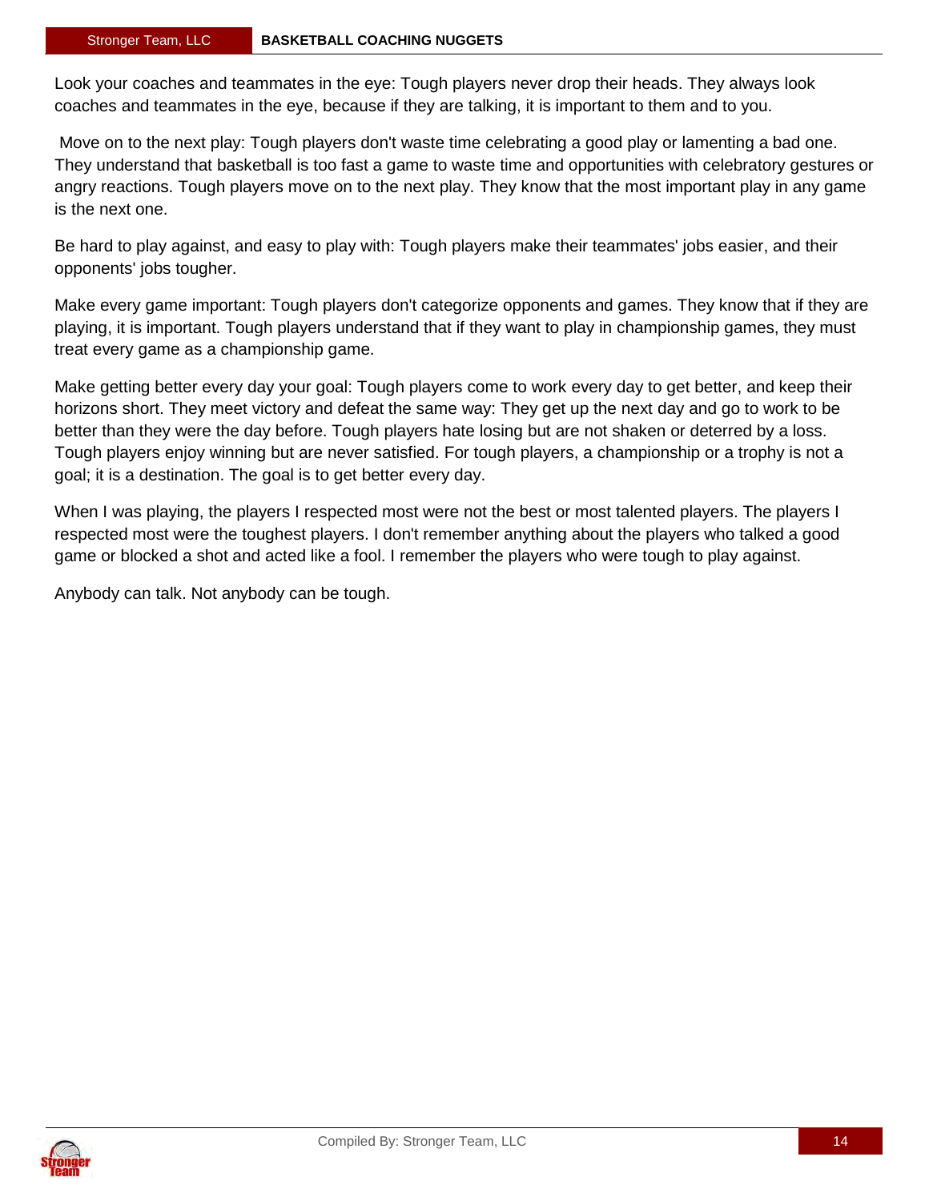Look your coaches and teammates in the eye: Tough players never drop their heads. They always look coaches and teammates in the eye, because if they are talking, it is important to them and to you.

Move on to the next play: Tough players don't waste time celebrating a good play or lamenting a bad one. They understand that basketball is too fast a game to waste time and opportunities with celebratory gestures or angry reactions. Tough players move on to the next play. They know that the most important play in any game is the next one.

Be hard to play against, and easy to play with: Tough players make their teammates' jobs easier, and their opponents' jobs tougher.

Make every game important: Tough players don't categorize opponents and games. They know that if they are playing, it is important. Tough players understand that if they want to play in championship games, they must treat every game as a championship game.

Make getting better every day your goal: Tough players come to work every day to get better, and keep their horizons short. They meet victory and defeat the same way: They get up the next day and go to work to be better than they were the day before. Tough players hate losing but are not shaken or deterred by a loss. Tough players enjoy winning but are never satisfied. For tough players, a championship or a trophy is not a goal; it is a destination. The goal is to get better every day.

When I was playing, the players I respected most were not the best or most talented players. The players I respected most were the toughest players. I don't remember anything about the players who talked a good game or blocked a shot and acted like a fool. I remember the players who were tough to play against.

Anybody can talk. Not anybody can be tough.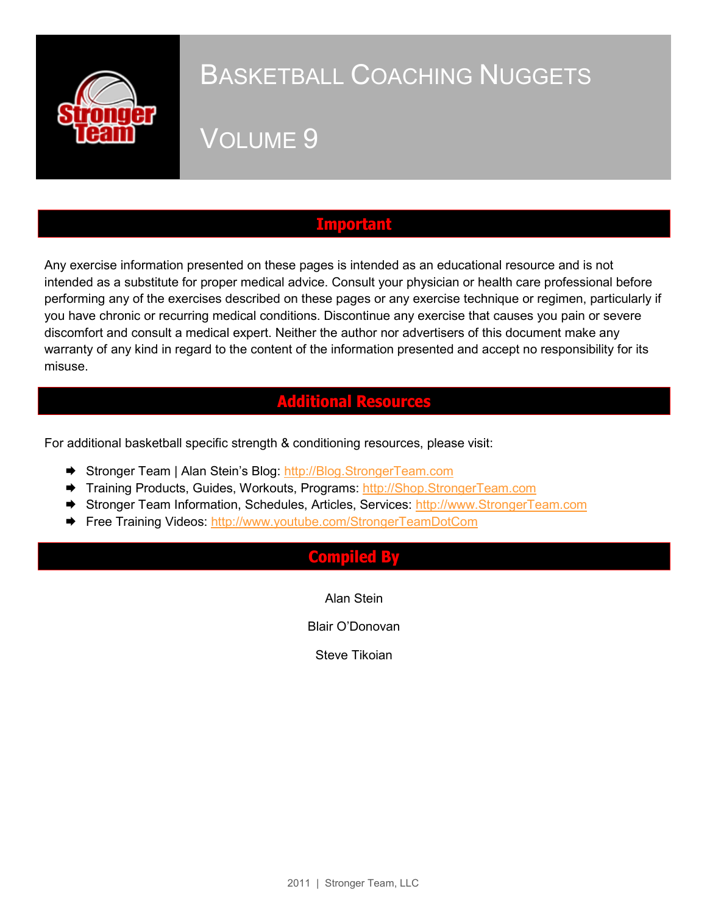# Basketball Coaching Nuggets

# Volume 9

## Important

Any exercise information presented on these pages is intended as an educational resource and is not intended as a substitute for proper medical advice. Consult your physician or health care professional before performing any of the exercises described on these pages or any exercise technique or regimen, particularly if you have chronic or recurring medical conditions. Discontinue any exercise that causes you pain or severe discomfort and consult a medical expert. Neither the author nor advertisers of this document make any warranty of any kind in regard to the content of the information presented and accept no responsibility for its misuse.

## Additional Resources

For additional basketball specific strength & conditioning resources, please visit:

- Stronger Team | Alan Stein's Blog: http://Blog.StrongerTeam.com
- Training Products, Guides, Workouts, Programs: http://Shop.StrongerTeam.com
- Stronger Team Information, Schedules, Articles, Services: http://www.StrongerTeam.com
- Free Training Videos: http://www.youtube.com/StrongerTeamDotCom

## Compiled By

Alan Stein

Blair O'Donovan

Steve Tikoian

2011 | Stronger Team, LLC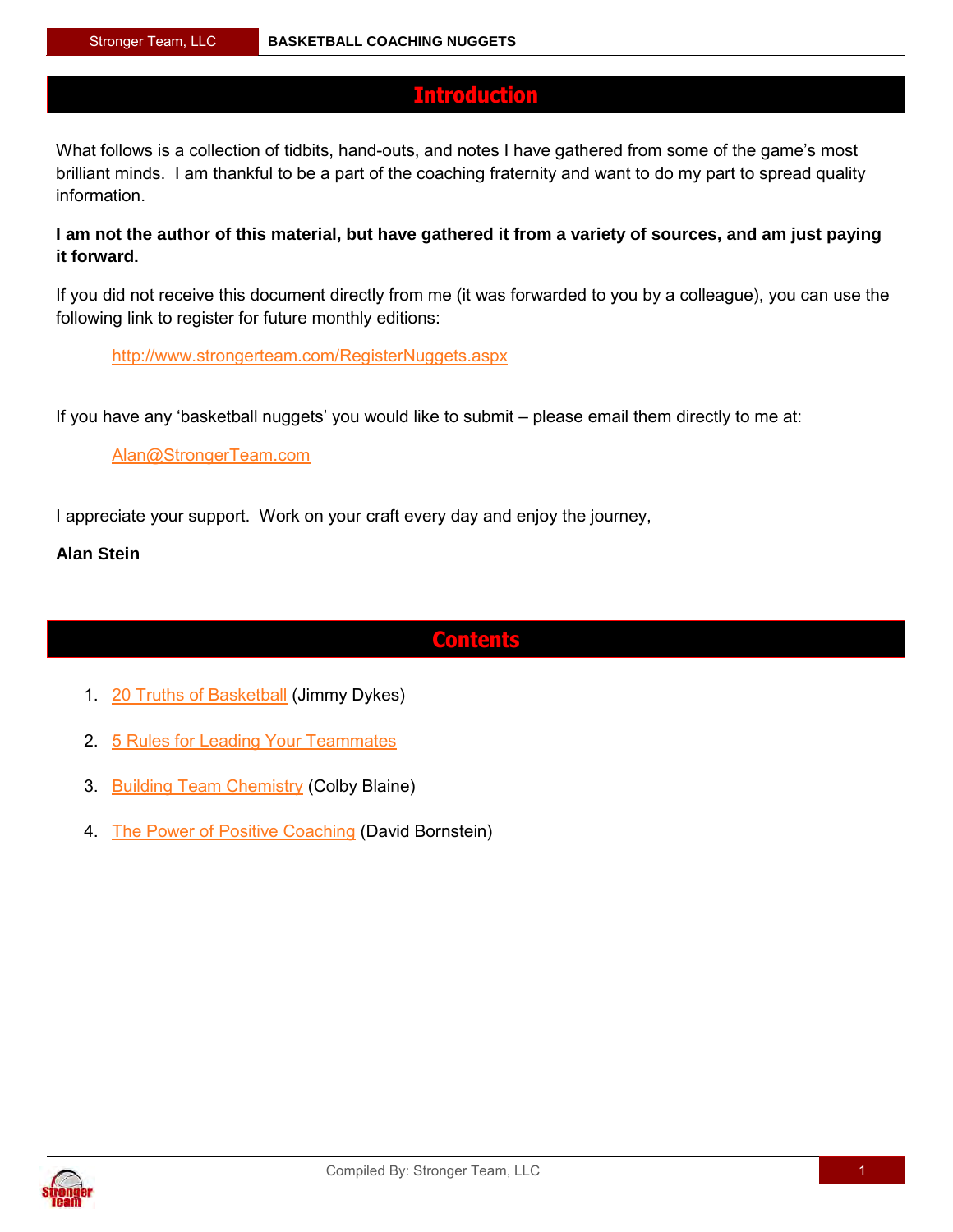# Introduction

What follows is a collection of tidbits, hand-outs, and notes I have gathered from some of the game's most brilliant minds. I am thankful to be a part of the coaching fraternity and want to do my part to spread quality information.

**I am not the author of this material, but have gathered it from a variety of sources, and am just paying it forward.**

If you did not receive this document directly from me (it was forwarded to you by a colleague), you can use the following link to register for future monthly editions:

> http://www.strongerteam.com/RegisterNuggets.aspx

If you have any 'basketball nuggets' you would like to submit – please email them directly to me at:

> Alan@StrongerTeam.com

I appreciate your support. Work on your craft every day and enjoy the journey,

**Alan Stein**

# Contents

1. 20 Truths of Basketball (Jimmy Dykes)
2. 5 Rules for Leading Your Teammates
3. Building Team Chemistry (Colby Blaine)
4. The Power of Positive Coaching (David Bornstein)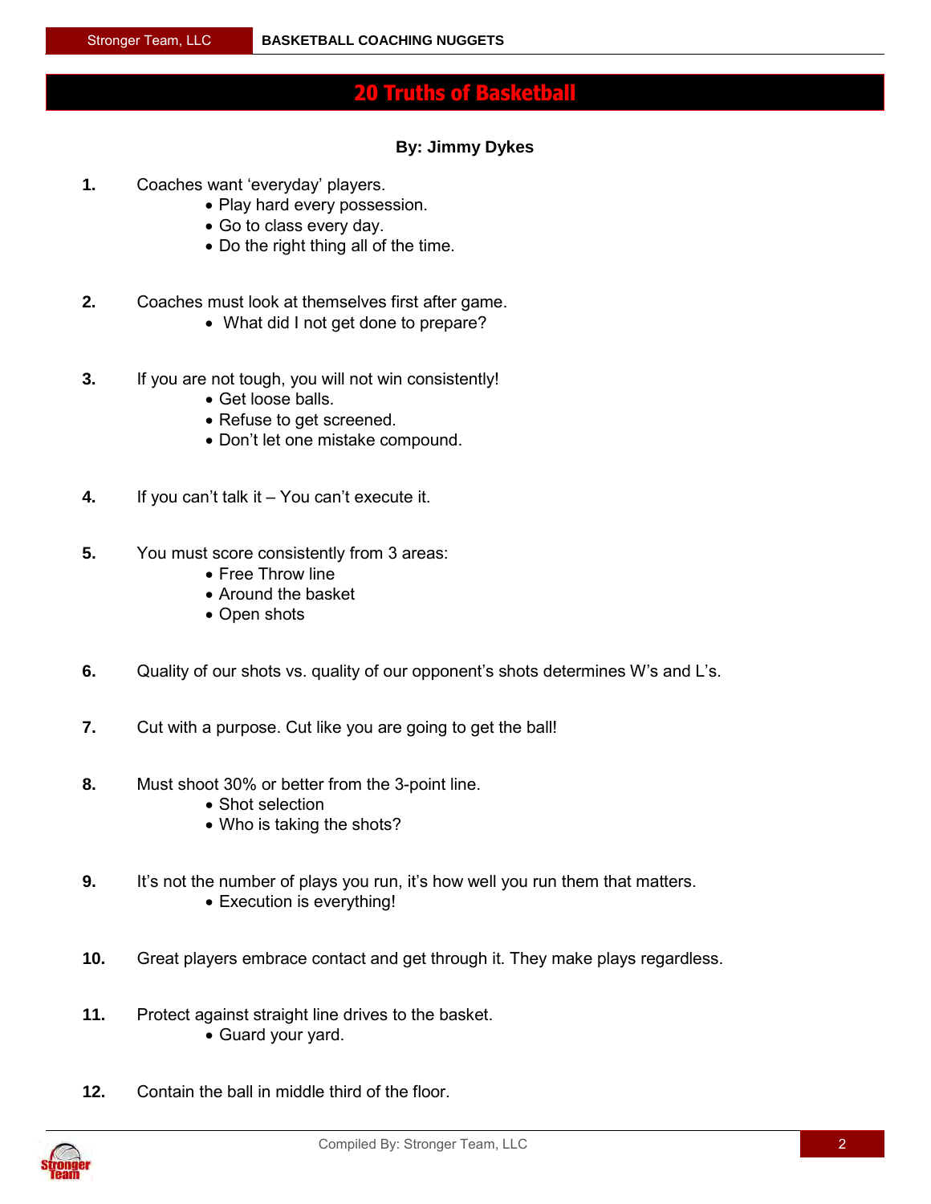# 20 Truths of Basketball

**By: Jimmy Dykes**

**1.** Coaches want 'everyday' players.
- Play hard every possession.
- Go to class every day.
- Do the right thing all of the time.

**2.** Coaches must look at themselves first after game.
- What did I not get done to prepare?

**3.** If you are not tough, you will not win consistently!
- Get loose balls.
- Refuse to get screened.
- Don't let one mistake compound.

**4.** If you can't talk it – You can't execute it.

**5.** You must score consistently from 3 areas:
- Free Throw line
- Around the basket
- Open shots

**6.** Quality of our shots vs. quality of our opponent's shots determines W's and L's.

**7.** Cut with a purpose. Cut like you are going to get the ball!

**8.** Must shoot 30% or better from the 3-point line.
- Shot selection
- Who is taking the shots?

**9.** It's not the number of plays you run, it's how well you run them that matters.
- Execution is everything!

**10.** Great players embrace contact and get through it. They make plays regardless.

**11.** Protect against straight line drives to the basket.
- Guard your yard.

**12.** Contain the ball in middle third of the floor.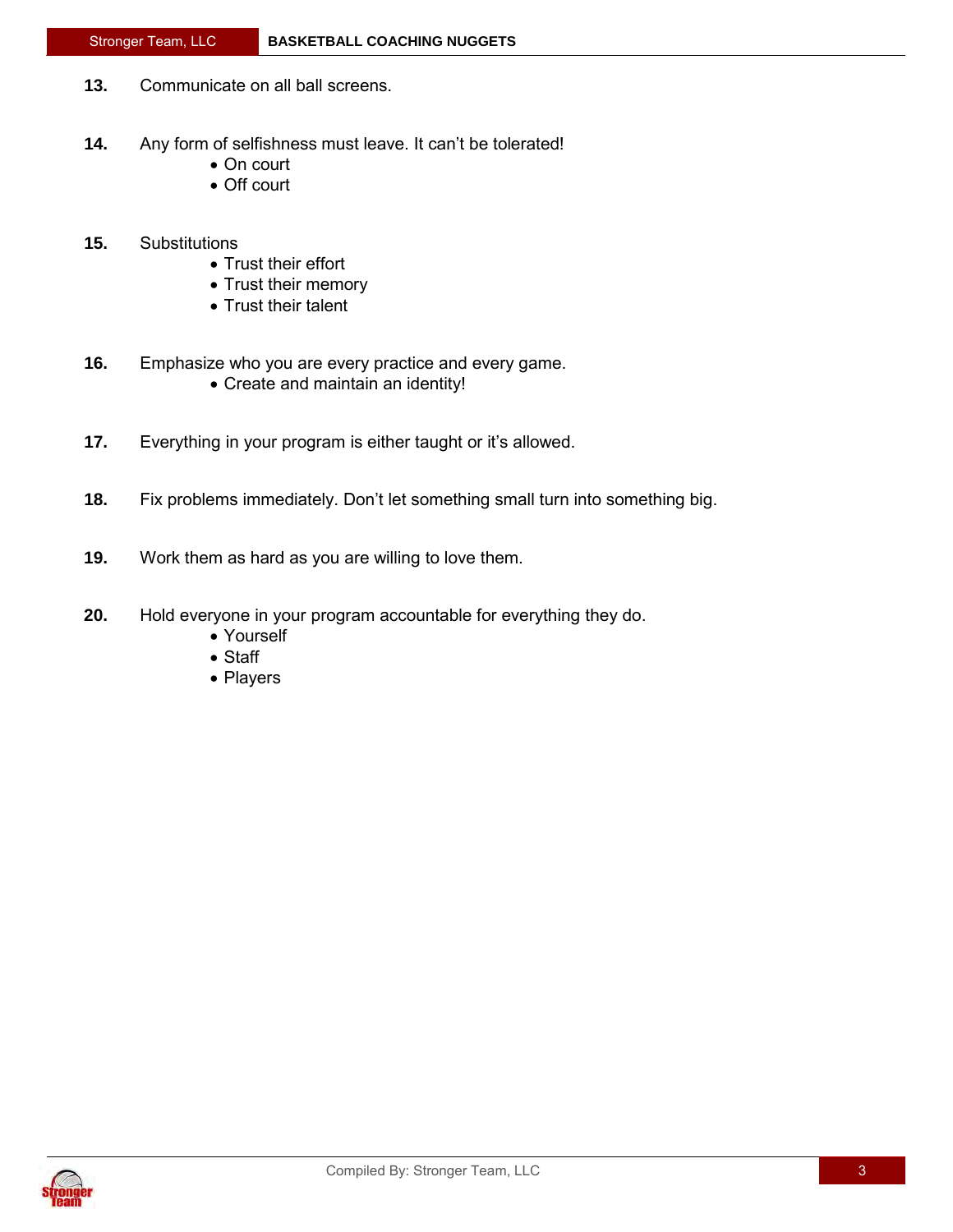**13.** Communicate on all ball screens.

**14.** Any form of selfishness must leave. It can't be tolerated!
- On court
- Off court

**15.** Substitutions
- Trust their effort
- Trust their memory
- Trust their talent

**16.** Emphasize who you are every practice and every game.
- Create and maintain an identity!

**17.** Everything in your program is either taught or it's allowed.

**18.** Fix problems immediately. Don't let something small turn into something big.

**19.** Work them as hard as you are willing to love them.

**20.** Hold everyone in your program accountable for everything they do.
- Yourself
- Staff
- Players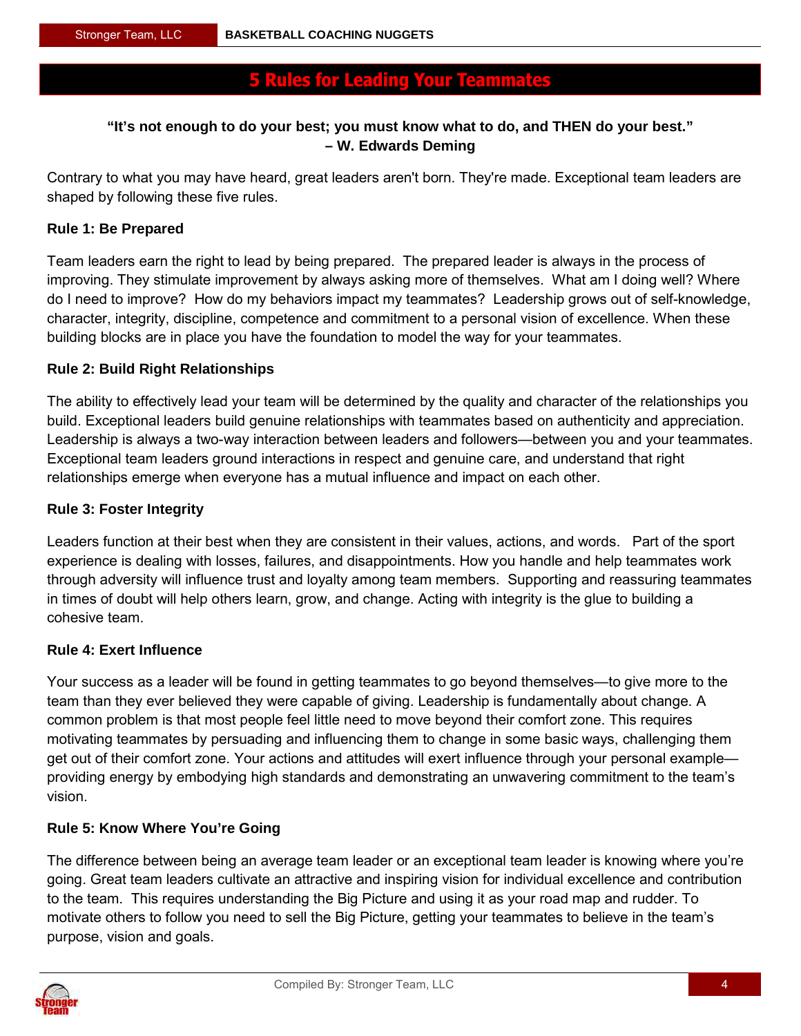# 5 Rules for Leading Your Teammates

**"It's not enough to do your best; you must know what to do, and THEN do your best."**
**– W. Edwards Deming**

Contrary to what you may have heard, great leaders aren't born. They're made. Exceptional team leaders are shaped by following these five rules.

**Rule 1: Be Prepared**

Team leaders earn the right to lead by being prepared. The prepared leader is always in the process of improving. They stimulate improvement by always asking more of themselves. What am I doing well? Where do I need to improve? How do my behaviors impact my teammates? Leadership grows out of self-knowledge, character, integrity, discipline, competence and commitment to a personal vision of excellence. When these building blocks are in place you have the foundation to model the way for your teammates.

**Rule 2: Build Right Relationships**

The ability to effectively lead your team will be determined by the quality and character of the relationships you build. Exceptional leaders build genuine relationships with teammates based on authenticity and appreciation. Leadership is always a two-way interaction between leaders and followers—between you and your teammates. Exceptional team leaders ground interactions in respect and genuine care, and understand that right relationships emerge when everyone has a mutual influence and impact on each other.

**Rule 3: Foster Integrity**

Leaders function at their best when they are consistent in their values, actions, and words. Part of the sport experience is dealing with losses, failures, and disappointments. How you handle and help teammates work through adversity will influence trust and loyalty among team members. Supporting and reassuring teammates in times of doubt will help others learn, grow, and change. Acting with integrity is the glue to building a cohesive team.

**Rule 4: Exert Influence**

Your success as a leader will be found in getting teammates to go beyond themselves—to give more to the team than they ever believed they were capable of giving. Leadership is fundamentally about change. A common problem is that most people feel little need to move beyond their comfort zone. This requires motivating teammates by persuading and influencing them to change in some basic ways, challenging them get out of their comfort zone. Your actions and attitudes will exert influence through your personal example—providing energy by embodying high standards and demonstrating an unwavering commitment to the team's vision.

**Rule 5: Know Where You're Going**

The difference between being an average team leader or an exceptional team leader is knowing where you're going. Great team leaders cultivate an attractive and inspiring vision for individual excellence and contribution to the team. This requires understanding the Big Picture and using it as your road map and rudder. To motivate others to follow you need to sell the Big Picture, getting your teammates to believe in the team's purpose, vision and goals.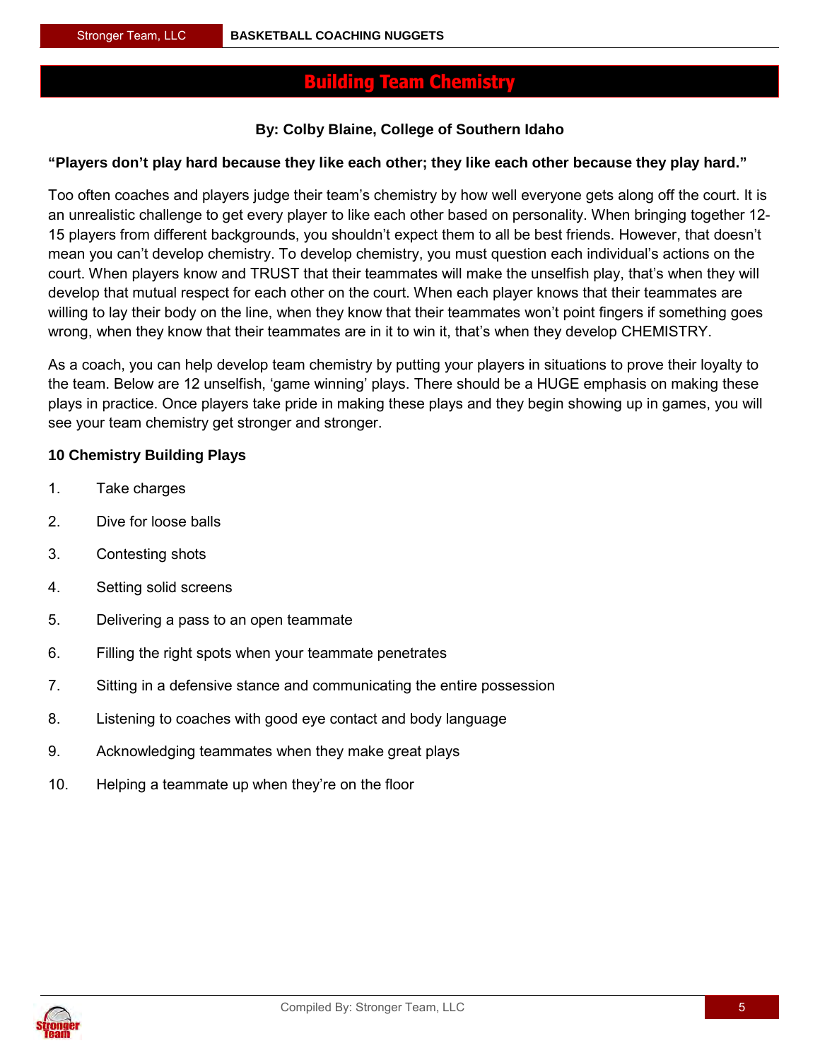# Building Team Chemistry

**By: Colby Blaine, College of Southern Idaho**

**"Players don't play hard because they like each other; they like each other because they play hard."**

Too often coaches and players judge their team's chemistry by how well everyone gets along off the court. It is an unrealistic challenge to get every player to like each other based on personality. When bringing together 12-15 players from different backgrounds, you shouldn't expect them to all be best friends. However, that doesn't mean you can't develop chemistry. To develop chemistry, you must question each individual's actions on the court. When players know and TRUST that their teammates will make the unselfish play, that's when they will develop that mutual respect for each other on the court. When each player knows that their teammates are willing to lay their body on the line, when they know that their teammates won't point fingers if something goes wrong, when they know that their teammates are in it to win it, that's when they develop CHEMISTRY.

As a coach, you can help develop team chemistry by putting your players in situations to prove their loyalty to the team. Below are 12 unselfish, 'game winning' plays. There should be a HUGE emphasis on making these plays in practice. Once players take pride in making these plays and they begin showing up in games, you will see your team chemistry get stronger and stronger.

**10 Chemistry Building Plays**

1. Take charges
2. Dive for loose balls
3. Contesting shots
4. Setting solid screens
5. Delivering a pass to an open teammate
6. Filling the right spots when your teammate penetrates
7. Sitting in a defensive stance and communicating the entire possession
8. Listening to coaches with good eye contact and body language
9. Acknowledging teammates when they make great plays
10. Helping a teammate up when they're on the floor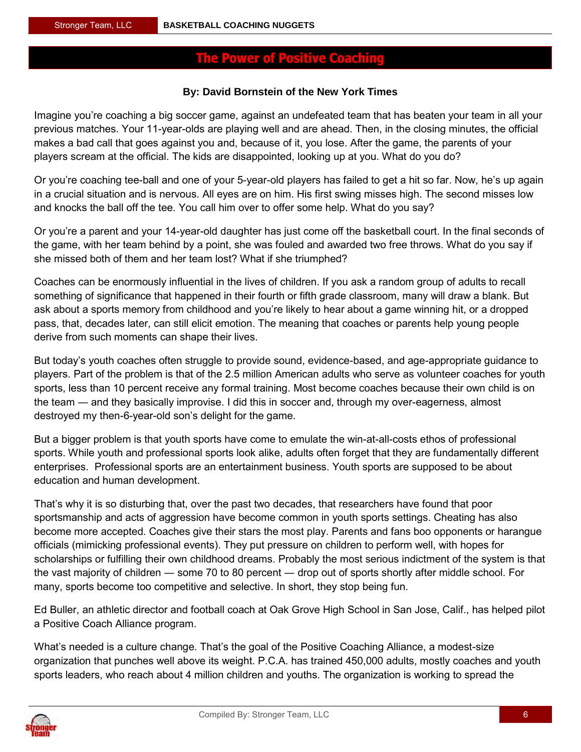# The Power of Positive Coaching

**By: David Bornstein of the New York Times**

Imagine you're coaching a big soccer game, against an undefeated team that has beaten your team in all your previous matches. Your 11-year-olds are playing well and are ahead. Then, in the closing minutes, the official makes a bad call that goes against you and, because of it, you lose. After the game, the parents of your players scream at the official. The kids are disappointed, looking up at you. What do you do?

Or you're coaching tee-ball and one of your 5-year-old players has failed to get a hit so far. Now, he's up again in a crucial situation and is nervous. All eyes are on him. His first swing misses high. The second misses low and knocks the ball off the tee. You call him over to offer some help. What do you say?

Or you're a parent and your 14-year-old daughter has just come off the basketball court. In the final seconds of the game, with her team behind by a point, she was fouled and awarded two free throws. What do you say if she missed both of them and her team lost? What if she triumphed?

Coaches can be enormously influential in the lives of children. If you ask a random group of adults to recall something of significance that happened in their fourth or fifth grade classroom, many will draw a blank. But ask about a sports memory from childhood and you're likely to hear about a game winning hit, or a dropped pass, that, decades later, can still elicit emotion. The meaning that coaches or parents help young people derive from such moments can shape their lives.

But today's youth coaches often struggle to provide sound, evidence-based, and age-appropriate guidance to players. Part of the problem is that of the 2.5 million American adults who serve as volunteer coaches for youth sports, less than 10 percent receive any formal training. Most become coaches because their own child is on the team — and they basically improvise. I did this in soccer and, through my over-eagerness, almost destroyed my then-6-year-old son's delight for the game.

But a bigger problem is that youth sports have come to emulate the win-at-all-costs ethos of professional sports. While youth and professional sports look alike, adults often forget that they are fundamentally different enterprises. Professional sports are an entertainment business. Youth sports are supposed to be about education and human development.

That's why it is so disturbing that, over the past two decades, that researchers have found that poor sportsmanship and acts of aggression have become common in youth sports settings. Cheating has also become more accepted. Coaches give their stars the most play. Parents and fans boo opponents or harangue officials (mimicking professional events). They put pressure on children to perform well, with hopes for scholarships or fulfilling their own childhood dreams. Probably the most serious indictment of the system is that the vast majority of children — some 70 to 80 percent — drop out of sports shortly after middle school. For many, sports become too competitive and selective. In short, they stop being fun.

Ed Buller, an athletic director and football coach at Oak Grove High School in San Jose, Calif., has helped pilot a Positive Coach Alliance program.

What's needed is a culture change. That's the goal of the Positive Coaching Alliance, a modest-size organization that punches well above its weight. P.C.A. has trained 450,000 adults, mostly coaches and youth sports leaders, who reach about 4 million children and youths. The organization is working to spread the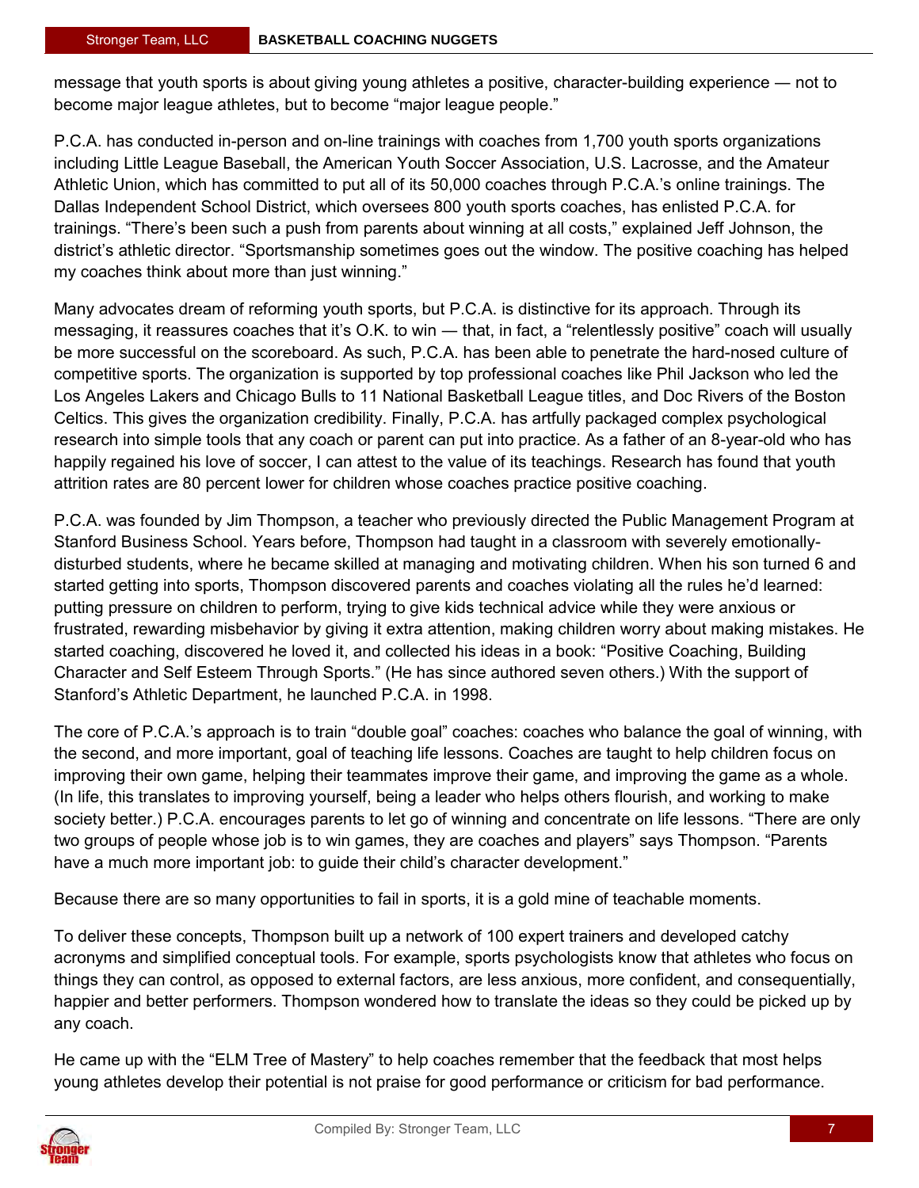message that youth sports is about giving young athletes a positive, character-building experience — not to become major league athletes, but to become "major league people."

P.C.A. has conducted in-person and on-line trainings with coaches from 1,700 youth sports organizations including Little League Baseball, the American Youth Soccer Association, U.S. Lacrosse, and the Amateur Athletic Union, which has committed to put all of its 50,000 coaches through P.C.A.'s online trainings. The Dallas Independent School District, which oversees 800 youth sports coaches, has enlisted P.C.A. for trainings. "There's been such a push from parents about winning at all costs," explained Jeff Johnson, the district's athletic director. "Sportsmanship sometimes goes out the window. The positive coaching has helped my coaches think about more than just winning."

Many advocates dream of reforming youth sports, but P.C.A. is distinctive for its approach. Through its messaging, it reassures coaches that it's O.K. to win — that, in fact, a "relentlessly positive" coach will usually be more successful on the scoreboard. As such, P.C.A. has been able to penetrate the hard-nosed culture of competitive sports. The organization is supported by top professional coaches like Phil Jackson who led the Los Angeles Lakers and Chicago Bulls to 11 National Basketball League titles, and Doc Rivers of the Boston Celtics. This gives the organization credibility. Finally, P.C.A. has artfully packaged complex psychological research into simple tools that any coach or parent can put into practice. As a father of an 8-year-old who has happily regained his love of soccer, I can attest to the value of its teachings. Research has found that youth attrition rates are 80 percent lower for children whose coaches practice positive coaching.

P.C.A. was founded by Jim Thompson, a teacher who previously directed the Public Management Program at Stanford Business School. Years before, Thompson had taught in a classroom with severely emotionally-disturbed students, where he became skilled at managing and motivating children. When his son turned 6 and started getting into sports, Thompson discovered parents and coaches violating all the rules he'd learned: putting pressure on children to perform, trying to give kids technical advice while they were anxious or frustrated, rewarding misbehavior by giving it extra attention, making children worry about making mistakes. He started coaching, discovered he loved it, and collected his ideas in a book: "Positive Coaching, Building Character and Self Esteem Through Sports." (He has since authored seven others.) With the support of Stanford's Athletic Department, he launched P.C.A. in 1998.

The core of P.C.A.'s approach is to train "double goal" coaches: coaches who balance the goal of winning, with the second, and more important, goal of teaching life lessons. Coaches are taught to help children focus on improving their own game, helping their teammates improve their game, and improving the game as a whole. (In life, this translates to improving yourself, being a leader who helps others flourish, and working to make society better.) P.C.A. encourages parents to let go of winning and concentrate on life lessons. "There are only two groups of people whose job is to win games, they are coaches and players" says Thompson. "Parents have a much more important job: to guide their child's character development."

Because there are so many opportunities to fail in sports, it is a gold mine of teachable moments.

To deliver these concepts, Thompson built up a network of 100 expert trainers and developed catchy acronyms and simplified conceptual tools. For example, sports psychologists know that athletes who focus on things they can control, as opposed to external factors, are less anxious, more confident, and consequentially, happier and better performers. Thompson wondered how to translate the ideas so they could be picked up by any coach.

He came up with the "ELM Tree of Mastery" to help coaches remember that the feedback that most helps young athletes develop their potential is not praise for good performance or criticism for bad performance.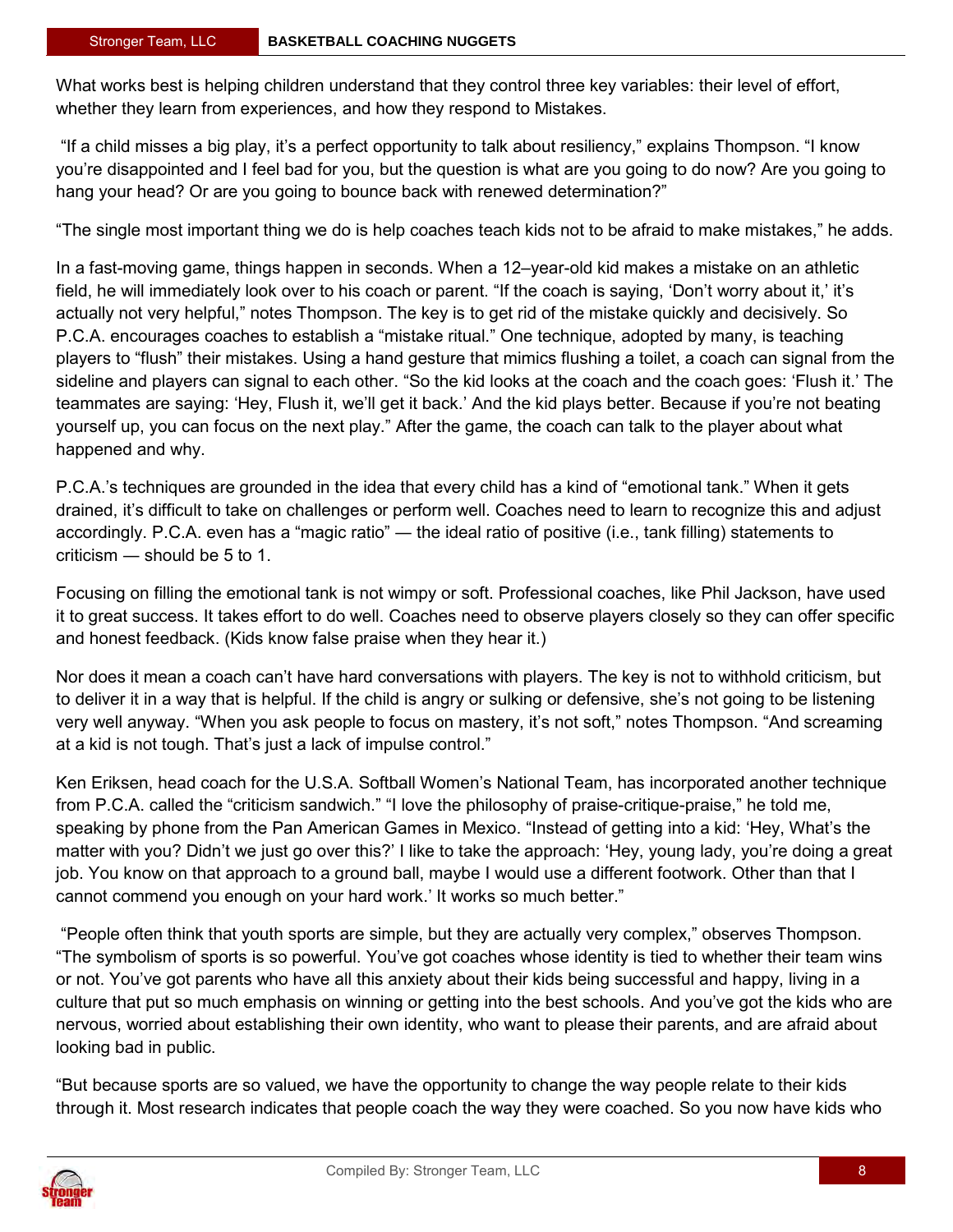What works best is helping children understand that they control three key variables: their level of effort, whether they learn from experiences, and how they respond to Mistakes.

"If a child misses a big play, it's a perfect opportunity to talk about resiliency," explains Thompson. "I know you're disappointed and I feel bad for you, but the question is what are you going to do now? Are you going to hang your head? Or are you going to bounce back with renewed determination?"

"The single most important thing we do is help coaches teach kids not to be afraid to make mistakes," he adds.

In a fast-moving game, things happen in seconds. When a 12–year-old kid makes a mistake on an athletic field, he will immediately look over to his coach or parent. "If the coach is saying, 'Don't worry about it,' it's actually not very helpful," notes Thompson. The key is to get rid of the mistake quickly and decisively. So P.C.A. encourages coaches to establish a "mistake ritual." One technique, adopted by many, is teaching players to "flush" their mistakes. Using a hand gesture that mimics flushing a toilet, a coach can signal from the sideline and players can signal to each other. "So the kid looks at the coach and the coach goes: 'Flush it.' The teammates are saying: 'Hey, Flush it, we'll get it back.' And the kid plays better. Because if you're not beating yourself up, you can focus on the next play." After the game, the coach can talk to the player about what happened and why.

P.C.A.'s techniques are grounded in the idea that every child has a kind of "emotional tank." When it gets drained, it's difficult to take on challenges or perform well. Coaches need to learn to recognize this and adjust accordingly. P.C.A. even has a "magic ratio" — the ideal ratio of positive (i.e., tank filling) statements to criticism — should be 5 to 1.

Focusing on filling the emotional tank is not wimpy or soft. Professional coaches, like Phil Jackson, have used it to great success. It takes effort to do well. Coaches need to observe players closely so they can offer specific and honest feedback. (Kids know false praise when they hear it.)

Nor does it mean a coach can't have hard conversations with players. The key is not to withhold criticism, but to deliver it in a way that is helpful. If the child is angry or sulking or defensive, she's not going to be listening very well anyway. "When you ask people to focus on mastery, it's not soft," notes Thompson. "And screaming at a kid is not tough. That's just a lack of impulse control."

Ken Eriksen, head coach for the U.S.A. Softball Women's National Team, has incorporated another technique from P.C.A. called the "criticism sandwich." "I love the philosophy of praise-critique-praise," he told me, speaking by phone from the Pan American Games in Mexico. "Instead of getting into a kid: 'Hey, What's the matter with you? Didn't we just go over this?' I like to take the approach: 'Hey, young lady, you're doing a great job. You know on that approach to a ground ball, maybe I would use a different footwork. Other than that I cannot commend you enough on your hard work.' It works so much better."

"People often think that youth sports are simple, but they are actually very complex," observes Thompson. "The symbolism of sports is so powerful. You've got coaches whose identity is tied to whether their team wins or not. You've got parents who have all this anxiety about their kids being successful and happy, living in a culture that put so much emphasis on winning or getting into the best schools. And you've got the kids who are nervous, worried about establishing their own identity, who want to please their parents, and are afraid about looking bad in public.

"But because sports are so valued, we have the opportunity to change the way people relate to their kids through it. Most research indicates that people coach the way they were coached. So you now have kids who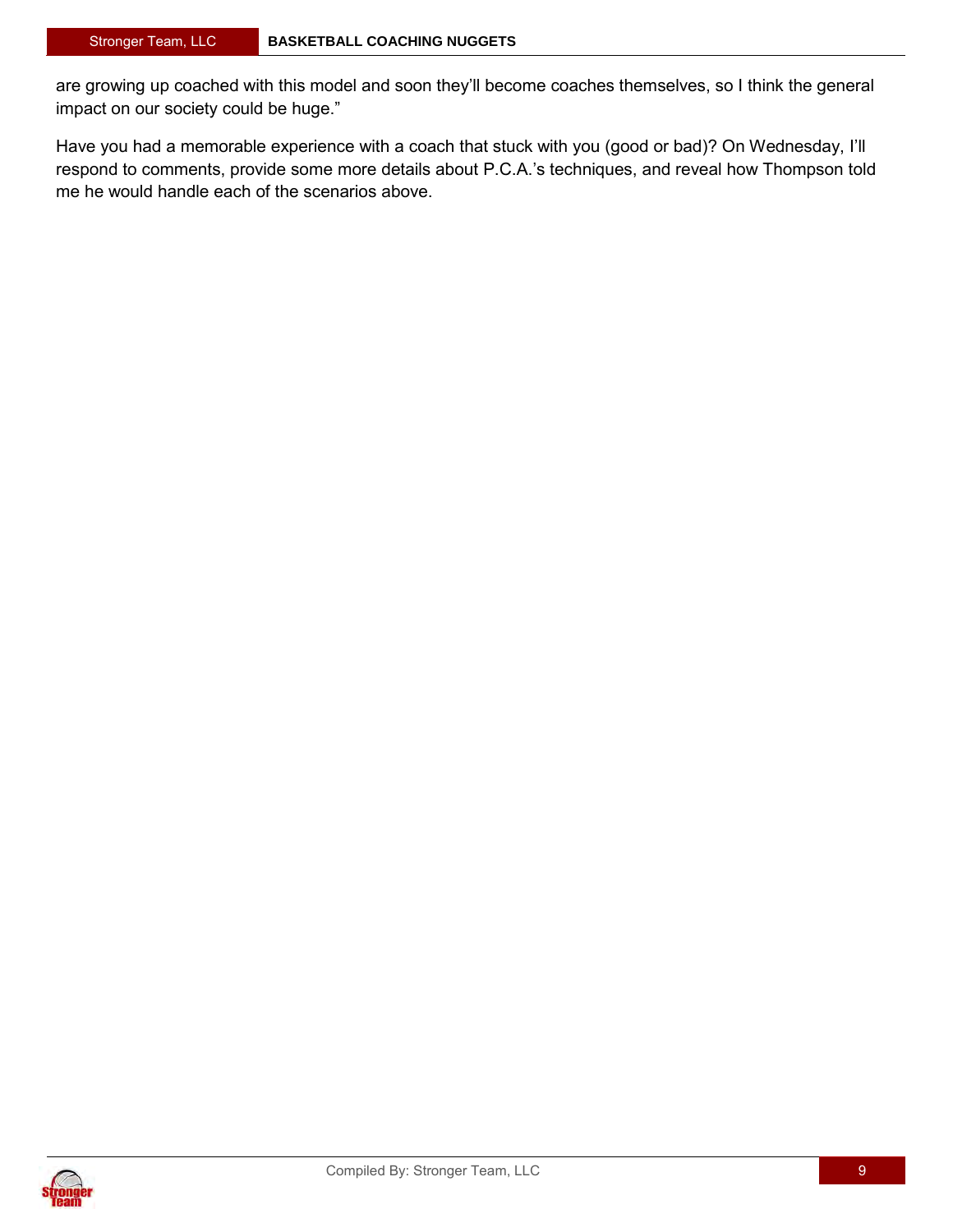are growing up coached with this model and soon they'll become coaches themselves, so I think the general impact on our society could be huge."

Have you had a memorable experience with a coach that stuck with you (good or bad)? On Wednesday, I'll respond to comments, provide some more details about P.C.A.'s techniques, and reveal how Thompson told me he would handle each of the scenarios above.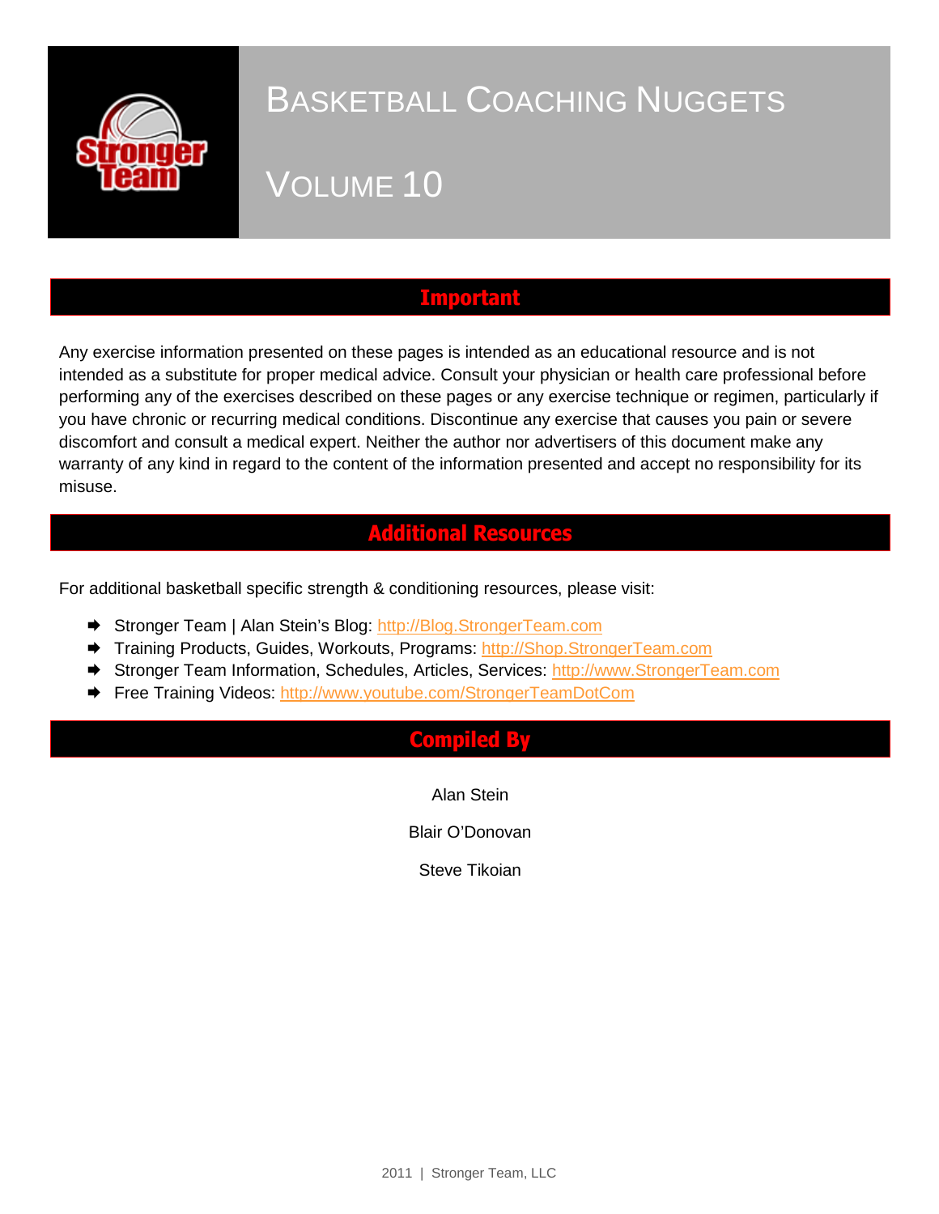# Basketball Coaching Nuggets

## Volume 10

## Important

Any exercise information presented on these pages is intended as an educational resource and is not intended as a substitute for proper medical advice. Consult your physician or health care professional before performing any of the exercises described on these pages or any exercise technique or regimen, particularly if you have chronic or recurring medical conditions. Discontinue any exercise that causes you pain or severe discomfort and consult a medical expert. Neither the author nor advertisers of this document make any warranty of any kind in regard to the content of the information presented and accept no responsibility for its misuse.

## Additional Resources

For additional basketball specific strength & conditioning resources, please visit:

- Stronger Team | Alan Stein's Blog: http://Blog.StrongerTeam.com
- Training Products, Guides, Workouts, Programs: http://Shop.StrongerTeam.com
- Stronger Team Information, Schedules, Articles, Services: http://www.StrongerTeam.com
- Free Training Videos: http://www.youtube.com/StrongerTeamDotCom

## Compiled By

Alan Stein

Blair O'Donovan

Steve Tikoian

2011 | Stronger Team, LLC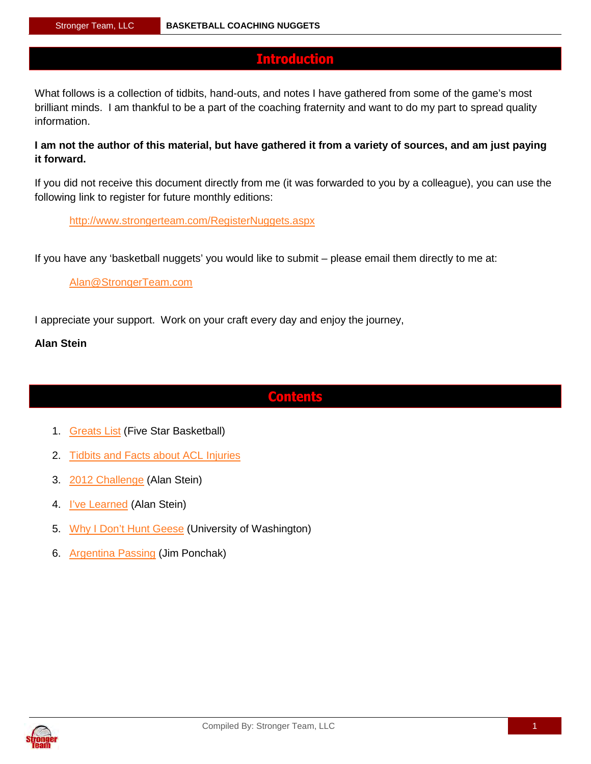## Introduction

What follows is a collection of tidbits, hand-outs, and notes I have gathered from some of the game's most brilliant minds. I am thankful to be a part of the coaching fraternity and want to do my part to spread quality information.

**I am not the author of this material, but have gathered it from a variety of sources, and am just paying it forward.**

If you did not receive this document directly from me (it was forwarded to you by a colleague), you can use the following link to register for future monthly editions:

> http://www.strongerteam.com/RegisterNuggets.aspx

If you have any 'basketball nuggets' you would like to submit – please email them directly to me at:

> Alan@StrongerTeam.com

I appreciate your support. Work on your craft every day and enjoy the journey,

**Alan Stein**

## Contents

1. Greats List (Five Star Basketball)
2. Tidbits and Facts about ACL Injuries
3. 2012 Challenge (Alan Stein)
4. I've Learned (Alan Stein)
5. Why I Don't Hunt Geese (University of Washington)
6. Argentina Passing (Jim Ponchak)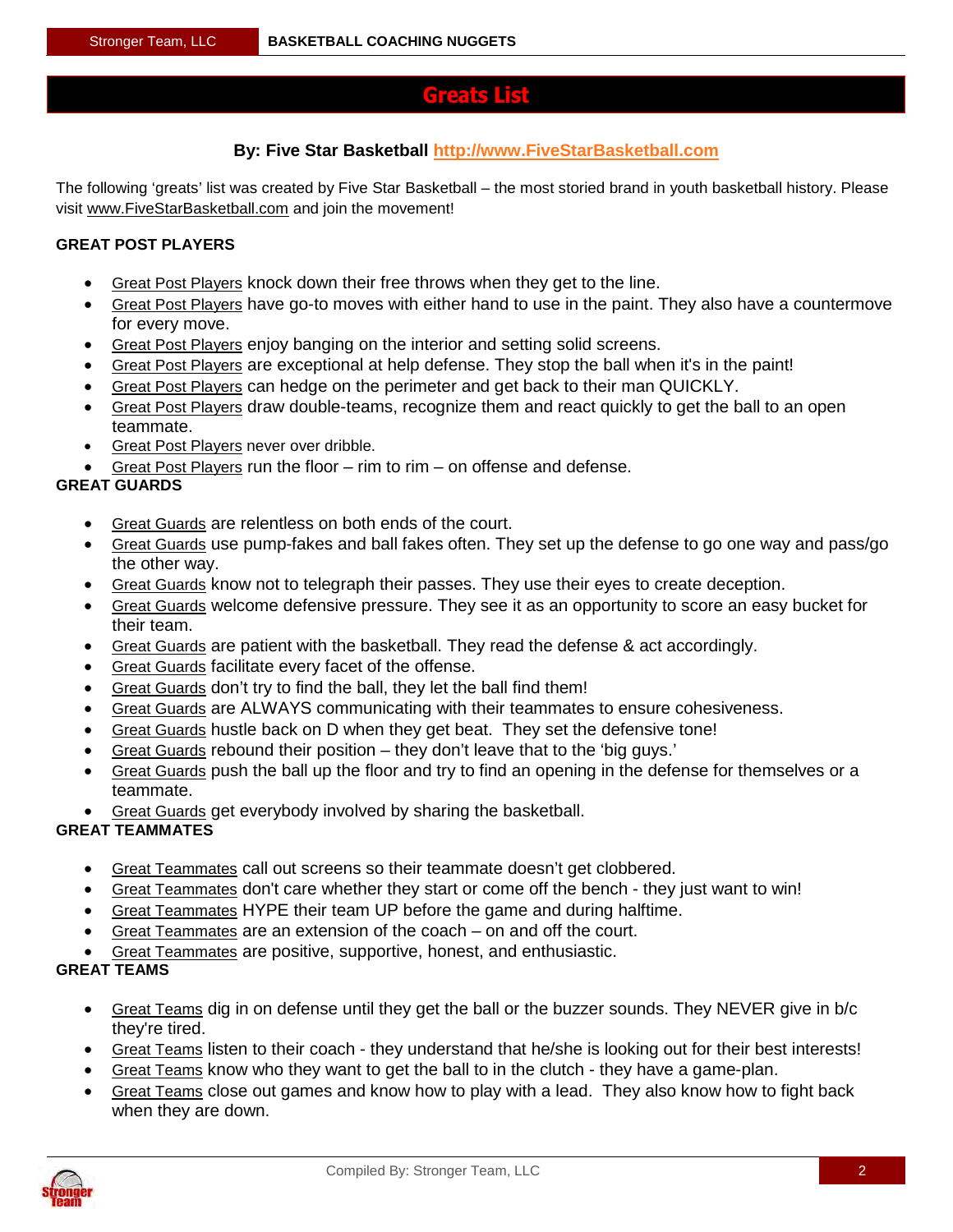# Greats List

**By: Five Star Basketball http://www.FiveStarBasketball.com**

The following 'greats' list was created by Five Star Basketball – the most storied brand in youth basketball history. Please visit www.FiveStarBasketball.com and join the movement!

**GREAT POST PLAYERS**

- Great Post Players knock down their free throws when they get to the line.
- Great Post Players have go-to moves with either hand to use in the paint. They also have a countermove for every move.
- Great Post Players enjoy banging on the interior and setting solid screens.
- Great Post Players are exceptional at help defense. They stop the ball when it's in the paint!
- Great Post Players can hedge on the perimeter and get back to their man QUICKLY.
- Great Post Players draw double-teams, recognize them and react quickly to get the ball to an open teammate.
- Great Post Players never over dribble.
- Great Post Players run the floor – rim to rim – on offense and defense.

**GREAT GUARDS**

- Great Guards are relentless on both ends of the court.
- Great Guards use pump-fakes and ball fakes often. They set up the defense to go one way and pass/go the other way.
- Great Guards know not to telegraph their passes. They use their eyes to create deception.
- Great Guards welcome defensive pressure. They see it as an opportunity to score an easy bucket for their team.
- Great Guards are patient with the basketball. They read the defense & act accordingly.
- Great Guards facilitate every facet of the offense.
- Great Guards don't try to find the ball, they let the ball find them!
- Great Guards are ALWAYS communicating with their teammates to ensure cohesiveness.
- Great Guards hustle back on D when they get beat. They set the defensive tone!
- Great Guards rebound their position – they don't leave that to the 'big guys.'
- Great Guards push the ball up the floor and try to find an opening in the defense for themselves or a teammate.
- Great Guards get everybody involved by sharing the basketball.

**GREAT TEAMMATES**

- Great Teammates call out screens so their teammate doesn't get clobbered.
- Great Teammates don't care whether they start or come off the bench - they just want to win!
- Great Teammates HYPE their team UP before the game and during halftime.
- Great Teammates are an extension of the coach – on and off the court.
- Great Teammates are positive, supportive, honest, and enthusiastic.

**GREAT TEAMS**

- Great Teams dig in on defense until they get the ball or the buzzer sounds. They NEVER give in b/c they're tired.
- Great Teams listen to their coach - they understand that he/she is looking out for their best interests!
- Great Teams know who they want to get the ball to in the clutch - they have a game-plan.
- Great Teams close out games and know how to play with a lead. They also know how to fight back when they are down.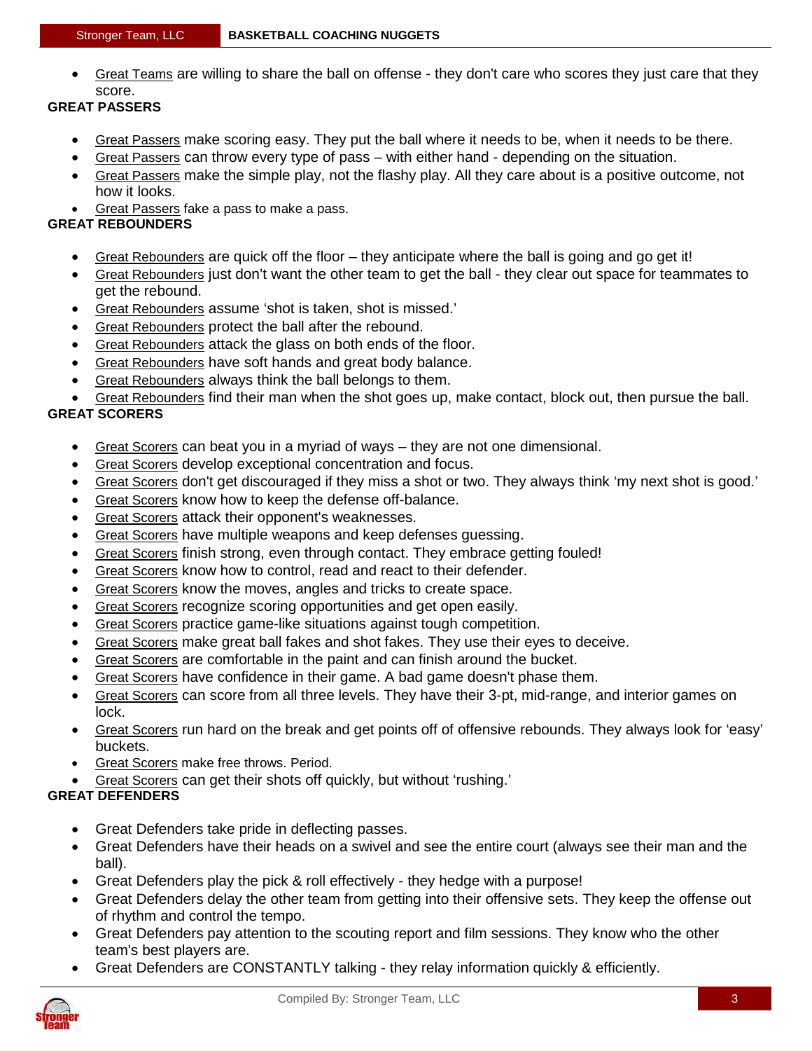- Great Teams are willing to share the ball on offense - they don't care who scores they just care that they score.

**GREAT PASSERS**

- Great Passers make scoring easy. They put the ball where it needs to be, when it needs to be there.
- Great Passers can throw every type of pass – with either hand - depending on the situation.
- Great Passers make the simple play, not the flashy play. All they care about is a positive outcome, not how it looks.
- Great Passers fake a pass to make a pass.

**GREAT REBOUNDERS**

- Great Rebounders are quick off the floor – they anticipate where the ball is going and go get it!
- Great Rebounders just don't want the other team to get the ball - they clear out space for teammates to get the rebound.
- Great Rebounders assume 'shot is taken, shot is missed.'
- Great Rebounders protect the ball after the rebound.
- Great Rebounders attack the glass on both ends of the floor.
- Great Rebounders have soft hands and great body balance.
- Great Rebounders always think the ball belongs to them.
- Great Rebounders find their man when the shot goes up, make contact, block out, then pursue the ball.

**GREAT SCORERS**

- Great Scorers can beat you in a myriad of ways – they are not one dimensional.
- Great Scorers develop exceptional concentration and focus.
- Great Scorers don't get discouraged if they miss a shot or two. They always think 'my next shot is good.'
- Great Scorers know how to keep the defense off-balance.
- Great Scorers attack their opponent's weaknesses.
- Great Scorers have multiple weapons and keep defenses guessing.
- Great Scorers finish strong, even through contact. They embrace getting fouled!
- Great Scorers know how to control, read and react to their defender.
- Great Scorers know the moves, angles and tricks to create space.
- Great Scorers recognize scoring opportunities and get open easily.
- Great Scorers practice game-like situations against tough competition.
- Great Scorers make great ball fakes and shot fakes. They use their eyes to deceive.
- Great Scorers are comfortable in the paint and can finish around the bucket.
- Great Scorers have confidence in their game. A bad game doesn't phase them.
- Great Scorers can score from all three levels. They have their 3-pt, mid-range, and interior games on lock.
- Great Scorers run hard on the break and get points off of offensive rebounds. They always look for 'easy' buckets.
- Great Scorers make free throws. Period.
- Great Scorers can get their shots off quickly, but without 'rushing.'

**GREAT DEFENDERS**

- Great Defenders take pride in deflecting passes.
- Great Defenders have their heads on a swivel and see the entire court (always see their man and the ball).
- Great Defenders play the pick & roll effectively - they hedge with a purpose!
- Great Defenders delay the other team from getting into their offensive sets. They keep the offense out of rhythm and control the tempo.
- Great Defenders pay attention to the scouting report and film sessions. They know who the other team's best players are.
- Great Defenders are CONSTANTLY talking - they relay information quickly & efficiently.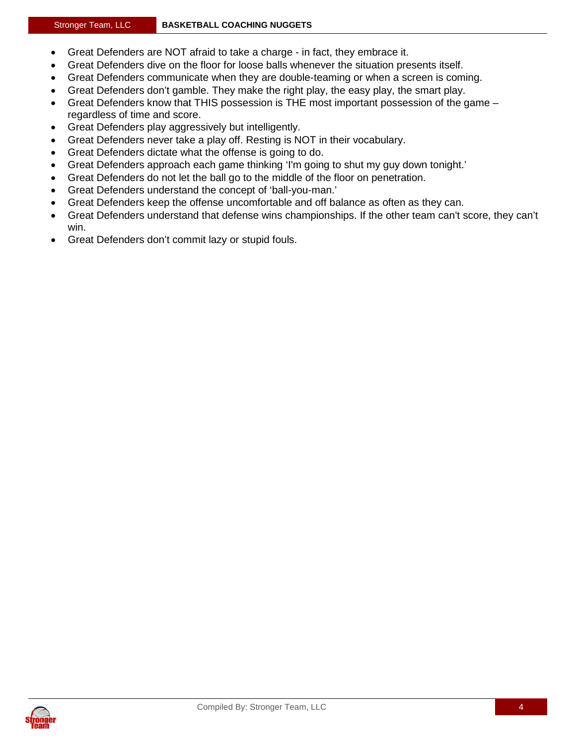- Great Defenders are NOT afraid to take a charge - in fact, they embrace it.
- Great Defenders dive on the floor for loose balls whenever the situation presents itself.
- Great Defenders communicate when they are double-teaming or when a screen is coming.
- Great Defenders don't gamble. They make the right play, the easy play, the smart play.
- Great Defenders know that THIS possession is THE most important possession of the game – regardless of time and score.
- Great Defenders play aggressively but intelligently.
- Great Defenders never take a play off. Resting is NOT in their vocabulary.
- Great Defenders dictate what the offense is going to do.
- Great Defenders approach each game thinking 'I'm going to shut my guy down tonight.'
- Great Defenders do not let the ball go to the middle of the floor on penetration.
- Great Defenders understand the concept of 'ball-you-man.'
- Great Defenders keep the offense uncomfortable and off balance as often as they can.
- Great Defenders understand that defense wins championships. If the other team can't score, they can't win.
- Great Defenders don't commit lazy or stupid fouls.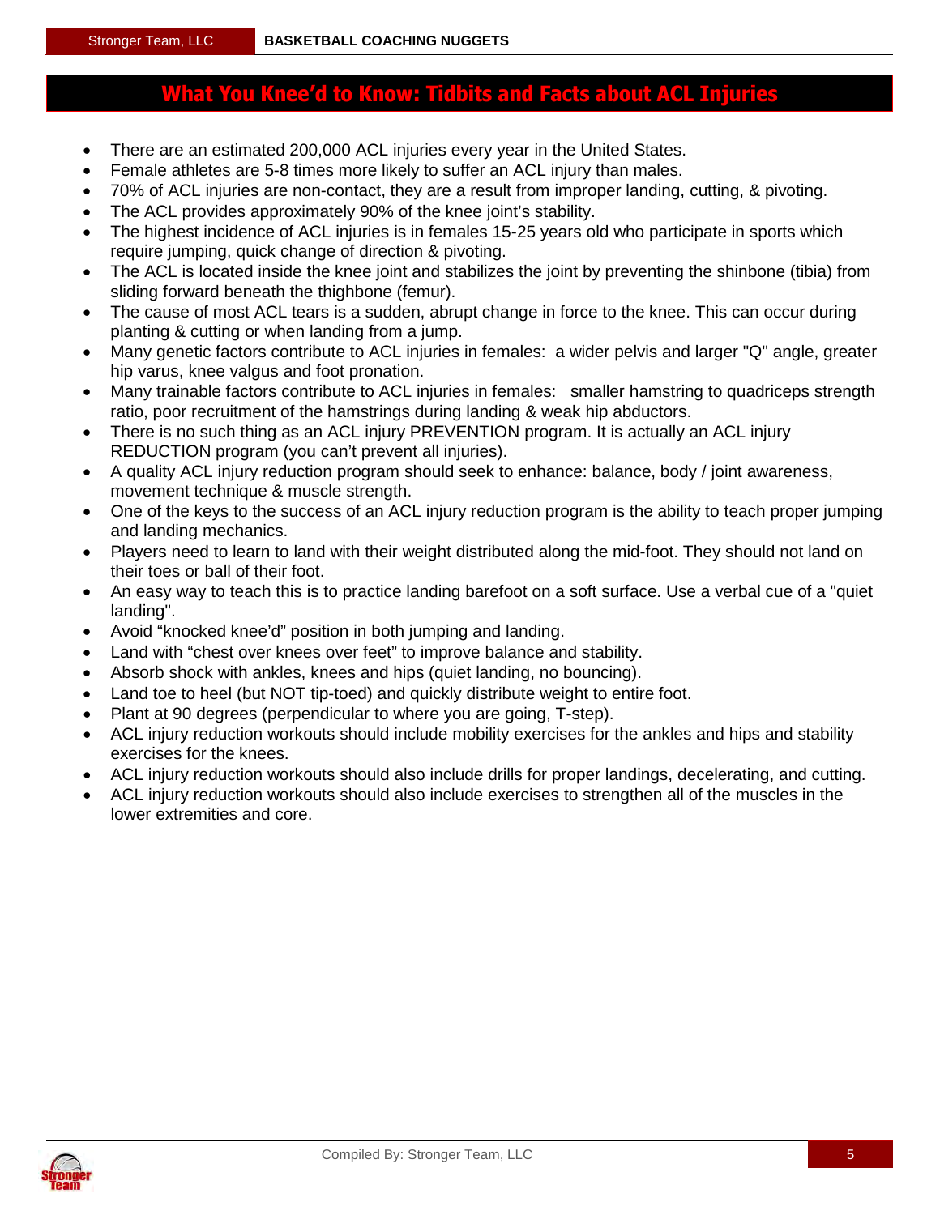## What You Knee'd to Know: Tidbits and Facts about ACL Injuries

- There are an estimated 200,000 ACL injuries every year in the United States.
- Female athletes are 5-8 times more likely to suffer an ACL injury than males.
- 70% of ACL injuries are non-contact, they are a result from improper landing, cutting, & pivoting.
- The ACL provides approximately 90% of the knee joint's stability.
- The highest incidence of ACL injuries is in females 15-25 years old who participate in sports which require jumping, quick change of direction & pivoting.
- The ACL is located inside the knee joint and stabilizes the joint by preventing the shinbone (tibia) from sliding forward beneath the thighbone (femur).
- The cause of most ACL tears is a sudden, abrupt change in force to the knee. This can occur during planting & cutting or when landing from a jump.
- Many genetic factors contribute to ACL injuries in females: a wider pelvis and larger "Q" angle, greater hip varus, knee valgus and foot pronation.
- Many trainable factors contribute to ACL injuries in females: smaller hamstring to quadriceps strength ratio, poor recruitment of the hamstrings during landing & weak hip abductors.
- There is no such thing as an ACL injury PREVENTION program. It is actually an ACL injury REDUCTION program (you can't prevent all injuries).
- A quality ACL injury reduction program should seek to enhance: balance, body / joint awareness, movement technique & muscle strength.
- One of the keys to the success of an ACL injury reduction program is the ability to teach proper jumping and landing mechanics.
- Players need to learn to land with their weight distributed along the mid-foot. They should not land on their toes or ball of their foot.
- An easy way to teach this is to practice landing barefoot on a soft surface. Use a verbal cue of a "quiet landing".
- Avoid "knocked knee'd" position in both jumping and landing.
- Land with "chest over knees over feet" to improve balance and stability.
- Absorb shock with ankles, knees and hips (quiet landing, no bouncing).
- Land toe to heel (but NOT tip-toed) and quickly distribute weight to entire foot.
- Plant at 90 degrees (perpendicular to where you are going, T-step).
- ACL injury reduction workouts should include mobility exercises for the ankles and hips and stability exercises for the knees.
- ACL injury reduction workouts should also include drills for proper landings, decelerating, and cutting.
- ACL injury reduction workouts should also include exercises to strengthen all of the muscles in the lower extremities and core.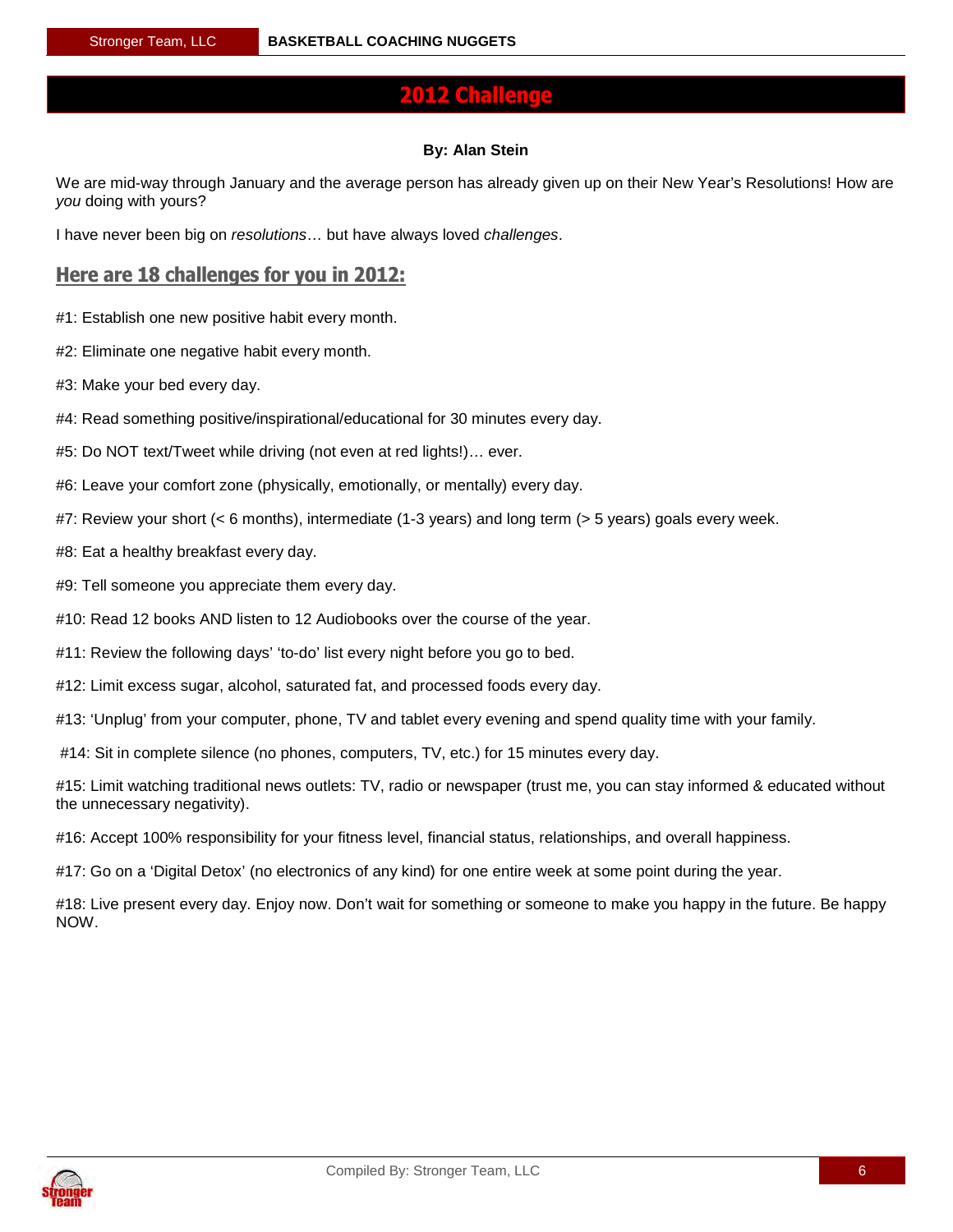# 2012 Challenge

**By: Alan Stein**

We are mid-way through January and the average person has already given up on their New Year's Resolutions! How are *you* doing with yours?

I have never been big on *resolutions*… but have always loved *challenges*.

## Here are 18 challenges for you in 2012:

#1: Establish one new positive habit every month.

#2: Eliminate one negative habit every month.

#3: Make your bed every day.

#4: Read something positive/inspirational/educational for 30 minutes every day.

#5: Do NOT text/Tweet while driving (not even at red lights!)… ever.

#6: Leave your comfort zone (physically, emotionally, or mentally) every day.

#7: Review your short (< 6 months), intermediate (1-3 years) and long term (> 5 years) goals every week.

#8: Eat a healthy breakfast every day.

#9: Tell someone you appreciate them every day.

#10: Read 12 books AND listen to 12 Audiobooks over the course of the year.

#11: Review the following days' 'to-do' list every night before you go to bed.

#12: Limit excess sugar, alcohol, saturated fat, and processed foods every day.

#13: 'Unplug' from your computer, phone, TV and tablet every evening and spend quality time with your family.

#14: Sit in complete silence (no phones, computers, TV, etc.) for 15 minutes every day.

#15: Limit watching traditional news outlets: TV, radio or newspaper (trust me, you can stay informed & educated without the unnecessary negativity).

#16: Accept 100% responsibility for your fitness level, financial status, relationships, and overall happiness.

#17: Go on a 'Digital Detox' (no electronics of any kind) for one entire week at some point during the year.

#18: Live present every day. Enjoy now. Don't wait for something or someone to make you happy in the future. Be happy NOW.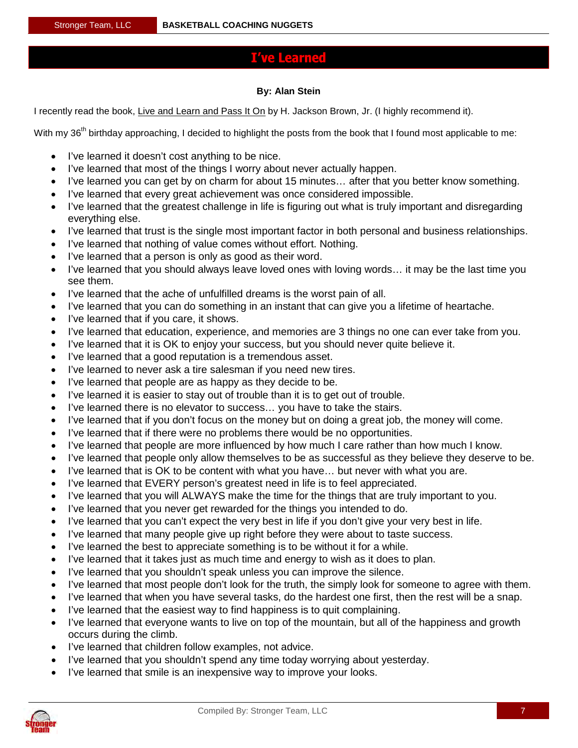# I've Learned

**By: Alan Stein**

I recently read the book, Live and Learn and Pass It On by H. Jackson Brown, Jr. (I highly recommend it).

With my 36th birthday approaching, I decided to highlight the posts from the book that I found most applicable to me:

- I've learned it doesn't cost anything to be nice.
- I've learned that most of the things I worry about never actually happen.
- I've learned you can get by on charm for about 15 minutes… after that you better know something.
- I've learned that every great achievement was once considered impossible.
- I've learned that the greatest challenge in life is figuring out what is truly important and disregarding everything else.
- I've learned that trust is the single most important factor in both personal and business relationships.
- I've learned that nothing of value comes without effort. Nothing.
- I've learned that a person is only as good as their word.
- I've learned that you should always leave loved ones with loving words… it may be the last time you see them.
- I've learned that the ache of unfulfilled dreams is the worst pain of all.
- I've learned that you can do something in an instant that can give you a lifetime of heartache.
- I've learned that if you care, it shows.
- I've learned that education, experience, and memories are 3 things no one can ever take from you.
- I've learned that it is OK to enjoy your success, but you should never quite believe it.
- I've learned that a good reputation is a tremendous asset.
- I've learned to never ask a tire salesman if you need new tires.
- I've learned that people are as happy as they decide to be.
- I've learned it is easier to stay out of trouble than it is to get out of trouble.
- I've learned there is no elevator to success… you have to take the stairs.
- I've learned that if you don't focus on the money but on doing a great job, the money will come.
- I've learned that if there were no problems there would be no opportunities.
- I've learned that people are more influenced by how much I care rather than how much I know.
- I've learned that people only allow themselves to be as successful as they believe they deserve to be.
- I've learned that is OK to be content with what you have… but never with what you are.
- I've learned that EVERY person's greatest need in life is to feel appreciated.
- I've learned that you will ALWAYS make the time for the things that are truly important to you.
- I've learned that you never get rewarded for the things you intended to do.
- I've learned that you can't expect the very best in life if you don't give your very best in life.
- I've learned that many people give up right before they were about to taste success.
- I've learned the best to appreciate something is to be without it for a while.
- I've learned that it takes just as much time and energy to wish as it does to plan.
- I've learned that you shouldn't speak unless you can improve the silence.
- I've learned that most people don't look for the truth, the simply look for someone to agree with them.
- I've learned that when you have several tasks, do the hardest one first, then the rest will be a snap.
- I've learned that the easiest way to find happiness is to quit complaining.
- I've learned that everyone wants to live on top of the mountain, but all of the happiness and growth occurs during the climb.
- I've learned that children follow examples, not advice.
- I've learned that you shouldn't spend any time today worrying about yesterday.
- I've learned that smile is an inexpensive way to improve your looks.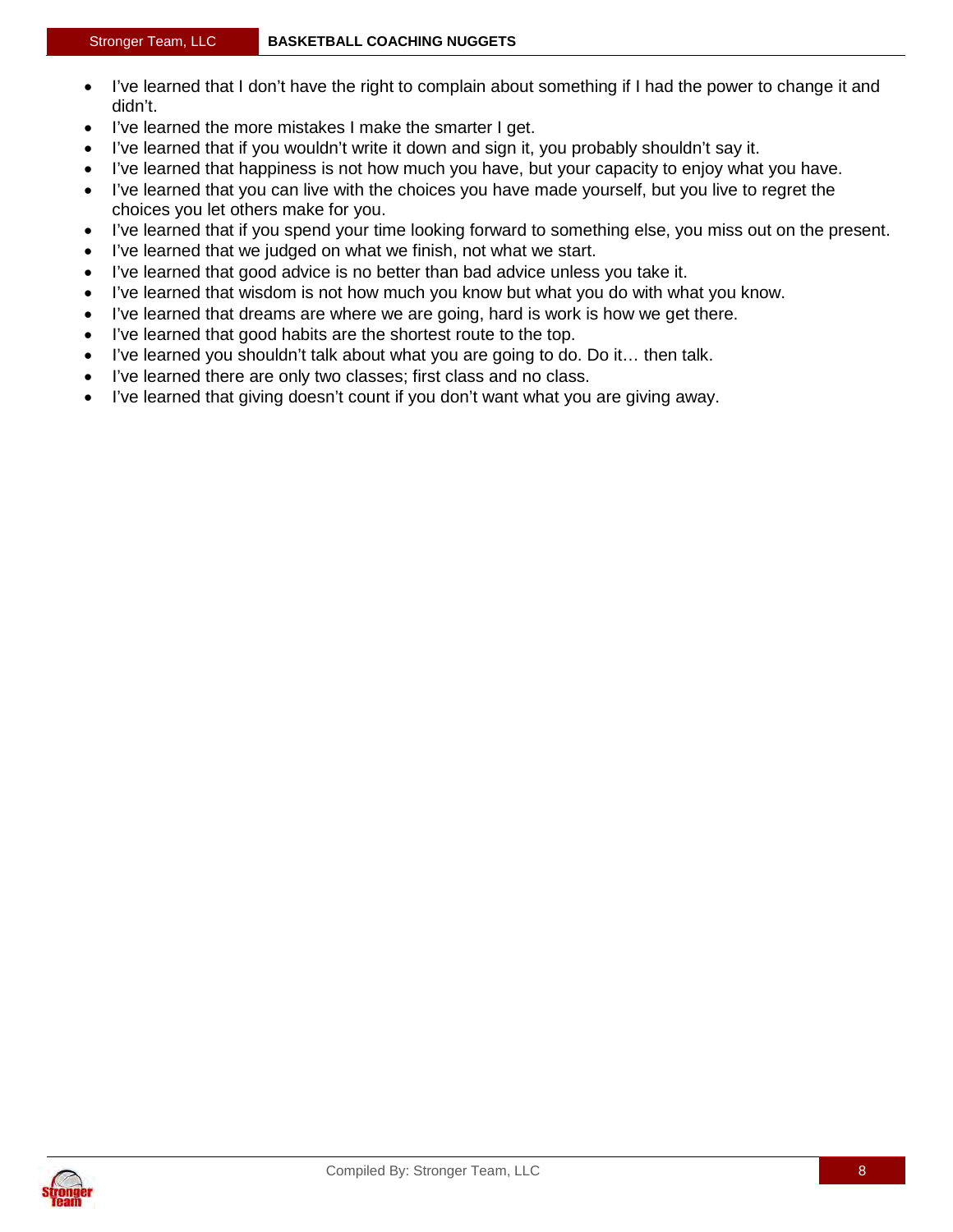- I've learned that I don't have the right to complain about something if I had the power to change it and didn't.
- I've learned the more mistakes I make the smarter I get.
- I've learned that if you wouldn't write it down and sign it, you probably shouldn't say it.
- I've learned that happiness is not how much you have, but your capacity to enjoy what you have.
- I've learned that you can live with the choices you have made yourself, but you live to regret the choices you let others make for you.
- I've learned that if you spend your time looking forward to something else, you miss out on the present.
- I've learned that we judged on what we finish, not what we start.
- I've learned that good advice is no better than bad advice unless you take it.
- I've learned that wisdom is not how much you know but what you do with what you know.
- I've learned that dreams are where we are going, hard is work is how we get there.
- I've learned that good habits are the shortest route to the top.
- I've learned you shouldn't talk about what you are going to do. Do it… then talk.
- I've learned there are only two classes; first class and no class.
- I've learned that giving doesn't count if you don't want what you are giving away.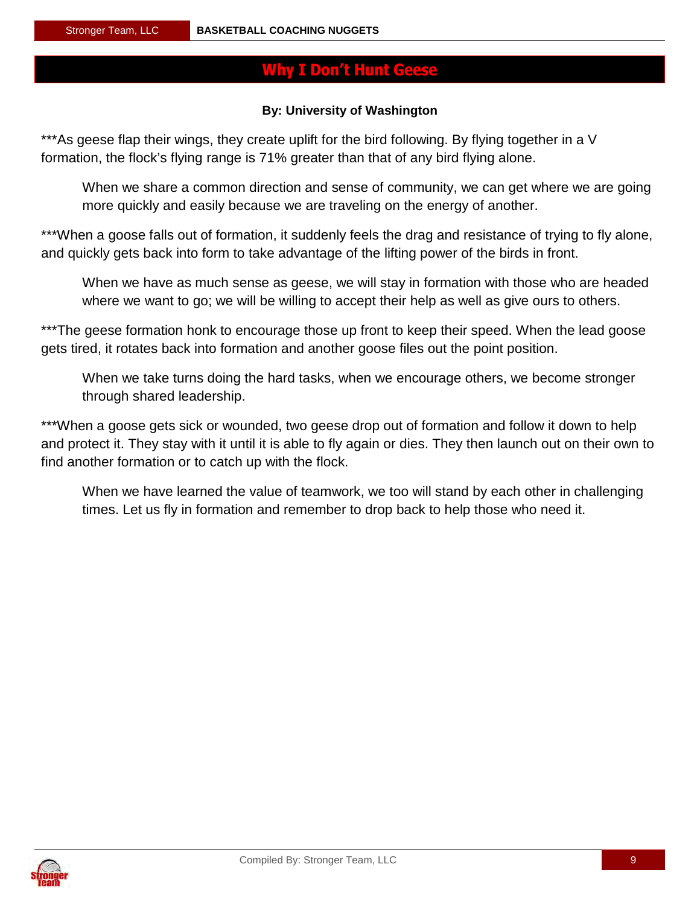# Why I Don't Hunt Geese

**By: University of Washington**

***As geese flap their wings, they create uplift for the bird following. By flying together in a V formation, the flock's flying range is 71% greater than that of any bird flying alone.

> When we share a common direction and sense of community, we can get where we are going more quickly and easily because we are traveling on the energy of another.

***When a goose falls out of formation, it suddenly feels the drag and resistance of trying to fly alone, and quickly gets back into form to take advantage of the lifting power of the birds in front.

> When we have as much sense as geese, we will stay in formation with those who are headed where we want to go; we will be willing to accept their help as well as give ours to others.

***The geese formation honk to encourage those up front to keep their speed. When the lead goose gets tired, it rotates back into formation and another goose files out the point position.

> When we take turns doing the hard tasks, when we encourage others, we become stronger through shared leadership.

***When a goose gets sick or wounded, two geese drop out of formation and follow it down to help and protect it. They stay with it until it is able to fly again or dies. They then launch out on their own to find another formation or to catch up with the flock.

> When we have learned the value of teamwork, we too will stand by each other in challenging times. Let us fly in formation and remember to drop back to help those who need it.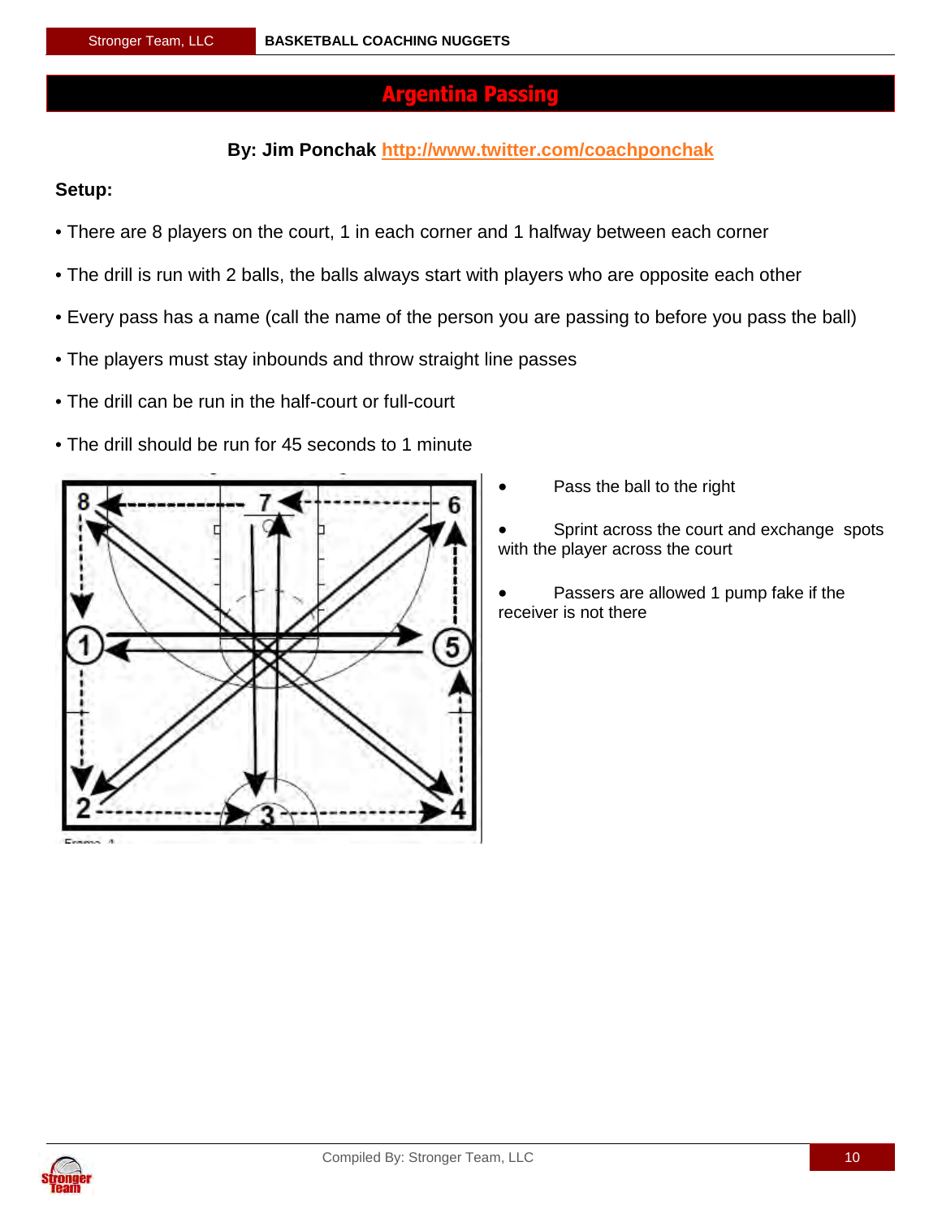# Argentina Passing

**By: Jim Ponchak http://www.twitter.com/coachponchak**

**Setup:**

- There are 8 players on the court, 1 in each corner and 1 halfway between each corner
- The drill is run with 2 balls, the balls always start with players who are opposite each other
- Every pass has a name (call the name of the person you are passing to before you pass the ball)
- The players must stay inbounds and throw straight line passes
- The drill can be run in the half-court or full-court
- The drill should be run for 45 seconds to 1 minute

- Pass the ball to the right
- Sprint across the court and exchange spots with the player across the court
- Passers are allowed 1 pump fake if the receiver is not there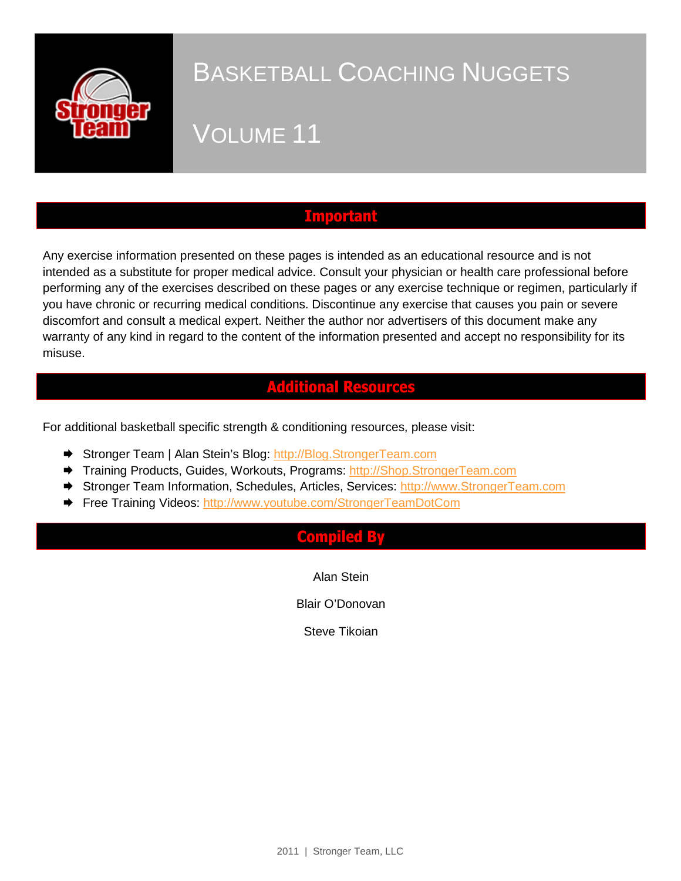# Basketball Coaching Nuggets

## Volume 11

## Important

Any exercise information presented on these pages is intended as an educational resource and is not intended as a substitute for proper medical advice. Consult your physician or health care professional before performing any of the exercises described on these pages or any exercise technique or regimen, particularly if you have chronic or recurring medical conditions. Discontinue any exercise that causes you pain or severe discomfort and consult a medical expert. Neither the author nor advertisers of this document make any warranty of any kind in regard to the content of the information presented and accept no responsibility for its misuse.

## Additional Resources

For additional basketball specific strength & conditioning resources, please visit:

- Stronger Team | Alan Stein's Blog: http://Blog.StrongerTeam.com
- Training Products, Guides, Workouts, Programs: http://Shop.StrongerTeam.com
- Stronger Team Information, Schedules, Articles, Services: http://www.StrongerTeam.com
- Free Training Videos: http://www.youtube.com/StrongerTeamDotCom

## Compiled By

Alan Stein

Blair O'Donovan

Steve Tikoian

2011 | Stronger Team, LLC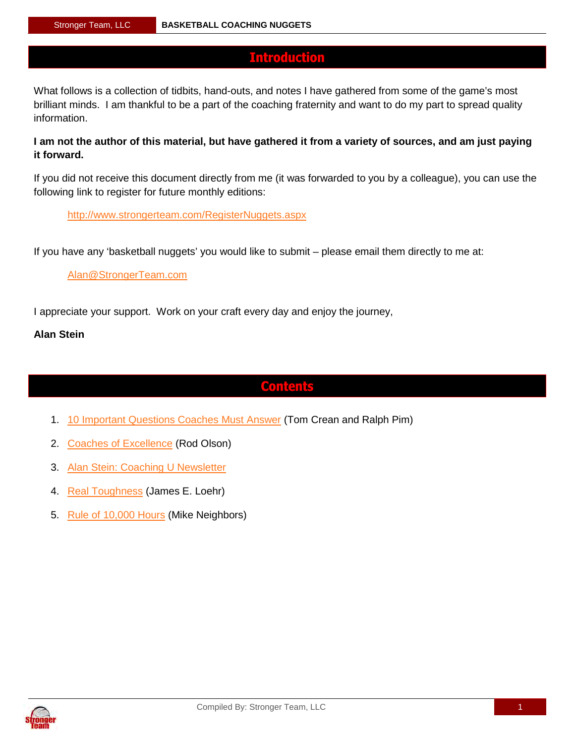# Introduction

What follows is a collection of tidbits, hand-outs, and notes I have gathered from some of the game's most brilliant minds. I am thankful to be a part of the coaching fraternity and want to do my part to spread quality information.

**I am not the author of this material, but have gathered it from a variety of sources, and am just paying it forward.**

If you did not receive this document directly from me (it was forwarded to you by a colleague), you can use the following link to register for future monthly editions:

http://www.strongerteam.com/RegisterNuggets.aspx

If you have any 'basketball nuggets' you would like to submit – please email them directly to me at:

Alan@StrongerTeam.com

I appreciate your support. Work on your craft every day and enjoy the journey,

**Alan Stein**

# Contents

1. 10 Important Questions Coaches Must Answer (Tom Crean and Ralph Pim)
2. Coaches of Excellence (Rod Olson)
3. Alan Stein: Coaching U Newsletter
4. Real Toughness (James E. Loehr)
5. Rule of 10,000 Hours (Mike Neighbors)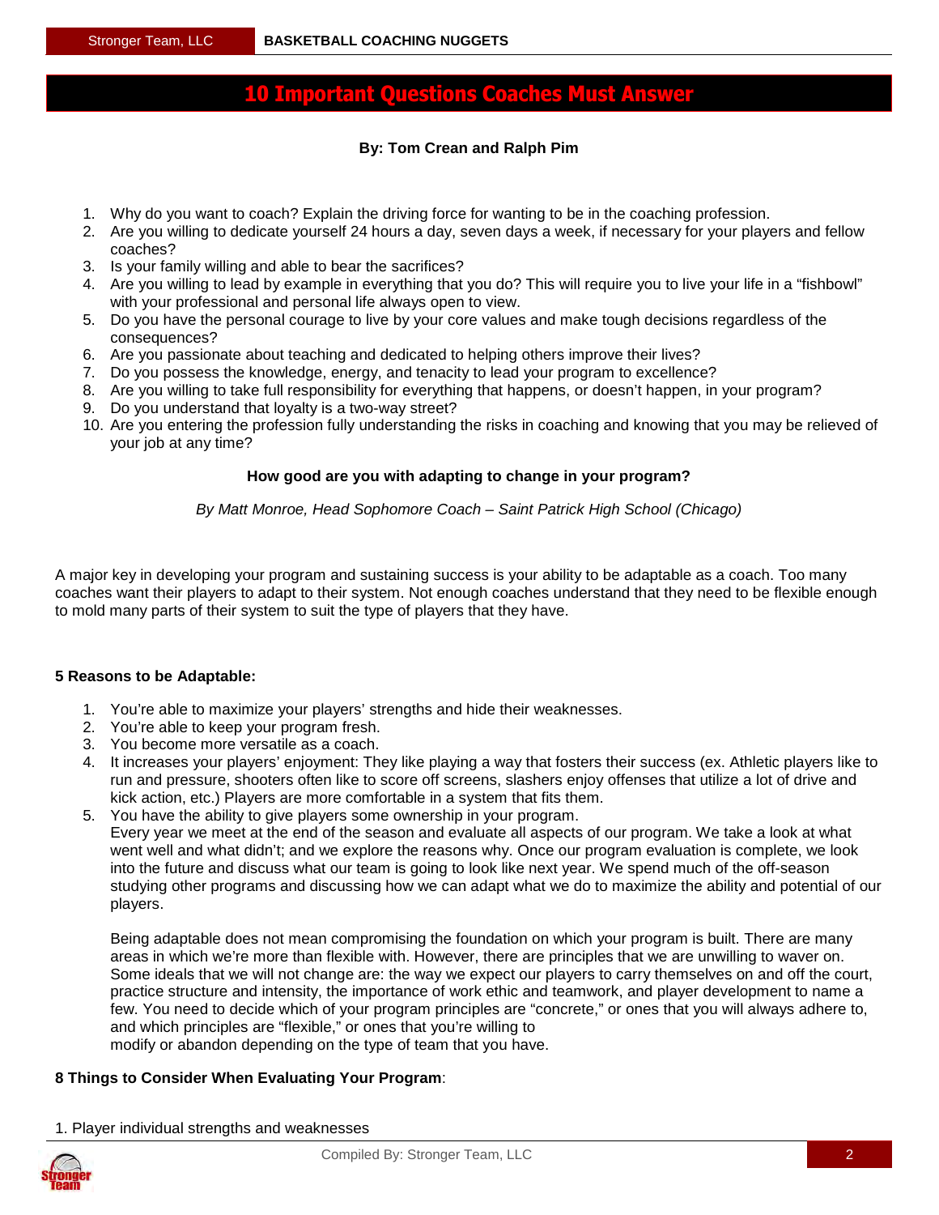# 10 Important Questions Coaches Must Answer

**By: Tom Crean and Ralph Pim**

1. Why do you want to coach? Explain the driving force for wanting to be in the coaching profession.
2. Are you willing to dedicate yourself 24 hours a day, seven days a week, if necessary for your players and fellow coaches?
3. Is your family willing and able to bear the sacrifices?
4. Are you willing to lead by example in everything that you do? This will require you to live your life in a "fishbowl" with your professional and personal life always open to view.
5. Do you have the personal courage to live by your core values and make tough decisions regardless of the consequences?
6. Are you passionate about teaching and dedicated to helping others improve their lives?
7. Do you possess the knowledge, energy, and tenacity to lead your program to excellence?
8. Are you willing to take full responsibility for everything that happens, or doesn't happen, in your program?
9. Do you understand that loyalty is a two-way street?
10. Are you entering the profession fully understanding the risks in coaching and knowing that you may be relieved of your job at any time?

**How good are you with adapting to change in your program?**

*By Matt Monroe, Head Sophomore Coach – Saint Patrick High School (Chicago)*

A major key in developing your program and sustaining success is your ability to be adaptable as a coach. Too many coaches want their players to adapt to their system. Not enough coaches understand that they need to be flexible enough to mold many parts of their system to suit the type of players that they have.

**5 Reasons to be Adaptable:**

1. You're able to maximize your players' strengths and hide their weaknesses.
2. You're able to keep your program fresh.
3. You become more versatile as a coach.
4. It increases your players' enjoyment: They like playing a way that fosters their success (ex. Athletic players like to run and pressure, shooters often like to score off screens, slashers enjoy offenses that utilize a lot of drive and kick action, etc.) Players are more comfortable in a system that fits them.
5. You have the ability to give players some ownership in your program.
   Every year we meet at the end of the season and evaluate all aspects of our program. We take a look at what went well and what didn't; and we explore the reasons why. Once our program evaluation is complete, we look into the future and discuss what our team is going to look like next year. We spend much of the off-season studying other programs and discussing how we can adapt what we do to maximize the ability and potential of our players.

   Being adaptable does not mean compromising the foundation on which your program is built. There are many areas in which we're more than flexible with. However, there are principles that we are unwilling to waver on. Some ideals that we will not change are: the way we expect our players to carry themselves on and off the court, practice structure and intensity, the importance of work ethic and teamwork, and player development to name a few. You need to decide which of your program principles are "concrete," or ones that you will always adhere to, and which principles are "flexible," or ones that you're willing to modify or abandon depending on the type of team that you have.

**8 Things to Consider When Evaluating Your Program**:

1. Player individual strengths and weaknesses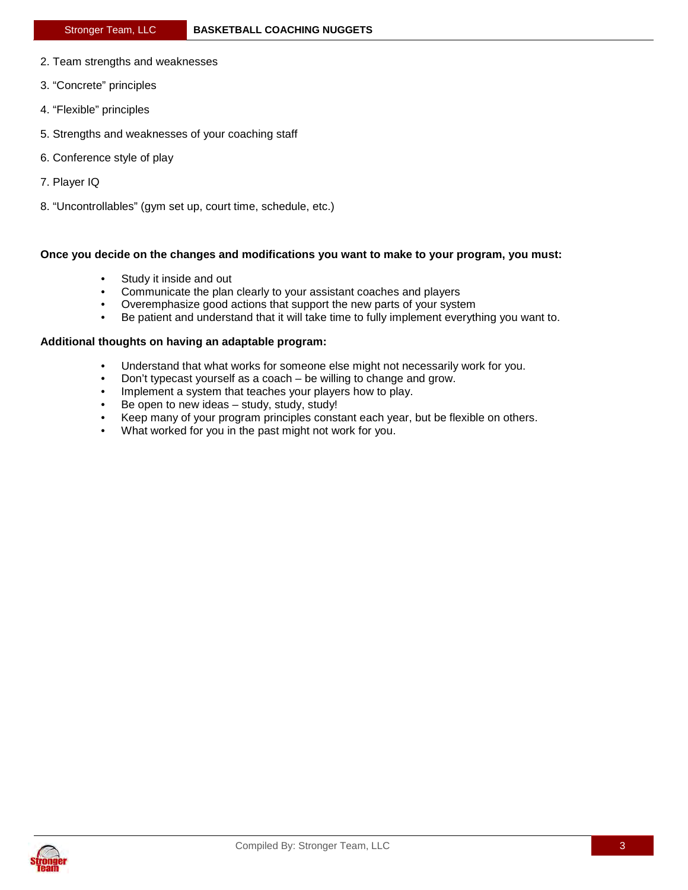2. Team strengths and weaknesses

3. “Concrete” principles

4. “Flexible” principles

5. Strengths and weaknesses of your coaching staff

6. Conference style of play

7. Player IQ

8. “Uncontrollables” (gym set up, court time, schedule, etc.)

**Once you decide on the changes and modifications you want to make to your program, you must:**

- Study it inside and out
- Communicate the plan clearly to your assistant coaches and players
- Overemphasize good actions that support the new parts of your system
- Be patient and understand that it will take time to fully implement everything you want to.

**Additional thoughts on having an adaptable program:**

- Understand that what works for someone else might not necessarily work for you.
- Don’t typecast yourself as a coach – be willing to change and grow.
- Implement a system that teaches your players how to play.
- Be open to new ideas – study, study, study!
- Keep many of your program principles constant each year, but be flexible on others.
- What worked for you in the past might not work for you.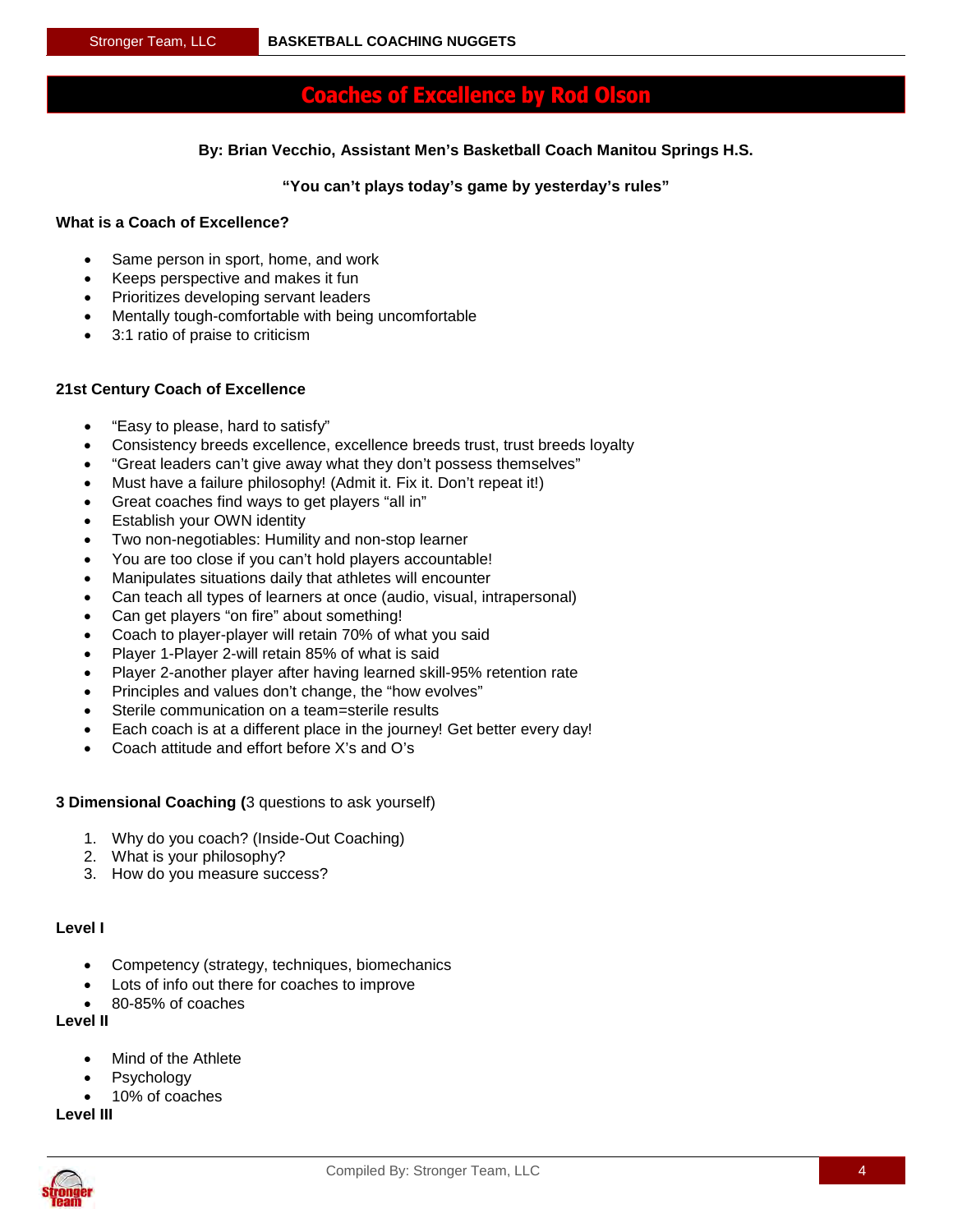# Coaches of Excellence by Rod Olson

**By: Brian Vecchio, Assistant Men's Basketball Coach Manitou Springs H.S.**

**"You can't plays today's game by yesterday's rules"**

**What is a Coach of Excellence?**

- Same person in sport, home, and work
- Keeps perspective and makes it fun
- Prioritizes developing servant leaders
- Mentally tough-comfortable with being uncomfortable
- 3:1 ratio of praise to criticism

**21st Century Coach of Excellence**

- "Easy to please, hard to satisfy"
- Consistency breeds excellence, excellence breeds trust, trust breeds loyalty
- "Great leaders can't give away what they don't possess themselves"
- Must have a failure philosophy! (Admit it. Fix it. Don't repeat it!)
- Great coaches find ways to get players "all in"
- Establish your OWN identity
- Two non-negotiables: Humility and non-stop learner
- You are too close if you can't hold players accountable!
- Manipulates situations daily that athletes will encounter
- Can teach all types of learners at once (audio, visual, intrapersonal)
- Can get players "on fire" about something!
- Coach to player-player will retain 70% of what you said
- Player 1-Player 2-will retain 85% of what is said
- Player 2-another player after having learned skill-95% retention rate
- Principles and values don't change, the "how evolves"
- Sterile communication on a team=sterile results
- Each coach is at a different place in the journey! Get better every day!
- Coach attitude and effort before X's and O's

**3 Dimensional Coaching (**3 questions to ask yourself)

1. Why do you coach? (Inside-Out Coaching)
2. What is your philosophy?
3. How do you measure success?

**Level I**

- Competency (strategy, techniques, biomechanics
- Lots of info out there for coaches to improve
- 80-85% of coaches

**Level II**

- Mind of the Athlete
- Psychology
- 10% of coaches

**Level III**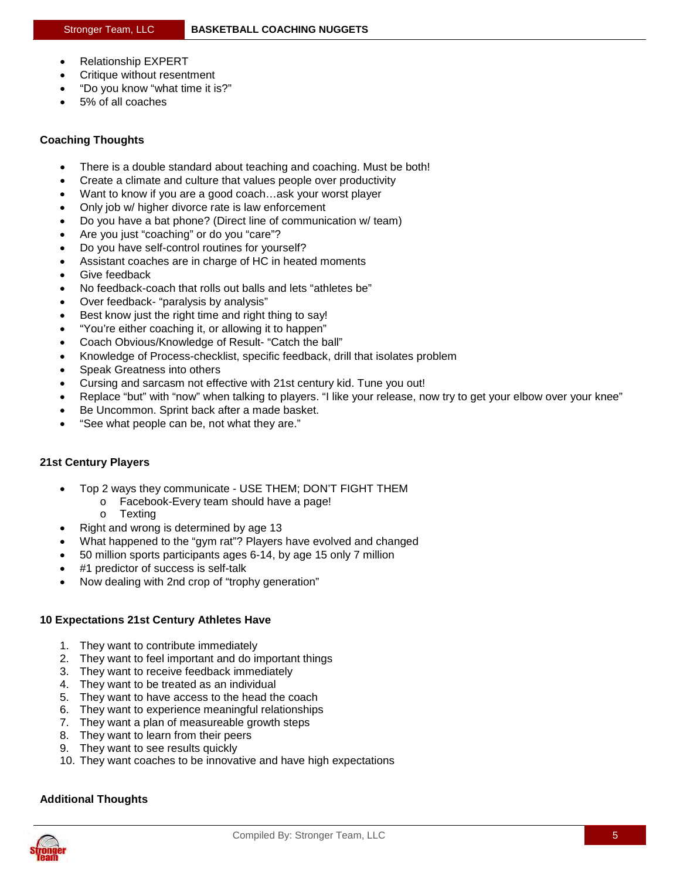- Relationship EXPERT
- Critique without resentment
- “Do you know “what time it is?”
- 5% of all coaches

### Coaching Thoughts

- There is a double standard about teaching and coaching. Must be both!
- Create a climate and culture that values people over productivity
- Want to know if you are a good coach…ask your worst player
- Only job w/ higher divorce rate is law enforcement
- Do you have a bat phone? (Direct line of communication w/ team)
- Are you just “coaching” or do you “care”?
- Do you have self-control routines for yourself?
- Assistant coaches are in charge of HC in heated moments
- Give feedback
- No feedback-coach that rolls out balls and lets “athletes be”
- Over feedback- “paralysis by analysis”
- Best know just the right time and right thing to say!
- “You’re either coaching it, or allowing it to happen”
- Coach Obvious/Knowledge of Result- “Catch the ball”
- Knowledge of Process-checklist, specific feedback, drill that isolates problem
- Speak Greatness into others
- Cursing and sarcasm not effective with 21st century kid. Tune you out!
- Replace “but” with “now” when talking to players. “I like your release, now try to get your elbow over your knee”
- Be Uncommon. Sprint back after a made basket.
- “See what people can be, not what they are.”

### 21st Century Players

- Top 2 ways they communicate - USE THEM; DON’T FIGHT THEM
  - Facebook-Every team should have a page!
  - Texting
- Right and wrong is determined by age 13
- What happened to the “gym rat”? Players have evolved and changed
- 50 million sports participants ages 6-14, by age 15 only 7 million
- #1 predictor of success is self-talk
- Now dealing with 2nd crop of “trophy generation”

### 10 Expectations 21st Century Athletes Have

1. They want to contribute immediately
2. They want to feel important and do important things
3. They want to receive feedback immediately
4. They want to be treated as an individual
5. They want to have access to the head the coach
6. They want to experience meaningful relationships
7. They want a plan of measureable growth steps
8. They want to learn from their peers
9. They want to see results quickly
10. They want coaches to be innovative and have high expectations

### Additional Thoughts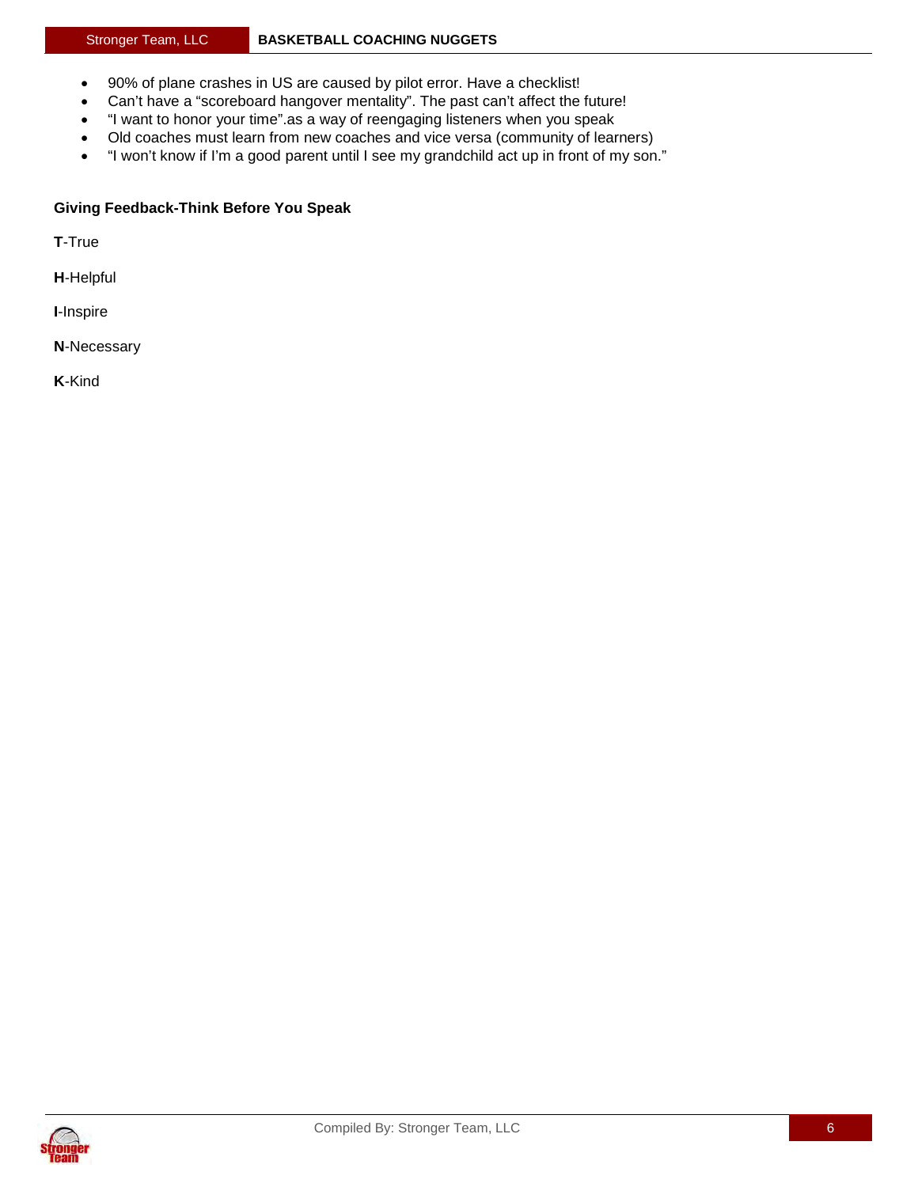- 90% of plane crashes in US are caused by pilot error. Have a checklist!
- Can't have a "scoreboard hangover mentality". The past can't affect the future!
- "I want to honor your time".as a way of reengaging listeners when you speak
- Old coaches must learn from new coaches and vice versa (community of learners)
- "I won't know if I'm a good parent until I see my grandchild act up in front of my son."

**Giving Feedback-Think Before You Speak**

**T**-True

**H**-Helpful

**I**-Inspire

**N**-Necessary

**K**-Kind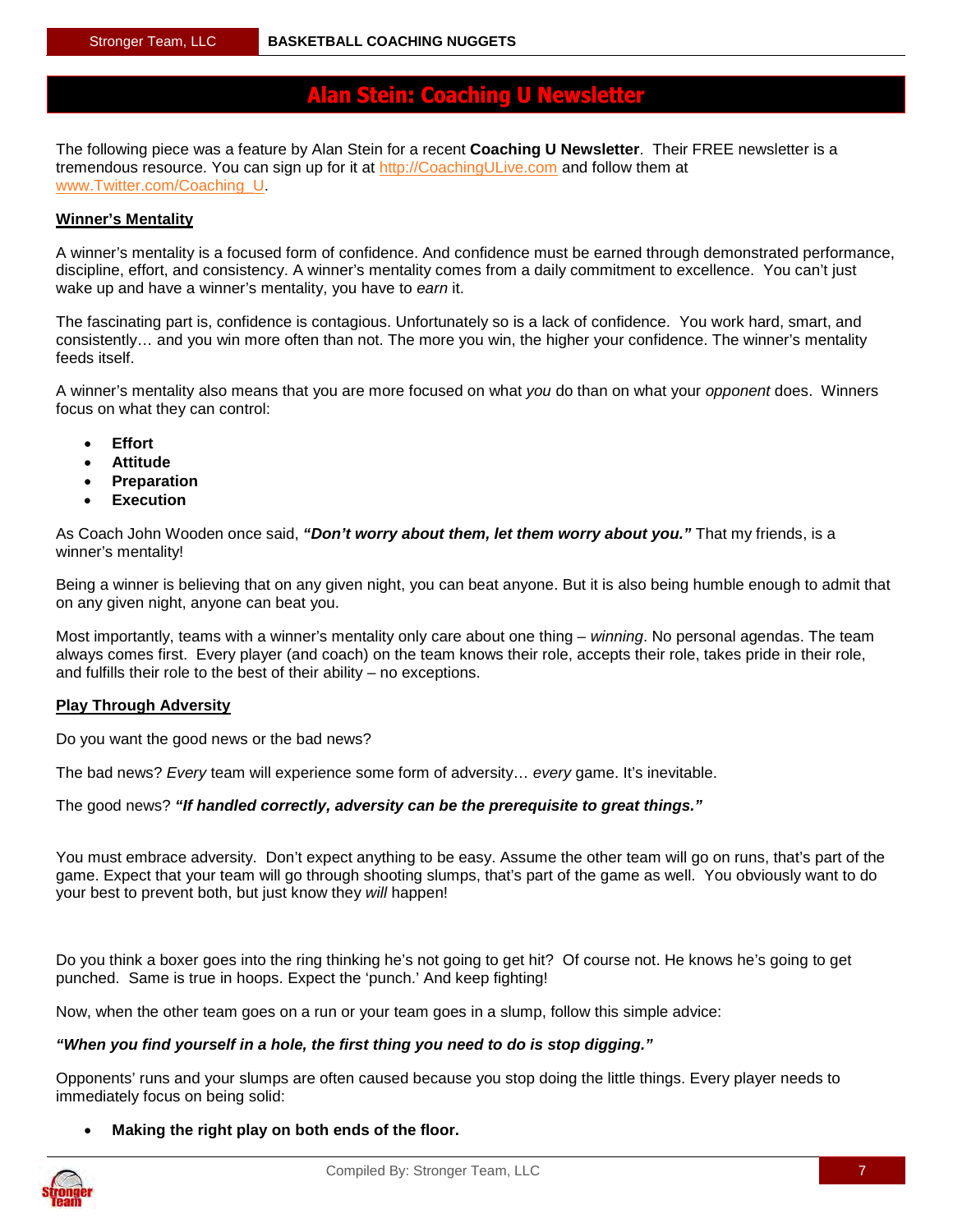# Alan Stein: Coaching U Newsletter

The following piece was a feature by Alan Stein for a recent **Coaching U Newsletter**. Their FREE newsletter is a tremendous resource. You can sign up for it at http://CoachingULive.com and follow them at www.Twitter.com/Coaching_U.

**Winner's Mentality**

A winner's mentality is a focused form of confidence. And confidence must be earned through demonstrated performance, discipline, effort, and consistency. A winner's mentality comes from a daily commitment to excellence. You can't just wake up and have a winner's mentality, you have to *earn* it.

The fascinating part is, confidence is contagious. Unfortunately so is a lack of confidence. You work hard, smart, and consistently… and you win more often than not. The more you win, the higher your confidence. The winner's mentality feeds itself.

A winner's mentality also means that you are more focused on what *you* do than on what your *opponent* does. Winners focus on what they can control:

- **Effort**
- **Attitude**
- **Preparation**
- **Execution**

As Coach John Wooden once said, ***"Don't worry about them, let them worry about you."*** That my friends, is a winner's mentality!

Being a winner is believing that on any given night, you can beat anyone. But it is also being humble enough to admit that on any given night, anyone can beat you.

Most importantly, teams with a winner's mentality only care about one thing – *winning*. No personal agendas. The team always comes first. Every player (and coach) on the team knows their role, accepts their role, takes pride in their role, and fulfills their role to the best of their ability – no exceptions.

**Play Through Adversity**

Do you want the good news or the bad news?

The bad news? *Every* team will experience some form of adversity… *every* game. It's inevitable.

The good news? ***"If handled correctly, adversity can be the prerequisite to great things."***

You must embrace adversity. Don't expect anything to be easy. Assume the other team will go on runs, that's part of the game. Expect that your team will go through shooting slumps, that's part of the game as well. You obviously want to do your best to prevent both, but just know they *will* happen!

Do you think a boxer goes into the ring thinking he's not going to get hit? Of course not. He knows he's going to get punched. Same is true in hoops. Expect the 'punch.' And keep fighting!

Now, when the other team goes on a run or your team goes in a slump, follow this simple advice:

***"When you find yourself in a hole, the first thing you need to do is stop digging."***

Opponents' runs and your slumps are often caused because you stop doing the little things. Every player needs to immediately focus on being solid:

- **Making the right play on both ends of the floor.**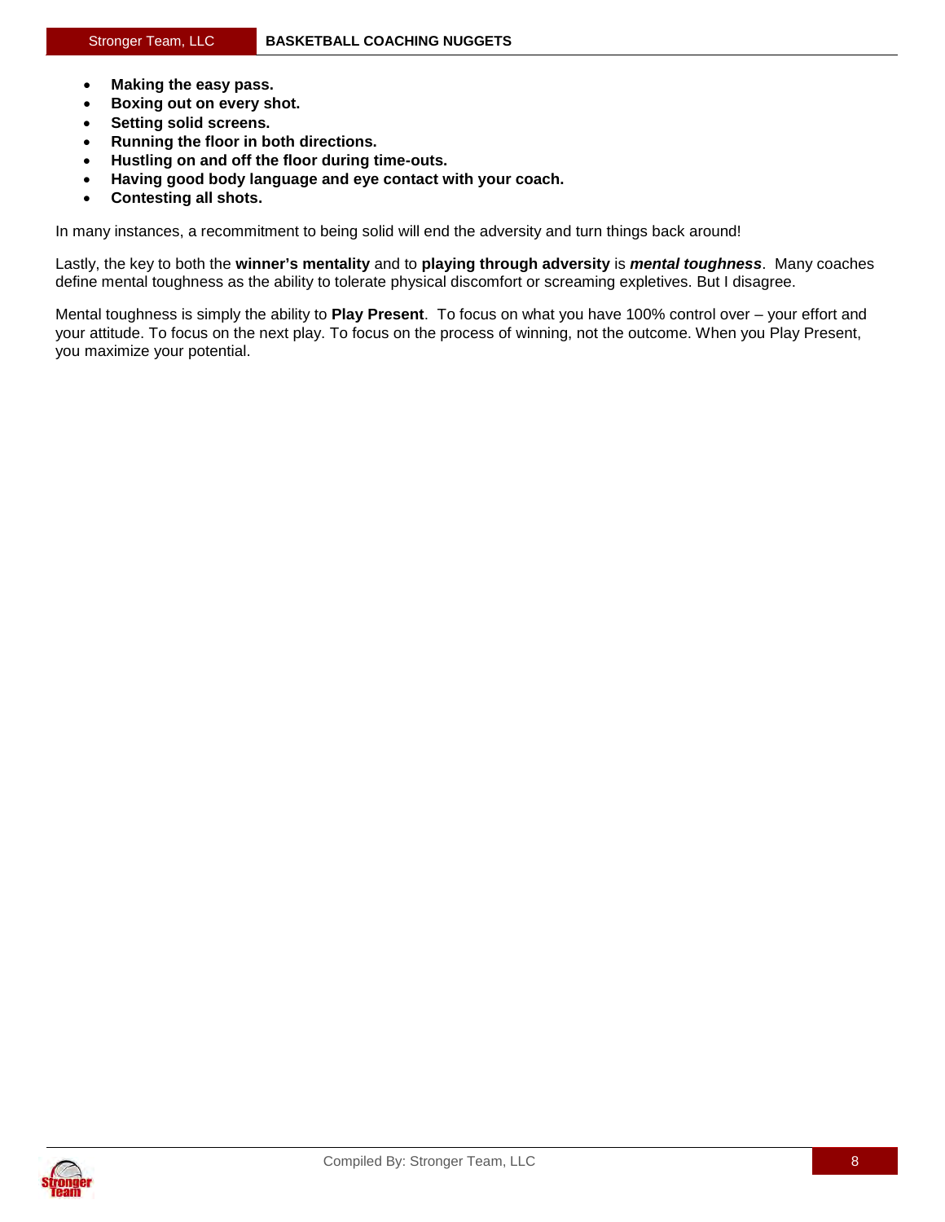- **Making the easy pass.**
- **Boxing out on every shot.**
- **Setting solid screens.**
- **Running the floor in both directions.**
- **Hustling on and off the floor during time-outs.**
- **Having good body language and eye contact with your coach.**
- **Contesting all shots.**

In many instances, a recommitment to being solid will end the adversity and turn things back around!

Lastly, the key to both the **winner's mentality** and to **playing through adversity** is ***mental toughness***. Many coaches define mental toughness as the ability to tolerate physical discomfort or screaming expletives. But I disagree.

Mental toughness is simply the ability to **Play Present**. To focus on what you have 100% control over – your effort and your attitude. To focus on the next play. To focus on the process of winning, not the outcome. When you Play Present, you maximize your potential.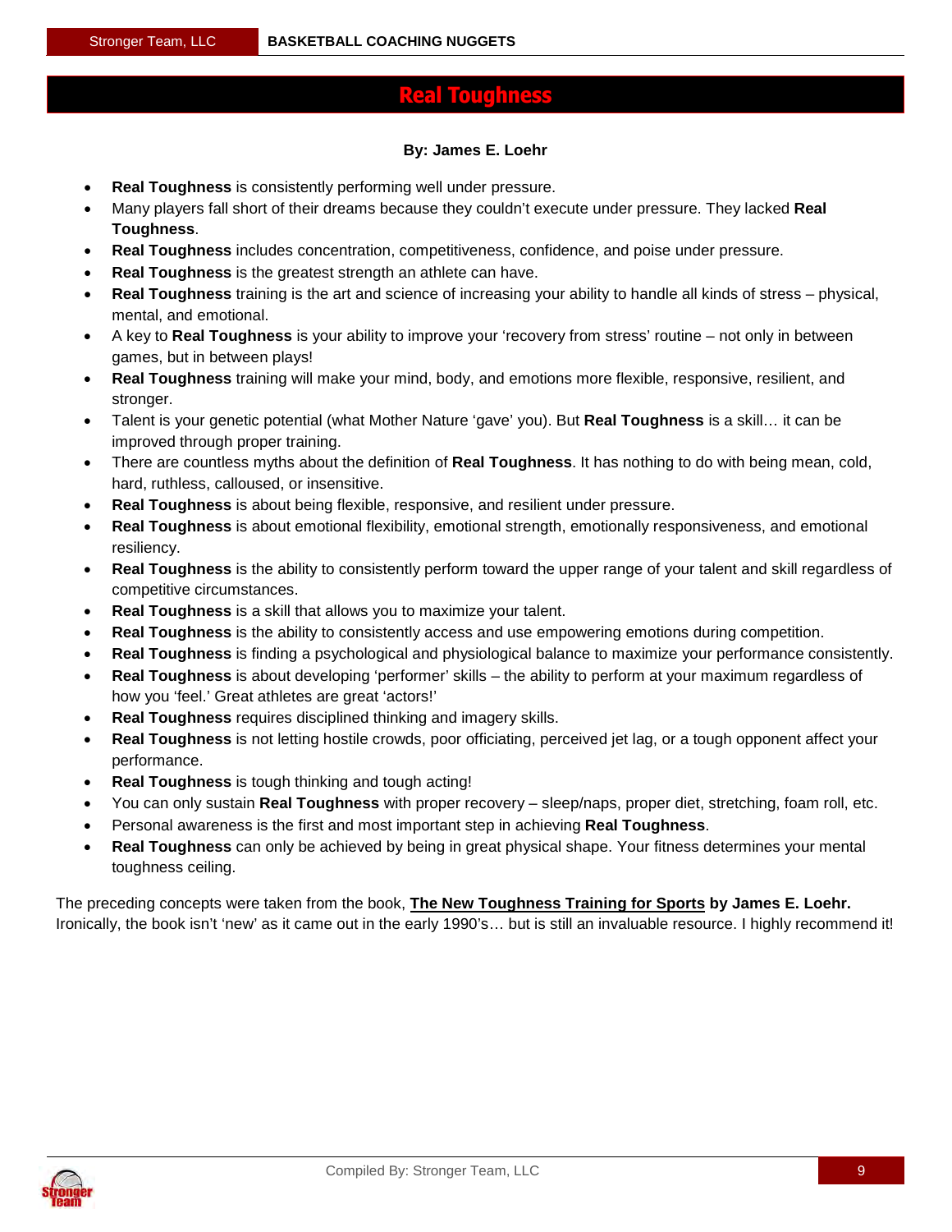# Real Toughness

**By: James E. Loehr**

- **Real Toughness** is consistently performing well under pressure.
- Many players fall short of their dreams because they couldn't execute under pressure. They lacked **Real Toughness**.
- **Real Toughness** includes concentration, competitiveness, confidence, and poise under pressure.
- **Real Toughness** is the greatest strength an athlete can have.
- **Real Toughness** training is the art and science of increasing your ability to handle all kinds of stress – physical, mental, and emotional.
- A key to **Real Toughness** is your ability to improve your 'recovery from stress' routine – not only in between games, but in between plays!
- **Real Toughness** training will make your mind, body, and emotions more flexible, responsive, resilient, and stronger.
- Talent is your genetic potential (what Mother Nature 'gave' you). But **Real Toughness** is a skill… it can be improved through proper training.
- There are countless myths about the definition of **Real Toughness**. It has nothing to do with being mean, cold, hard, ruthless, calloused, or insensitive.
- **Real Toughness** is about being flexible, responsive, and resilient under pressure.
- **Real Toughness** is about emotional flexibility, emotional strength, emotionally responsiveness, and emotional resiliency.
- **Real Toughness** is the ability to consistently perform toward the upper range of your talent and skill regardless of competitive circumstances.
- **Real Toughness** is a skill that allows you to maximize your talent.
- **Real Toughness** is the ability to consistently access and use empowering emotions during competition.
- **Real Toughness** is finding a psychological and physiological balance to maximize your performance consistently.
- **Real Toughness** is about developing 'performer' skills – the ability to perform at your maximum regardless of how you 'feel.' Great athletes are great 'actors!'
- **Real Toughness** requires disciplined thinking and imagery skills.
- **Real Toughness** is not letting hostile crowds, poor officiating, perceived jet lag, or a tough opponent affect your performance.
- **Real Toughness** is tough thinking and tough acting!
- You can only sustain **Real Toughness** with proper recovery – sleep/naps, proper diet, stretching, foam roll, etc.
- Personal awareness is the first and most important step in achieving **Real Toughness**.
- **Real Toughness** can only be achieved by being in great physical shape. Your fitness determines your mental toughness ceiling.

The preceding concepts were taken from the book, **The New Toughness Training for Sports by James E. Loehr.** Ironically, the book isn't 'new' as it came out in the early 1990's… but is still an invaluable resource. I highly recommend it!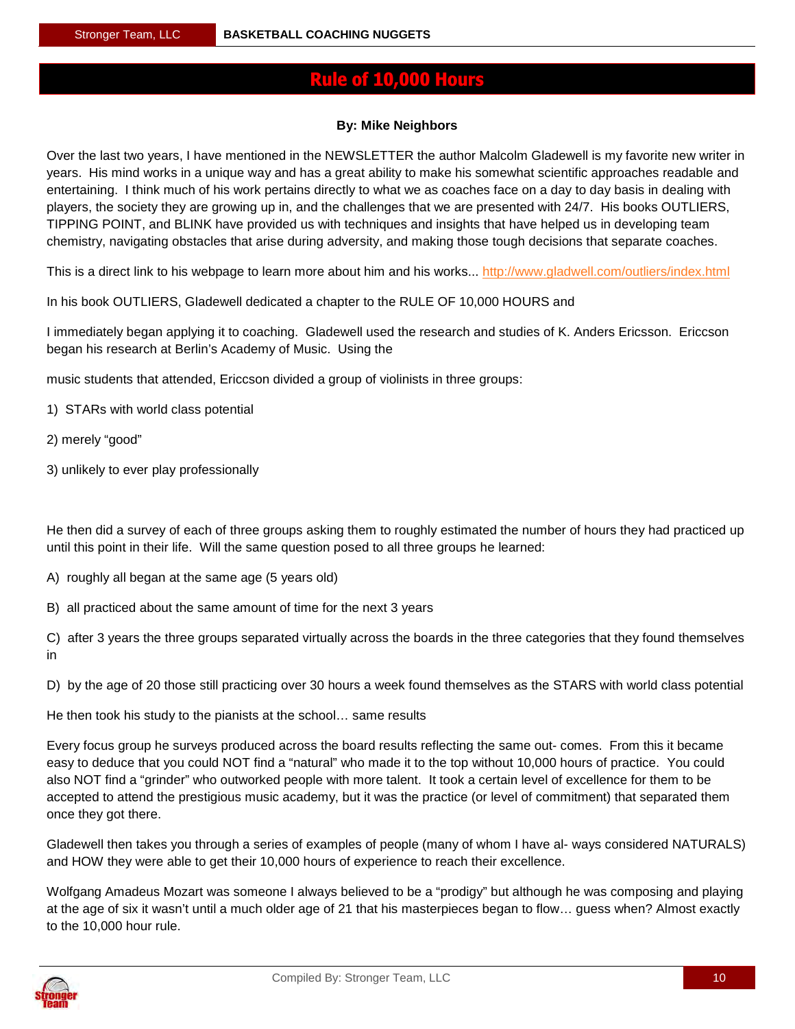# Rule of 10,000 Hours

**By: Mike Neighbors**

Over the last two years, I have mentioned in the NEWSLETTER the author Malcolm Gladewell is my favorite new writer in years. His mind works in a unique way and has a great ability to make his somewhat scientific approaches readable and entertaining. I think much of his work pertains directly to what we as coaches face on a day to day basis in dealing with players, the society they are growing up in, and the challenges that we are presented with 24/7. His books OUTLIERS, TIPPING POINT, and BLINK have provided us with techniques and insights that have helped us in developing team chemistry, navigating obstacles that arise during adversity, and making those tough decisions that separate coaches.

This is a direct link to his webpage to learn more about him and his works... http://www.gladwell.com/outliers/index.html

In his book OUTLIERS, Gladewell dedicated a chapter to the RULE OF 10,000 HOURS and

I immediately began applying it to coaching. Gladewell used the research and studies of K. Anders Ericsson. Ericcson began his research at Berlin's Academy of Music. Using the

music students that attended, Ericcson divided a group of violinists in three groups:

1) STARs with world class potential

2) merely "good"

3) unlikely to ever play professionally

He then did a survey of each of three groups asking them to roughly estimated the number of hours they had practiced up until this point in their life. Will the same question posed to all three groups he learned:

A) roughly all began at the same age (5 years old)

B) all practiced about the same amount of time for the next 3 years

C) after 3 years the three groups separated virtually across the boards in the three categories that they found themselves in

D) by the age of 20 those still practicing over 30 hours a week found themselves as the STARS with world class potential

He then took his study to the pianists at the school… same results

Every focus group he surveys produced across the board results reflecting the same out- comes. From this it became easy to deduce that you could NOT find a "natural" who made it to the top without 10,000 hours of practice. You could also NOT find a "grinder" who outworked people with more talent. It took a certain level of excellence for them to be accepted to attend the prestigious music academy, but it was the practice (or level of commitment) that separated them once they got there.

Gladewell then takes you through a series of examples of people (many of whom I have al- ways considered NATURALS) and HOW they were able to get their 10,000 hours of experience to reach their excellence.

Wolfgang Amadeus Mozart was someone I always believed to be a "prodigy" but although he was composing and playing at the age of six it wasn't until a much older age of 21 that his masterpieces began to flow… guess when? Almost exactly to the 10,000 hour rule.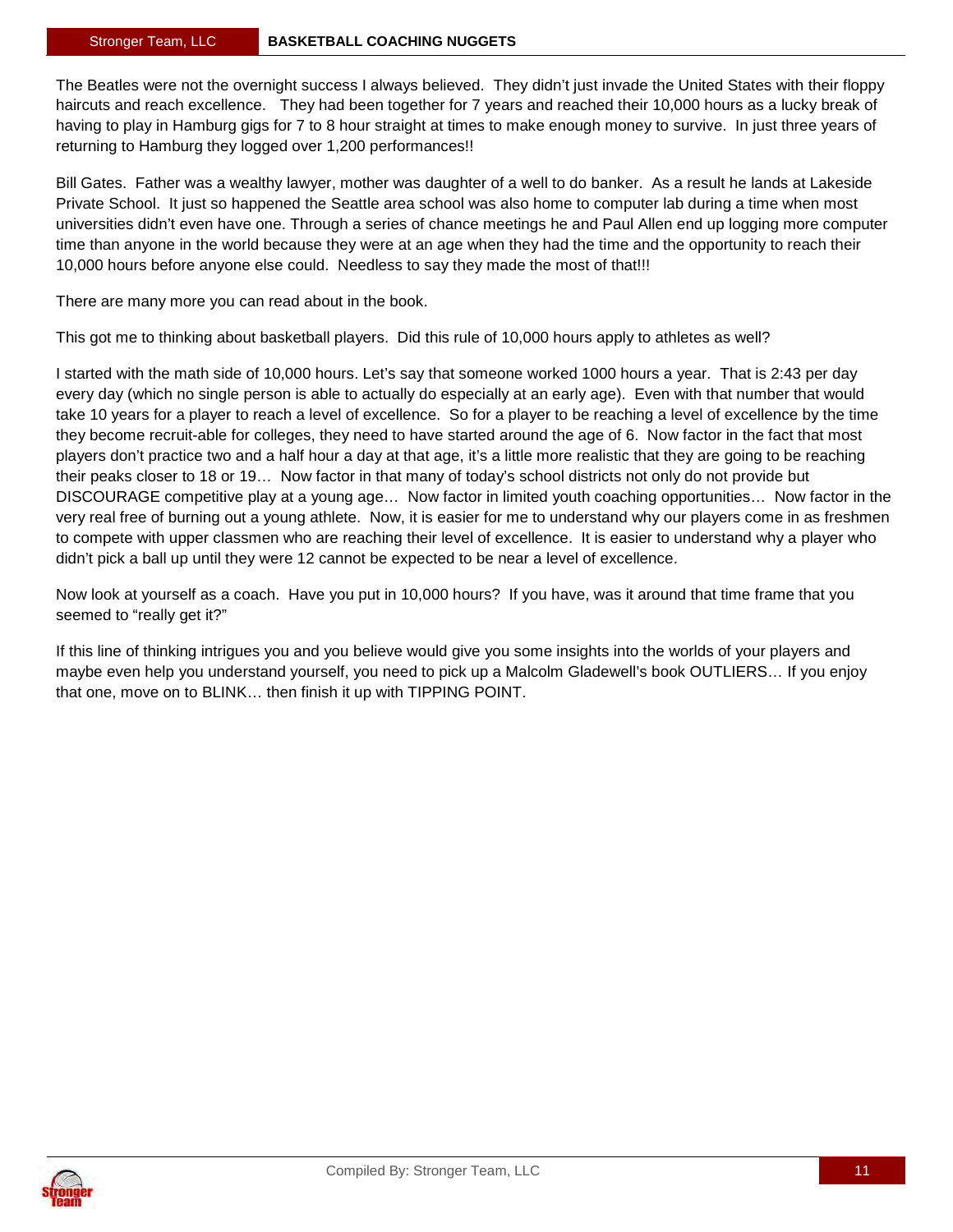The Beatles were not the overnight success I always believed. They didn't just invade the United States with their floppy haircuts and reach excellence. They had been together for 7 years and reached their 10,000 hours as a lucky break of having to play in Hamburg gigs for 7 to 8 hour straight at times to make enough money to survive. In just three years of returning to Hamburg they logged over 1,200 performances!!

Bill Gates. Father was a wealthy lawyer, mother was daughter of a well to do banker. As a result he lands at Lakeside Private School. It just so happened the Seattle area school was also home to computer lab during a time when most universities didn't even have one. Through a series of chance meetings he and Paul Allen end up logging more computer time than anyone in the world because they were at an age when they had the time and the opportunity to reach their 10,000 hours before anyone else could. Needless to say they made the most of that!!!

There are many more you can read about in the book.

This got me to thinking about basketball players. Did this rule of 10,000 hours apply to athletes as well?

I started with the math side of 10,000 hours. Let's say that someone worked 1000 hours a year. That is 2:43 per day every day (which no single person is able to actually do especially at an early age). Even with that number that would take 10 years for a player to reach a level of excellence. So for a player to be reaching a level of excellence by the time they become recruit-able for colleges, they need to have started around the age of 6. Now factor in the fact that most players don't practice two and a half hour a day at that age, it's a little more realistic that they are going to be reaching their peaks closer to 18 or 19… Now factor in that many of today's school districts not only do not provide but DISCOURAGE competitive play at a young age… Now factor in limited youth coaching opportunities… Now factor in the very real free of burning out a young athlete. Now, it is easier for me to understand why our players come in as freshmen to compete with upper classmen who are reaching their level of excellence. It is easier to understand why a player who didn't pick a ball up until they were 12 cannot be expected to be near a level of excellence.

Now look at yourself as a coach. Have you put in 10,000 hours? If you have, was it around that time frame that you seemed to "really get it?"

If this line of thinking intrigues you and you believe would give you some insights into the worlds of your players and maybe even help you understand yourself, you need to pick up a Malcolm Gladewell's book OUTLIERS… If you enjoy that one, move on to BLINK… then finish it up with TIPPING POINT.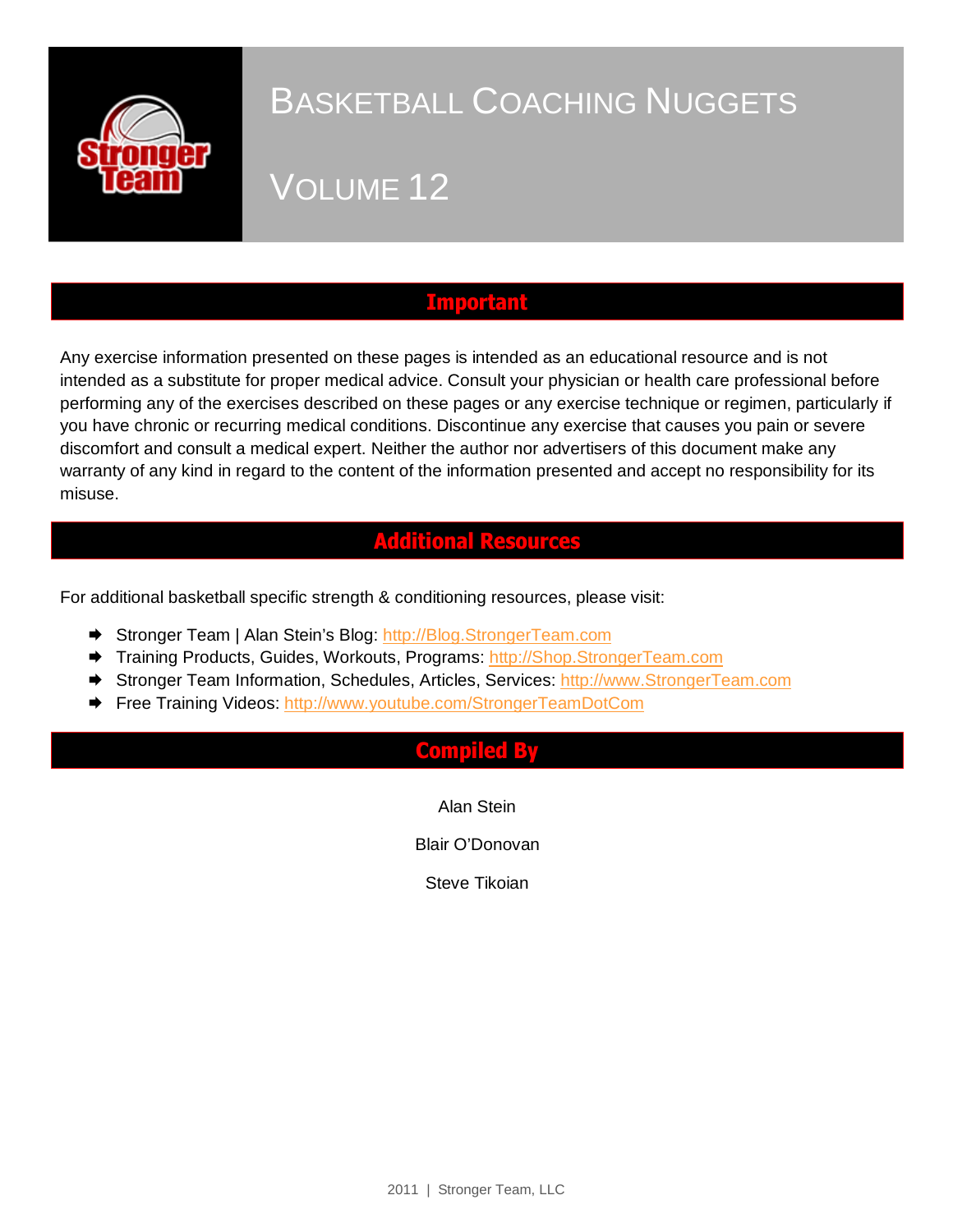# Basketball Coaching Nuggets

# Volume 12

## Important

Any exercise information presented on these pages is intended as an educational resource and is not intended as a substitute for proper medical advice. Consult your physician or health care professional before performing any of the exercises described on these pages or any exercise technique or regimen, particularly if you have chronic or recurring medical conditions. Discontinue any exercise that causes you pain or severe discomfort and consult a medical expert. Neither the author nor advertisers of this document make any warranty of any kind in regard to the content of the information presented and accept no responsibility for its misuse.

## Additional Resources

For additional basketball specific strength & conditioning resources, please visit:

- Stronger Team | Alan Stein's Blog: http://Blog.StrongerTeam.com
- Training Products, Guides, Workouts, Programs: http://Shop.StrongerTeam.com
- Stronger Team Information, Schedules, Articles, Services: http://www.StrongerTeam.com
- Free Training Videos: http://www.youtube.com/StrongerTeamDotCom

## Compiled By

Alan Stein

Blair O'Donovan

Steve Tikoian

2011 | Stronger Team, LLC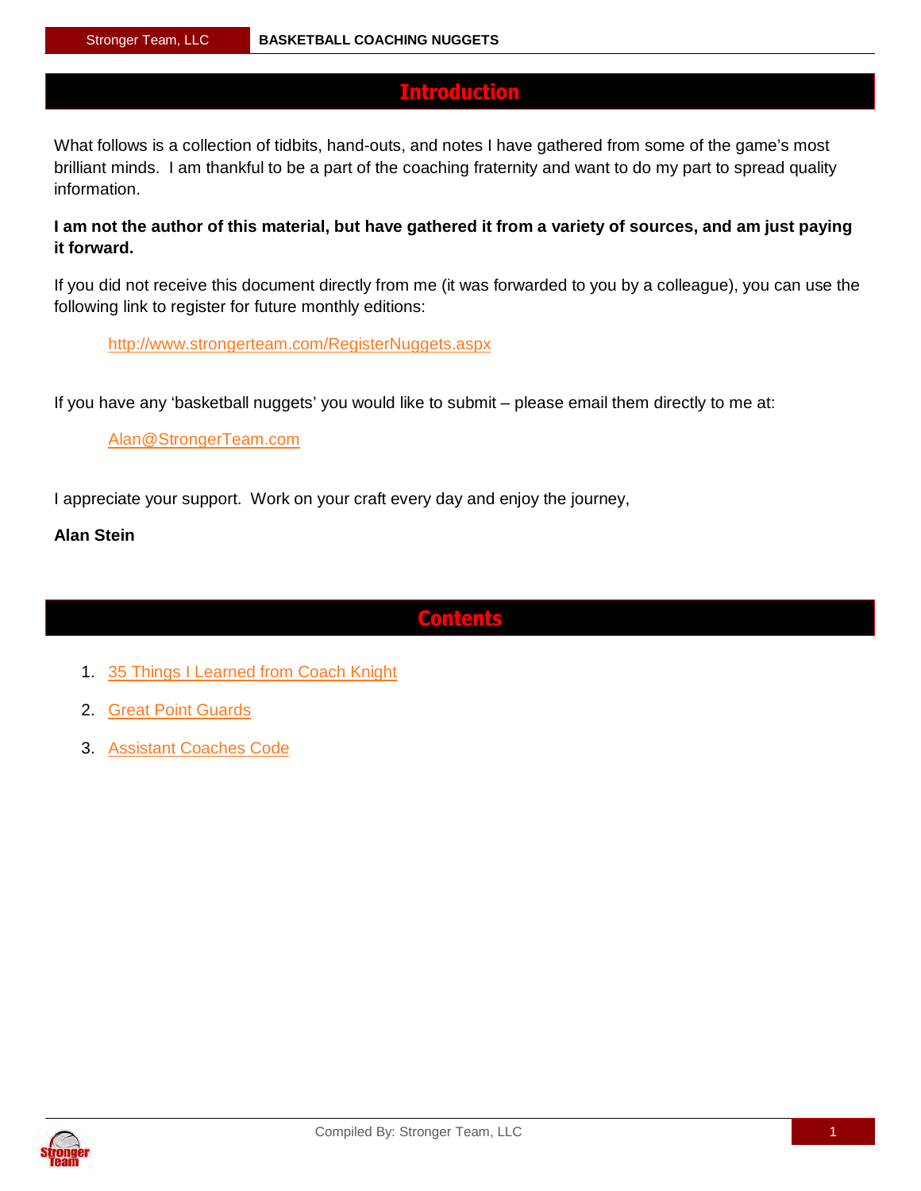# Introduction

What follows is a collection of tidbits, hand-outs, and notes I have gathered from some of the game's most brilliant minds. I am thankful to be a part of the coaching fraternity and want to do my part to spread quality information.

**I am not the author of this material, but have gathered it from a variety of sources, and am just paying it forward.**

If you did not receive this document directly from me (it was forwarded to you by a colleague), you can use the following link to register for future monthly editions:

http://www.strongerteam.com/RegisterNuggets.aspx

If you have any 'basketball nuggets' you would like to submit – please email them directly to me at:

Alan@StrongerTeam.com

I appreciate your support. Work on your craft every day and enjoy the journey,

**Alan Stein**

# Contents

1. 35 Things I Learned from Coach Knight
2. Great Point Guards
3. Assistant Coaches Code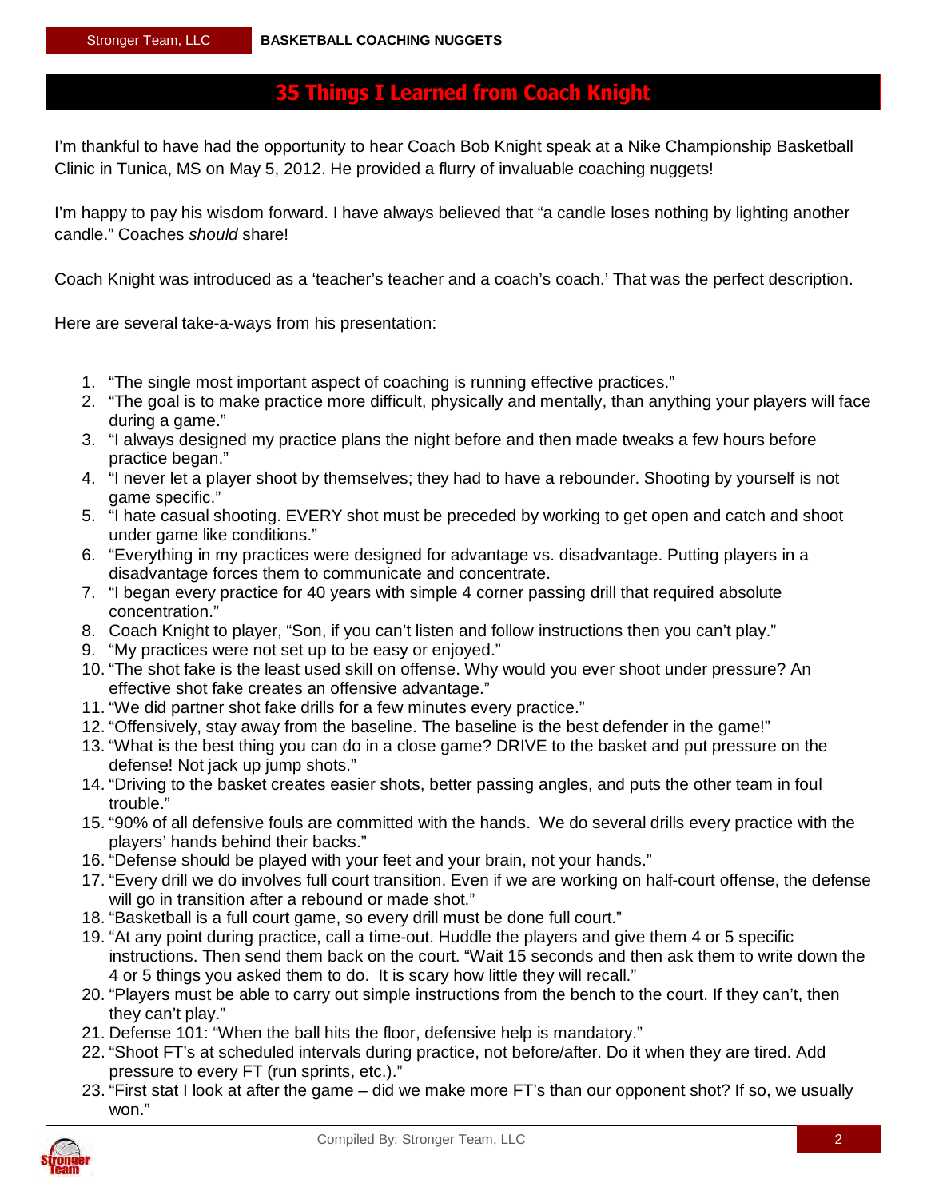# 35 Things I Learned from Coach Knight

I'm thankful to have had the opportunity to hear Coach Bob Knight speak at a Nike Championship Basketball Clinic in Tunica, MS on May 5, 2012. He provided a flurry of invaluable coaching nuggets!

I'm happy to pay his wisdom forward. I have always believed that "a candle loses nothing by lighting another candle." Coaches *should* share!

Coach Knight was introduced as a 'teacher's teacher and a coach's coach.' That was the perfect description.

Here are several take-a-ways from his presentation:

1. "The single most important aspect of coaching is running effective practices."
2. "The goal is to make practice more difficult, physically and mentally, than anything your players will face during a game."
3. "I always designed my practice plans the night before and then made tweaks a few hours before practice began."
4. "I never let a player shoot by themselves; they had to have a rebounder. Shooting by yourself is not game specific."
5. "I hate casual shooting. EVERY shot must be preceded by working to get open and catch and shoot under game like conditions."
6. "Everything in my practices were designed for advantage vs. disadvantage. Putting players in a disadvantage forces them to communicate and concentrate.
7. "I began every practice for 40 years with simple 4 corner passing drill that required absolute concentration."
8. Coach Knight to player, "Son, if you can't listen and follow instructions then you can't play."
9. "My practices were not set up to be easy or enjoyed."
10. "The shot fake is the least used skill on offense. Why would you ever shoot under pressure? An effective shot fake creates an offensive advantage."
11. "We did partner shot fake drills for a few minutes every practice."
12. "Offensively, stay away from the baseline. The baseline is the best defender in the game!"
13. "What is the best thing you can do in a close game? DRIVE to the basket and put pressure on the defense! Not jack up jump shots."
14. "Driving to the basket creates easier shots, better passing angles, and puts the other team in foul trouble."
15. "90% of all defensive fouls are committed with the hands. We do several drills every practice with the players' hands behind their backs."
16. "Defense should be played with your feet and your brain, not your hands."
17. "Every drill we do involves full court transition. Even if we are working on half-court offense, the defense will go in transition after a rebound or made shot."
18. "Basketball is a full court game, so every drill must be done full court."
19. "At any point during practice, call a time-out. Huddle the players and give them 4 or 5 specific instructions. Then send them back on the court. "Wait 15 seconds and then ask them to write down the 4 or 5 things you asked them to do. It is scary how little they will recall."
20. "Players must be able to carry out simple instructions from the bench to the court. If they can't, then they can't play."
21. Defense 101: "When the ball hits the floor, defensive help is mandatory."
22. "Shoot FT's at scheduled intervals during practice, not before/after. Do it when they are tired. Add pressure to every FT (run sprints, etc.)."
23. "First stat I look at after the game – did we make more FT's than our opponent shot? If so, we usually won."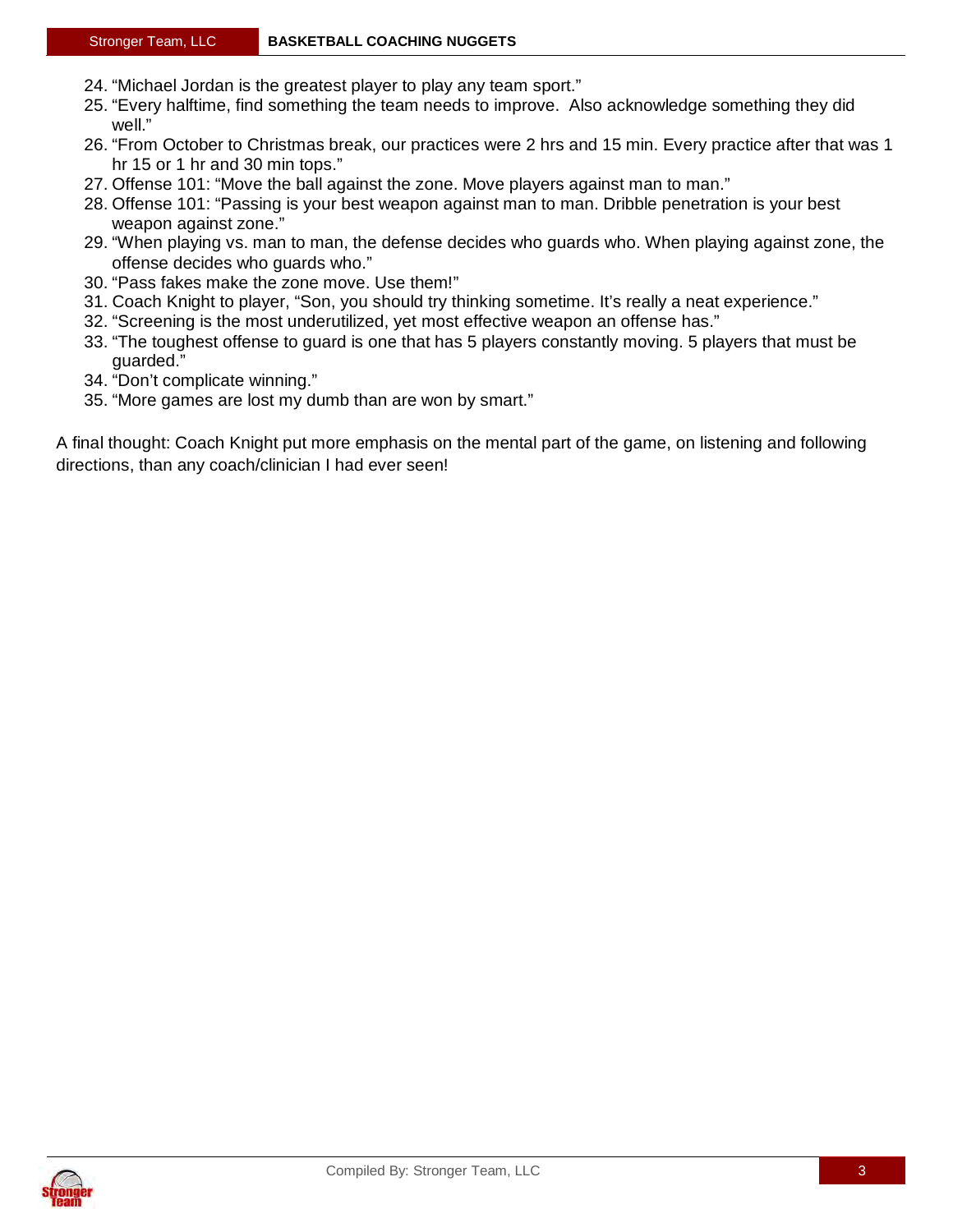24. “Michael Jordan is the greatest player to play any team sport.”
25. “Every halftime, find something the team needs to improve.  Also acknowledge something they did well.”
26. “From October to Christmas break, our practices were 2 hrs and 15 min. Every practice after that was 1 hr 15 or 1 hr and 30 min tops.”
27. Offense 101: “Move the ball against the zone. Move players against man to man.”
28. Offense 101: “Passing is your best weapon against man to man. Dribble penetration is your best weapon against zone.”
29. “When playing vs. man to man, the defense decides who guards who. When playing against zone, the offense decides who guards who.”
30. “Pass fakes make the zone move. Use them!”
31. Coach Knight to player, “Son, you should try thinking sometime. It’s really a neat experience.”
32. “Screening is the most underutilized, yet most effective weapon an offense has.”
33. “The toughest offense to guard is one that has 5 players constantly moving. 5 players that must be guarded.”
34. “Don’t complicate winning.”
35. “More games are lost my dumb than are won by smart.”

A final thought: Coach Knight put more emphasis on the mental part of the game, on listening and following directions, than any coach/clinician I had ever seen!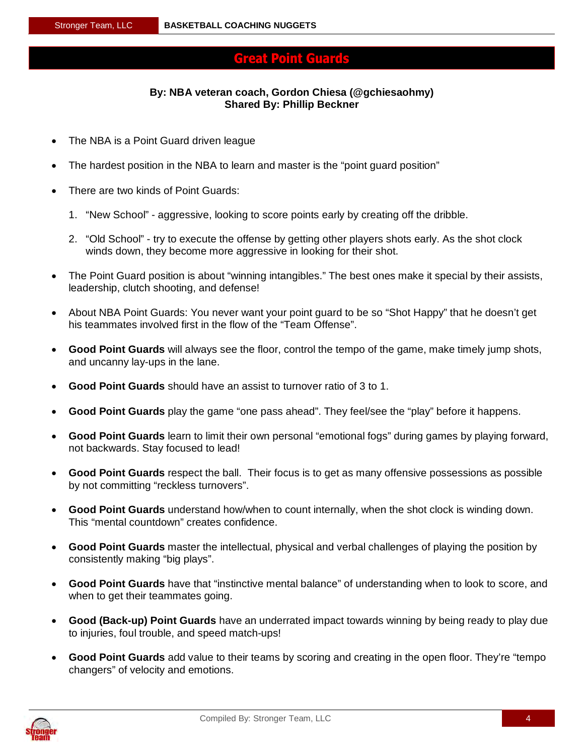# Great Point Guards

**By: NBA veteran coach, Gordon Chiesa (@gchiesaohmy)**
**Shared By: Phillip Beckner**

- The NBA is a Point Guard driven league
- The hardest position in the NBA to learn and master is the "point guard position"
- There are two kinds of Point Guards:
  1. "New School" - aggressive, looking to score points early by creating off the dribble.
  2. "Old School" - try to execute the offense by getting other players shots early. As the shot clock winds down, they become more aggressive in looking for their shot.
- The Point Guard position is about "winning intangibles." The best ones make it special by their assists, leadership, clutch shooting, and defense!
- About NBA Point Guards: You never want your point guard to be so "Shot Happy" that he doesn't get his teammates involved first in the flow of the "Team Offense".
- **Good Point Guards** will always see the floor, control the tempo of the game, make timely jump shots, and uncanny lay-ups in the lane.
- **Good Point Guards** should have an assist to turnover ratio of 3 to 1.
- **Good Point Guards** play the game "one pass ahead". They feel/see the "play" before it happens.
- **Good Point Guards** learn to limit their own personal "emotional fogs" during games by playing forward, not backwards. Stay focused to lead!
- **Good Point Guards** respect the ball. Their focus is to get as many offensive possessions as possible by not committing "reckless turnovers".
- **Good Point Guards** understand how/when to count internally, when the shot clock is winding down. This "mental countdown" creates confidence.
- **Good Point Guards** master the intellectual, physical and verbal challenges of playing the position by consistently making "big plays".
- **Good Point Guards** have that "instinctive mental balance" of understanding when to look to score, and when to get their teammates going.
- **Good (Back-up) Point Guards** have an underrated impact towards winning by being ready to play due to injuries, foul trouble, and speed match-ups!
- **Good Point Guards** add value to their teams by scoring and creating in the open floor. They're "tempo changers" of velocity and emotions.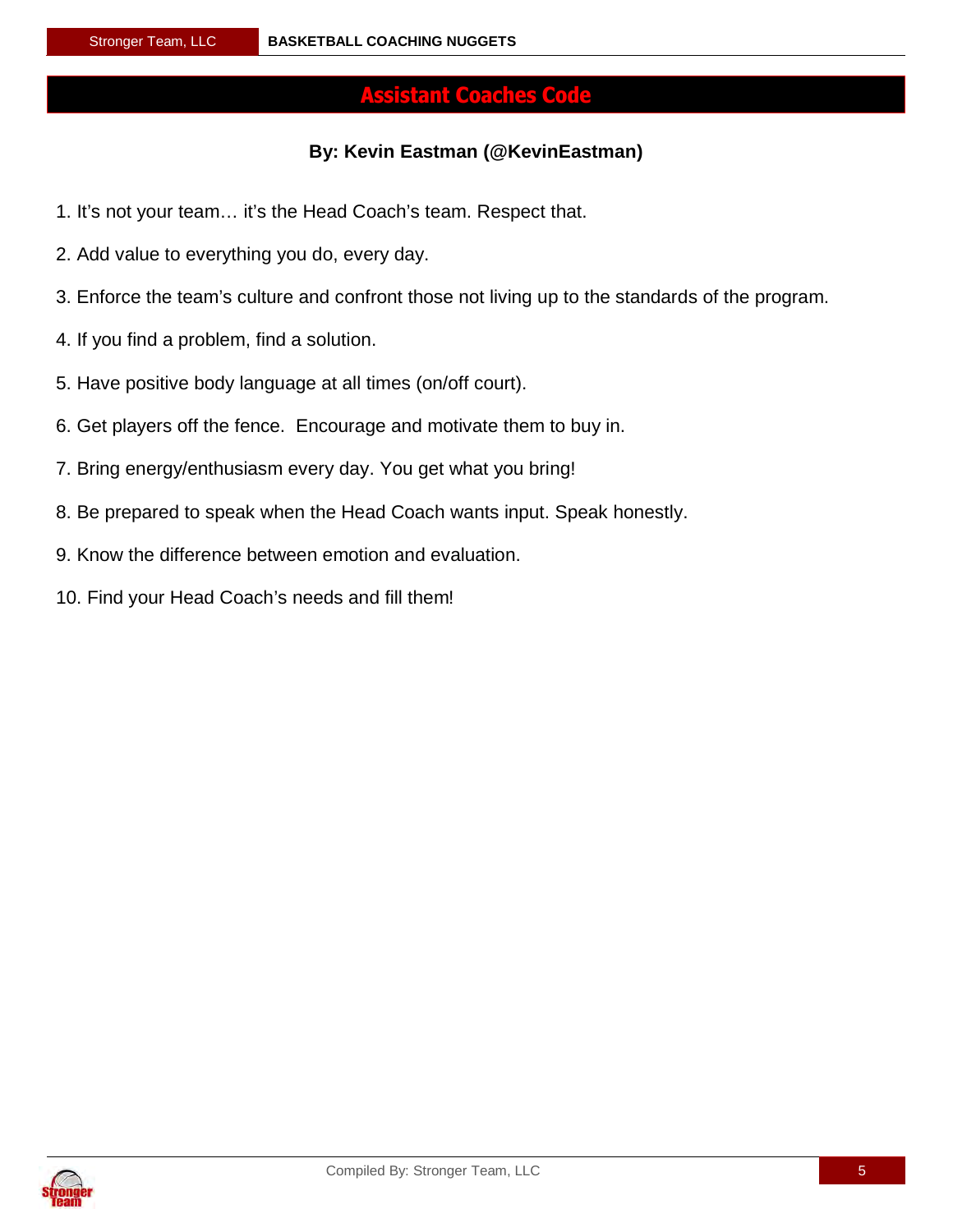# Assistant Coaches Code

**By: Kevin Eastman (@KevinEastman)**

1. It's not your team… it's the Head Coach's team. Respect that.
2. Add value to everything you do, every day.
3. Enforce the team's culture and confront those not living up to the standards of the program.
4. If you find a problem, find a solution.
5. Have positive body language at all times (on/off court).
6. Get players off the fence. Encourage and motivate them to buy in.
7. Bring energy/enthusiasm every day. You get what you bring!
8. Be prepared to speak when the Head Coach wants input. Speak honestly.
9. Know the difference between emotion and evaluation.
10. Find your Head Coach's needs and fill them!